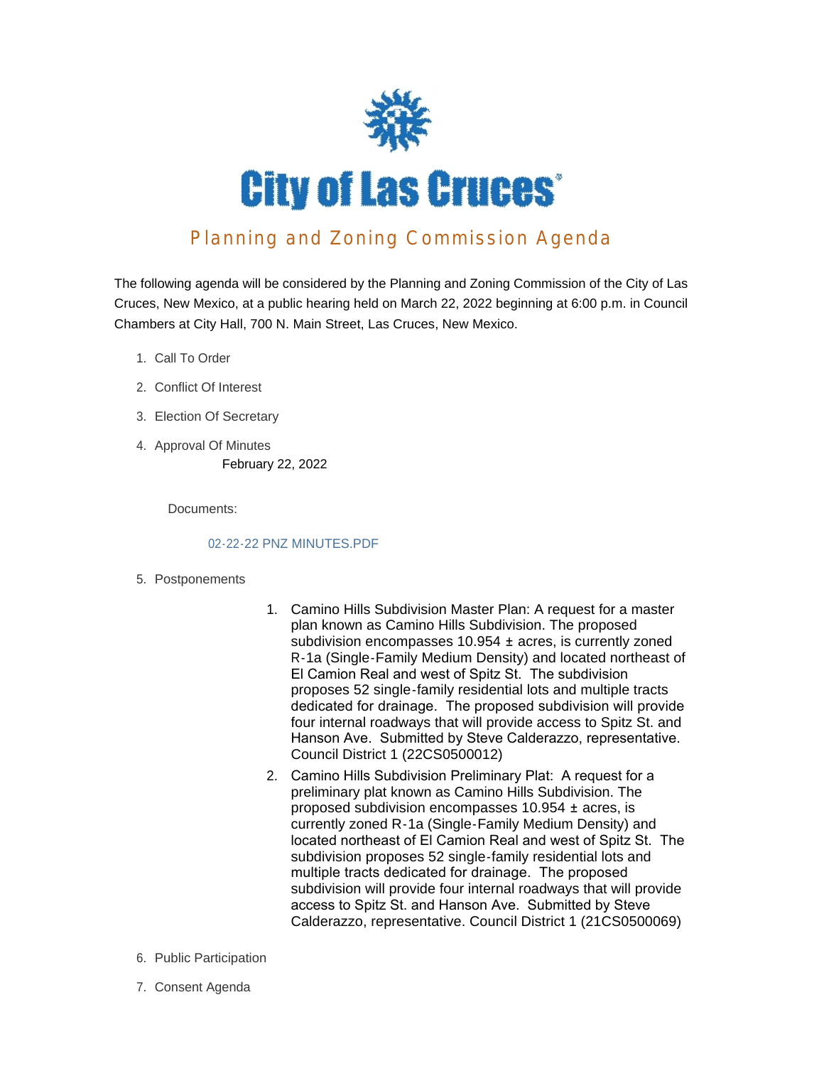# City of Las Cruces

## Planning and Zoning Commission Agenda

The following agenda will be considered by the Planning and Zoning Commission of the City of Las Cruces, New Mexico, at a public hearing held on March 22, 2022 beginning at 6:00 p.m. in Council Chambers at City Hall, 700 N. Main Street, Las Cruces, New Mexico.

1. Call To Order
2. Conflict Of Interest
3. Election Of Secretary
4. Approval Of Minutes

   February 22, 2022

   Documents:

   02-22-22 PNZ MINUTES.PDF

5. Postponements
   1. Camino Hills Subdivision Master Plan: A request for a master plan known as Camino Hills Subdivision. The proposed subdivision encompasses 10.954 ± acres, is currently zoned R-1a (Single-Family Medium Density) and located northeast of El Camion Real and west of Spitz St. The subdivision proposes 52 single-family residential lots and multiple tracts dedicated for drainage. The proposed subdivision will provide four internal roadways that will provide access to Spitz St. and Hanson Ave. Submitted by Steve Calderazzo, representative. Council District 1 (22CS0500012)
   2. Camino Hills Subdivision Preliminary Plat: A request for a preliminary plat known as Camino Hills Subdivision. The proposed subdivision encompasses 10.954 ± acres, is currently zoned R-1a (Single-Family Medium Density) and located northeast of El Camion Real and west of Spitz St. The subdivision proposes 52 single-family residential lots and multiple tracts dedicated for drainage. The proposed subdivision will provide four internal roadways that will provide access to Spitz St. and Hanson Ave. Submitted by Steve Calderazzo, representative. Council District 1 (21CS0500069)
6. Public Participation
7. Consent Agenda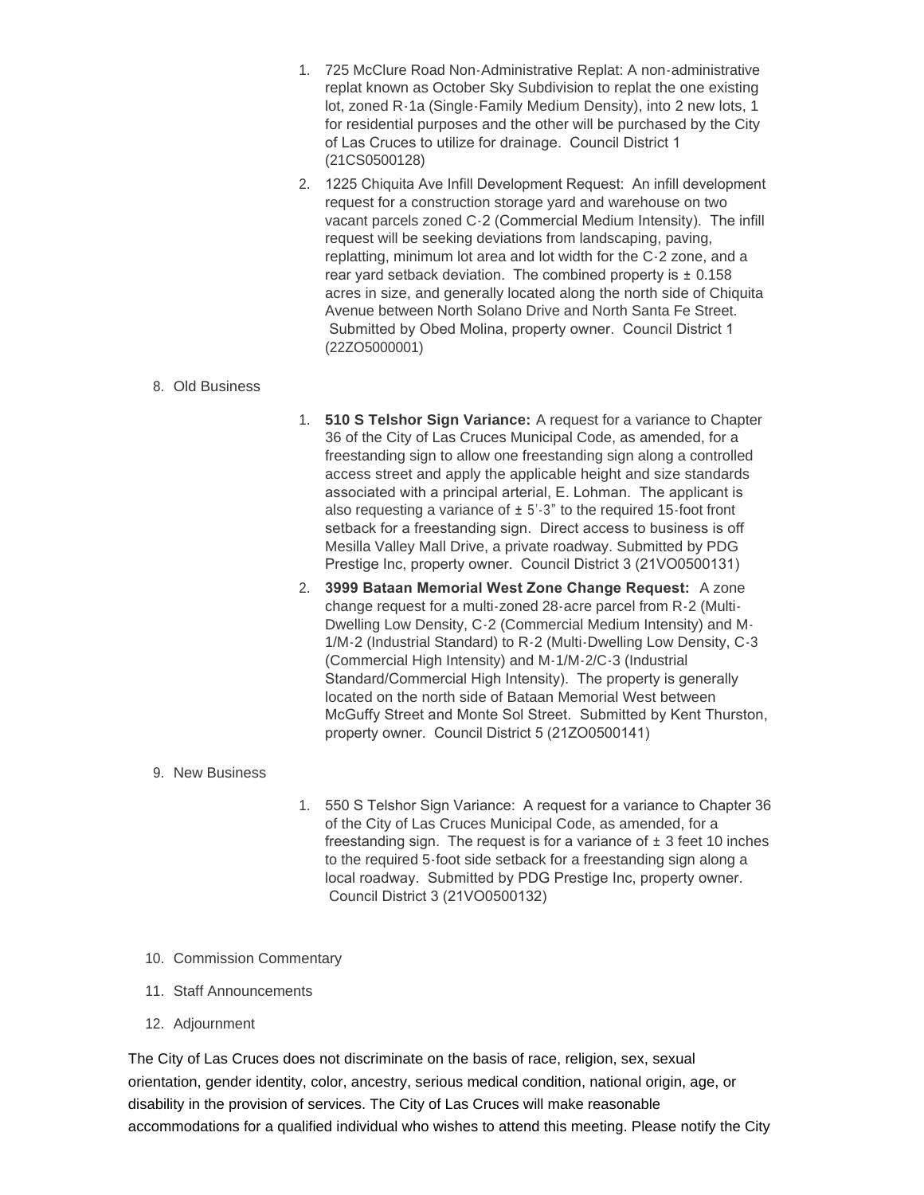1. 725 McClure Road Non-Administrative Replat: A non-administrative replat known as October Sky Subdivision to replat the one existing lot, zoned R-1a (Single-Family Medium Density), into 2 new lots, 1 for residential purposes and the other will be purchased by the City of Las Cruces to utilize for drainage. Council District 1 (21CS0500128)
2. 1225 Chiquita Ave Infill Development Request: An infill development request for a construction storage yard and warehouse on two vacant parcels zoned C-2 (Commercial Medium Intensity). The infill request will be seeking deviations from landscaping, paving, replatting, minimum lot area and lot width for the C-2 zone, and a rear yard setback deviation. The combined property is ± 0.158 acres in size, and generally located along the north side of Chiquita Avenue between North Solano Drive and North Santa Fe Street. Submitted by Obed Molina, property owner. Council District 1 (22ZO5000001)

8. Old Business

   1. **510 S Telshor Sign Variance:** A request for a variance to Chapter 36 of the City of Las Cruces Municipal Code, as amended, for a freestanding sign to allow one freestanding sign along a controlled access street and apply the applicable height and size standards associated with a principal arterial, E. Lohman. The applicant is also requesting a variance of ± 5'-3" to the required 15-foot front setback for a freestanding sign. Direct access to business is off Mesilla Valley Mall Drive, a private roadway. Submitted by PDG Prestige Inc, property owner. Council District 3 (21VO0500131)
   2. **3999 Bataan Memorial West Zone Change Request:** A zone change request for a multi-zoned 28-acre parcel from R-2 (Multi-Dwelling Low Density, C-2 (Commercial Medium Intensity) and M-1/M-2 (Industrial Standard) to R-2 (Multi-Dwelling Low Density, C-3 (Commercial High Intensity) and M-1/M-2/C-3 (Industrial Standard/Commercial High Intensity). The property is generally located on the north side of Bataan Memorial West between McGuffy Street and Monte Sol Street. Submitted by Kent Thurston, property owner. Council District 5 (21ZO0500141)

9. New Business

   1. 550 S Telshor Sign Variance: A request for a variance to Chapter 36 of the City of Las Cruces Municipal Code, as amended, for a freestanding sign. The request is for a variance of ± 3 feet 10 inches to the required 5-foot side setback for a freestanding sign along a local roadway. Submitted by PDG Prestige Inc, property owner. Council District 3 (21VO0500132)

10. Commission Commentary
11. Staff Announcements
12. Adjournment

The City of Las Cruces does not discriminate on the basis of race, religion, sex, sexual orientation, gender identity, color, ancestry, serious medical condition, national origin, age, or disability in the provision of services. The City of Las Cruces will make reasonable accommodations for a qualified individual who wishes to attend this meeting. Please notify the City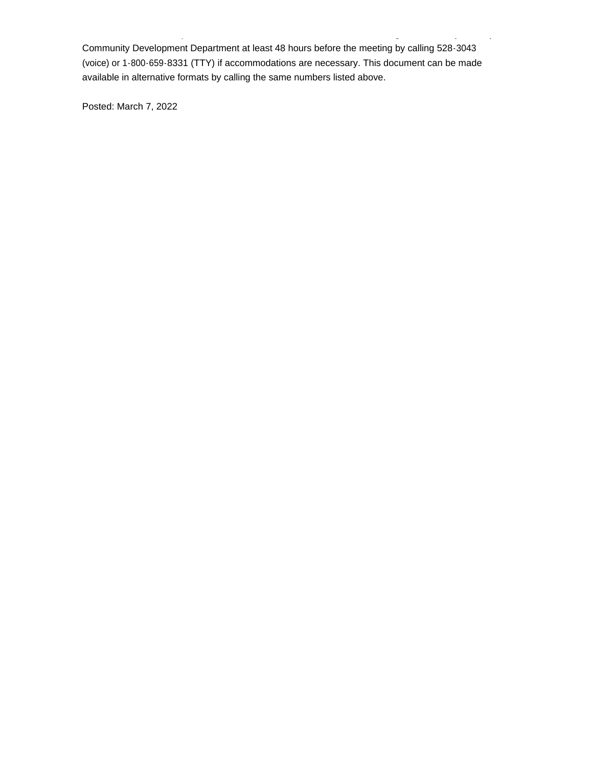Community Development Department at least 48 hours before the meeting by calling 528-3043 (voice) or 1-800-659-8331 (TTY) if accommodations are necessary. This document can be made available in alternative formats by calling the same numbers listed above.

Posted: March 7, 2022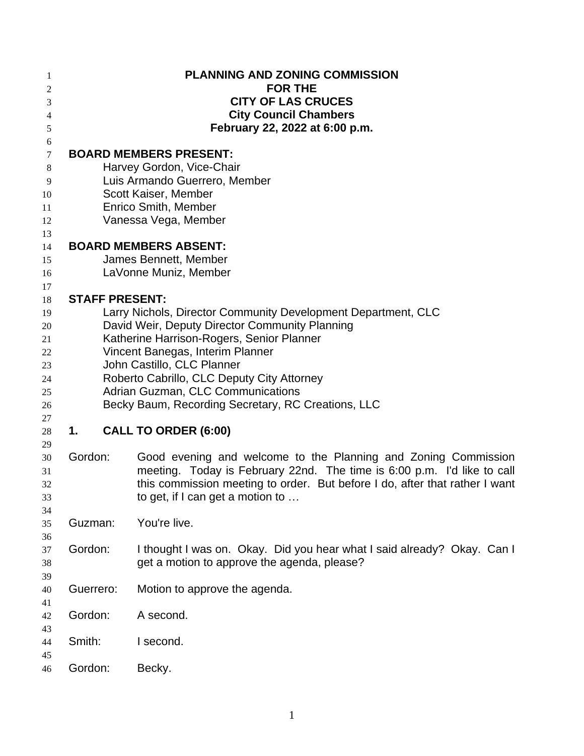# PLANNING AND ZONING COMMISSION
# FOR THE
# CITY OF LAS CRUCES
# City Council Chambers
# February 22, 2022 at 6:00 p.m.

**BOARD MEMBERS PRESENT:**

Harvey Gordon, Vice-Chair
Luis Armando Guerrero, Member
Scott Kaiser, Member
Enrico Smith, Member
Vanessa Vega, Member

**BOARD MEMBERS ABSENT:**

James Bennett, Member
LaVonne Muniz, Member

**STAFF PRESENT:**

Larry Nichols, Director Community Development Department, CLC
David Weir, Deputy Director Community Planning
Katherine Harrison-Rogers, Senior Planner
Vincent Banegas, Interim Planner
John Castillo, CLC Planner
Roberto Cabrillo, CLC Deputy City Attorney
Adrian Guzman, CLC Communications
Becky Baum, Recording Secretary, RC Creations, LLC

## 1. CALL TO ORDER (6:00)

Gordon: Good evening and welcome to the Planning and Zoning Commission meeting. Today is February 22nd. The time is 6:00 p.m. I'd like to call this commission meeting to order. But before I do, after that rather I want to get, if I can get a motion to …

Guzman: You're live.

Gordon: I thought I was on. Okay. Did you hear what I said already? Okay. Can I get a motion to approve the agenda, please?

Guerrero: Motion to approve the agenda.

Gordon: A second.

Smith: I second.

Gordon: Becky.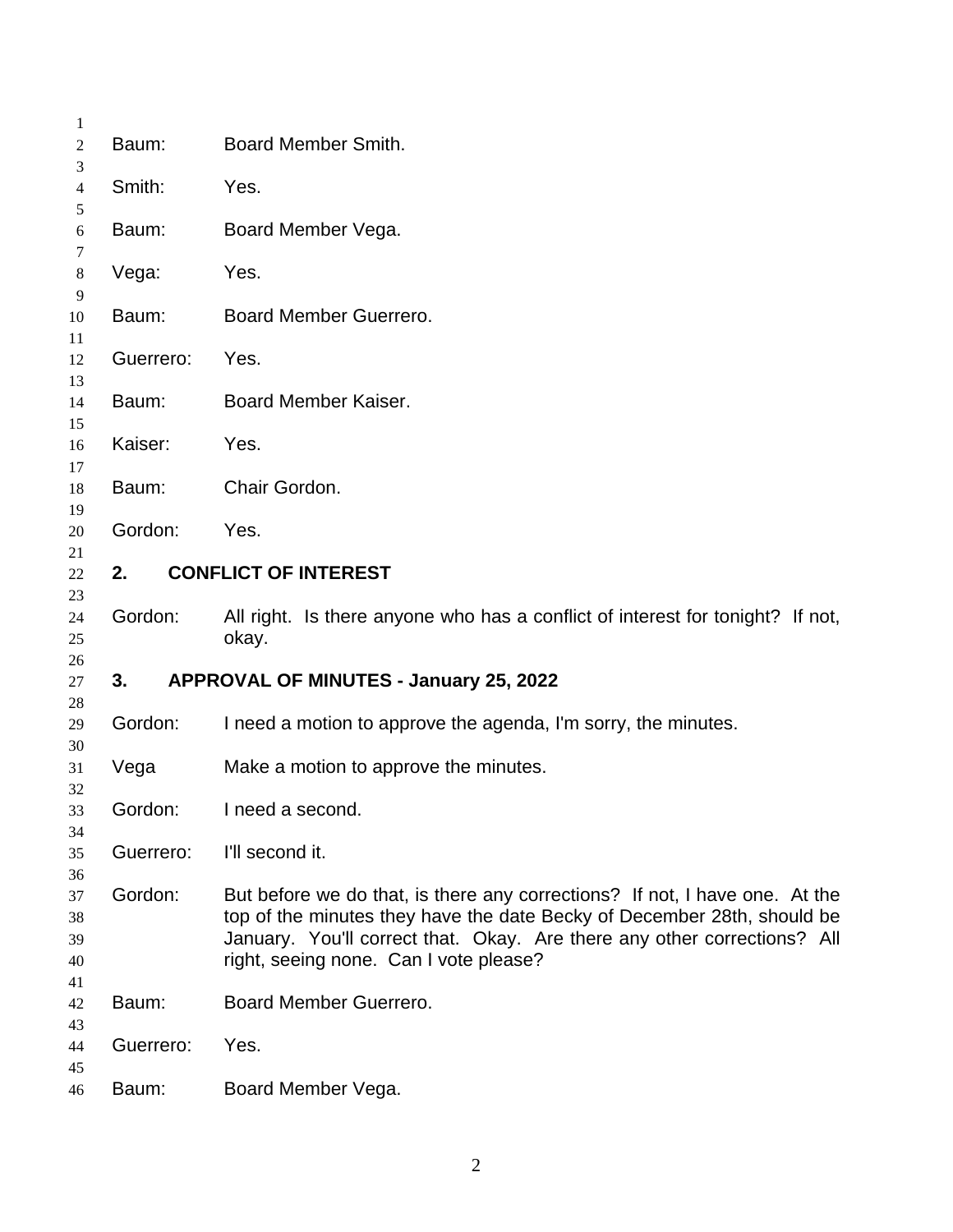Baum: Board Member Smith.

Smith: Yes.

Baum: Board Member Vega.

Vega: Yes.

Baum: Board Member Guerrero.

Guerrero: Yes.

Baum: Board Member Kaiser.

Kaiser: Yes.

Baum: Chair Gordon.

Gordon: Yes.

## 2. CONFLICT OF INTEREST

Gordon: All right. Is there anyone who has a conflict of interest for tonight? If not, okay.

## 3. APPROVAL OF MINUTES - January 25, 2022

Gordon: I need a motion to approve the agenda, I'm sorry, the minutes.

Vega Make a motion to approve the minutes.

Gordon: I need a second.

Guerrero: I'll second it.

Gordon: But before we do that, is there any corrections? If not, I have one. At the top of the minutes they have the date Becky of December 28th, should be January. You'll correct that. Okay. Are there any other corrections? All right, seeing none. Can I vote please?

Baum: Board Member Guerrero.

Guerrero: Yes.

Baum: Board Member Vega.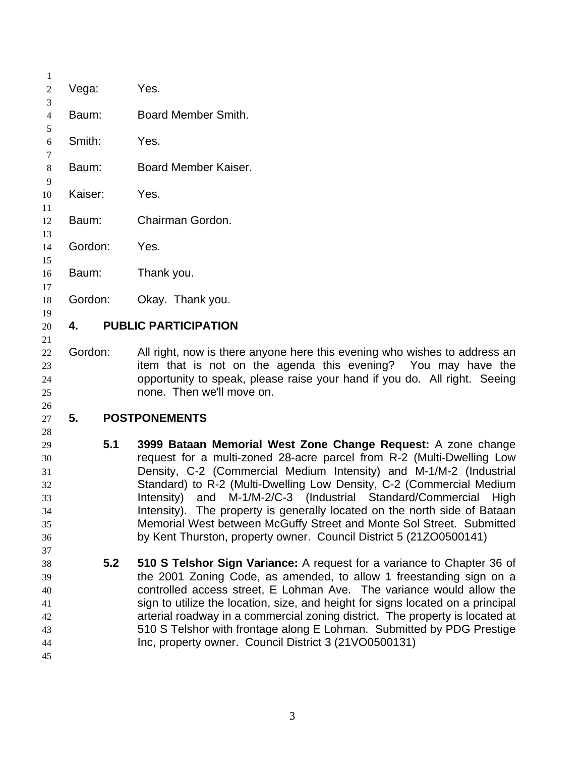Vega: Yes.

Baum: Board Member Smith.

Smith: Yes.

Baum: Board Member Kaiser.

Kaiser: Yes.

Baum: Chairman Gordon.

Gordon: Yes.

Baum: Thank you.

Gordon: Okay. Thank you.

## 4. PUBLIC PARTICIPATION

Gordon: All right, now is there anyone here this evening who wishes to address an item that is not on the agenda this evening? You may have the opportunity to speak, please raise your hand if you do. All right. Seeing none. Then we'll move on.

## 5. POSTPONEMENTS

**5.1 3999 Bataan Memorial West Zone Change Request:** A zone change request for a multi-zoned 28-acre parcel from R-2 (Multi-Dwelling Low Density, C-2 (Commercial Medium Intensity) and M-1/M-2 (Industrial Standard) to R-2 (Multi-Dwelling Low Density, C-2 (Commercial Medium Intensity) and M-1/M-2/C-3 (Industrial Standard/Commercial High Intensity). The property is generally located on the north side of Bataan Memorial West between McGuffy Street and Monte Sol Street. Submitted by Kent Thurston, property owner. Council District 5 (21ZO0500141)

**5.2 510 S Telshor Sign Variance:** A request for a variance to Chapter 36 of the 2001 Zoning Code, as amended, to allow 1 freestanding sign on a controlled access street, E Lohman Ave. The variance would allow the sign to utilize the location, size, and height for signs located on a principal arterial roadway in a commercial zoning district. The property is located at 510 S Telshor with frontage along E Lohman. Submitted by PDG Prestige Inc, property owner. Council District 3 (21VO0500131)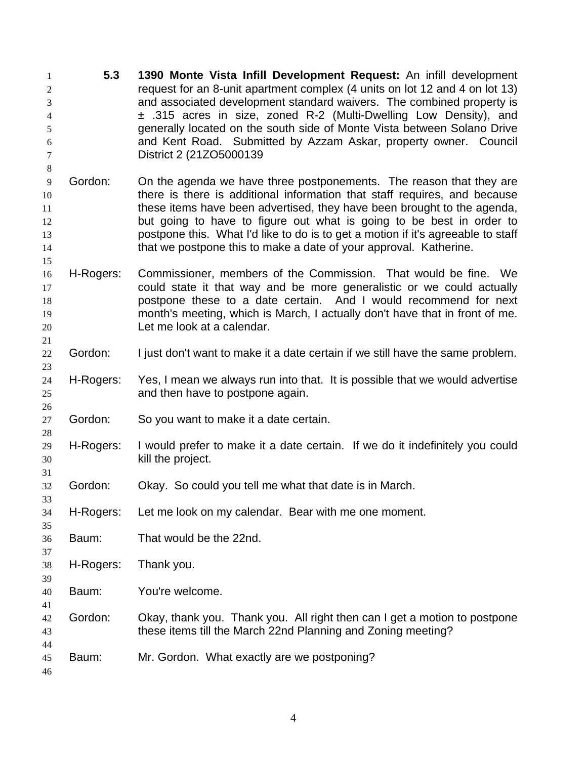**5.3** **1390 Monte Vista Infill Development Request:** An infill development request for an 8-unit apartment complex (4 units on lot 12 and 4 on lot 13) and associated development standard waivers. The combined property is ± .315 acres in size, zoned R-2 (Multi-Dwelling Low Density), and generally located on the south side of Monte Vista between Solano Drive and Kent Road. Submitted by Azzam Askar, property owner. Council District 2 (21ZO5000139

Gordon: On the agenda we have three postponements. The reason that they are there is there is additional information that staff requires, and because these items have been advertised, they have been brought to the agenda, but going to have to figure out what is going to be best in order to postpone this. What I'd like to do is to get a motion if it's agreeable to staff that we postpone this to make a date of your approval. Katherine.

H-Rogers: Commissioner, members of the Commission. That would be fine. We could state it that way and be more generalistic or we could actually postpone these to a date certain. And I would recommend for next month's meeting, which is March, I actually don't have that in front of me. Let me look at a calendar.

Gordon: I just don't want to make it a date certain if we still have the same problem.

H-Rogers: Yes, I mean we always run into that. It is possible that we would advertise and then have to postpone again.

Gordon: So you want to make it a date certain.

H-Rogers: I would prefer to make it a date certain. If we do it indefinitely you could kill the project.

Gordon: Okay. So could you tell me what that date is in March.

H-Rogers: Let me look on my calendar. Bear with me one moment.

Baum: That would be the 22nd.

H-Rogers: Thank you.

Baum: You're welcome.

Gordon: Okay, thank you. Thank you. All right then can I get a motion to postpone these items till the March 22nd Planning and Zoning meeting?

Baum: Mr. Gordon. What exactly are we postponing?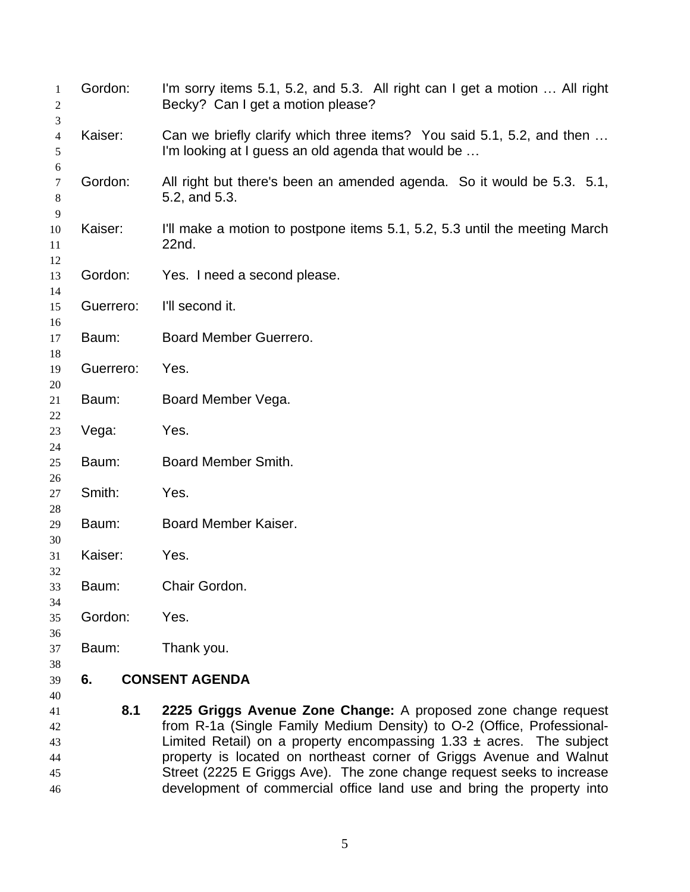Gordon: I'm sorry items 5.1, 5.2, and 5.3. All right can I get a motion … All right Becky? Can I get a motion please?

Kaiser: Can we briefly clarify which three items? You said 5.1, 5.2, and then … I'm looking at I guess an old agenda that would be …

Gordon: All right but there's been an amended agenda. So it would be 5.3. 5.1, 5.2, and 5.3.

Kaiser: I'll make a motion to postpone items 5.1, 5.2, 5.3 until the meeting March 22nd.

Gordon: Yes. I need a second please.

Guerrero: I'll second it.

Baum: Board Member Guerrero.

Guerrero: Yes.

Baum: Board Member Vega.

Vega: Yes.

Baum: Board Member Smith.

Smith: Yes.

Baum: Board Member Kaiser.

Kaiser: Yes.

Baum: Chair Gordon.

Gordon: Yes.

Baum: Thank you.

## 6. CONSENT AGENDA

**8.1 2225 Griggs Avenue Zone Change:** A proposed zone change request from R-1a (Single Family Medium Density) to O-2 (Office, Professional-Limited Retail) on a property encompassing 1.33 ± acres. The subject property is located on northeast corner of Griggs Avenue and Walnut Street (2225 E Griggs Ave). The zone change request seeks to increase development of commercial office land use and bring the property into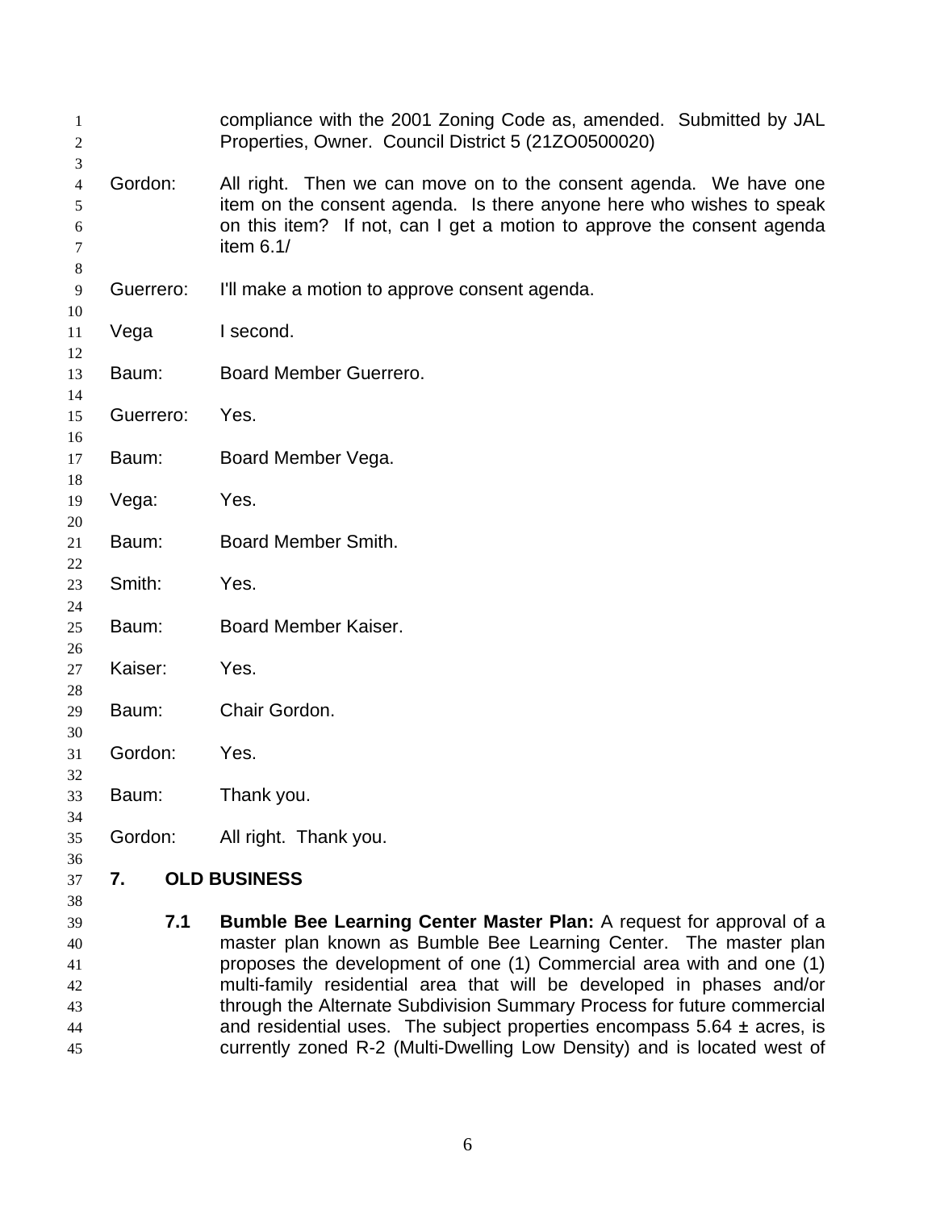compliance with the 2001 Zoning Code as, amended. Submitted by JAL Properties, Owner. Council District 5 (21ZO0500020)

Gordon: All right. Then we can move on to the consent agenda. We have one item on the consent agenda. Is there anyone here who wishes to speak on this item? If not, can I get a motion to approve the consent agenda item 6.1/

Guerrero: I'll make a motion to approve consent agenda.

Vega I second.

Baum: Board Member Guerrero.

Guerrero: Yes.

Baum: Board Member Vega.

Vega: Yes.

Baum: Board Member Smith.

Smith: Yes.

Baum: Board Member Kaiser.

Kaiser: Yes.

Baum: Chair Gordon.

Gordon: Yes.

Baum: Thank you.

Gordon: All right. Thank you.

## 7. OLD BUSINESS

**7.1 Bumble Bee Learning Center Master Plan:** A request for approval of a master plan known as Bumble Bee Learning Center. The master plan proposes the development of one (1) Commercial area with and one (1) multi-family residential area that will be developed in phases and/or through the Alternate Subdivision Summary Process for future commercial and residential uses. The subject properties encompass 5.64 ± acres, is currently zoned R-2 (Multi-Dwelling Low Density) and is located west of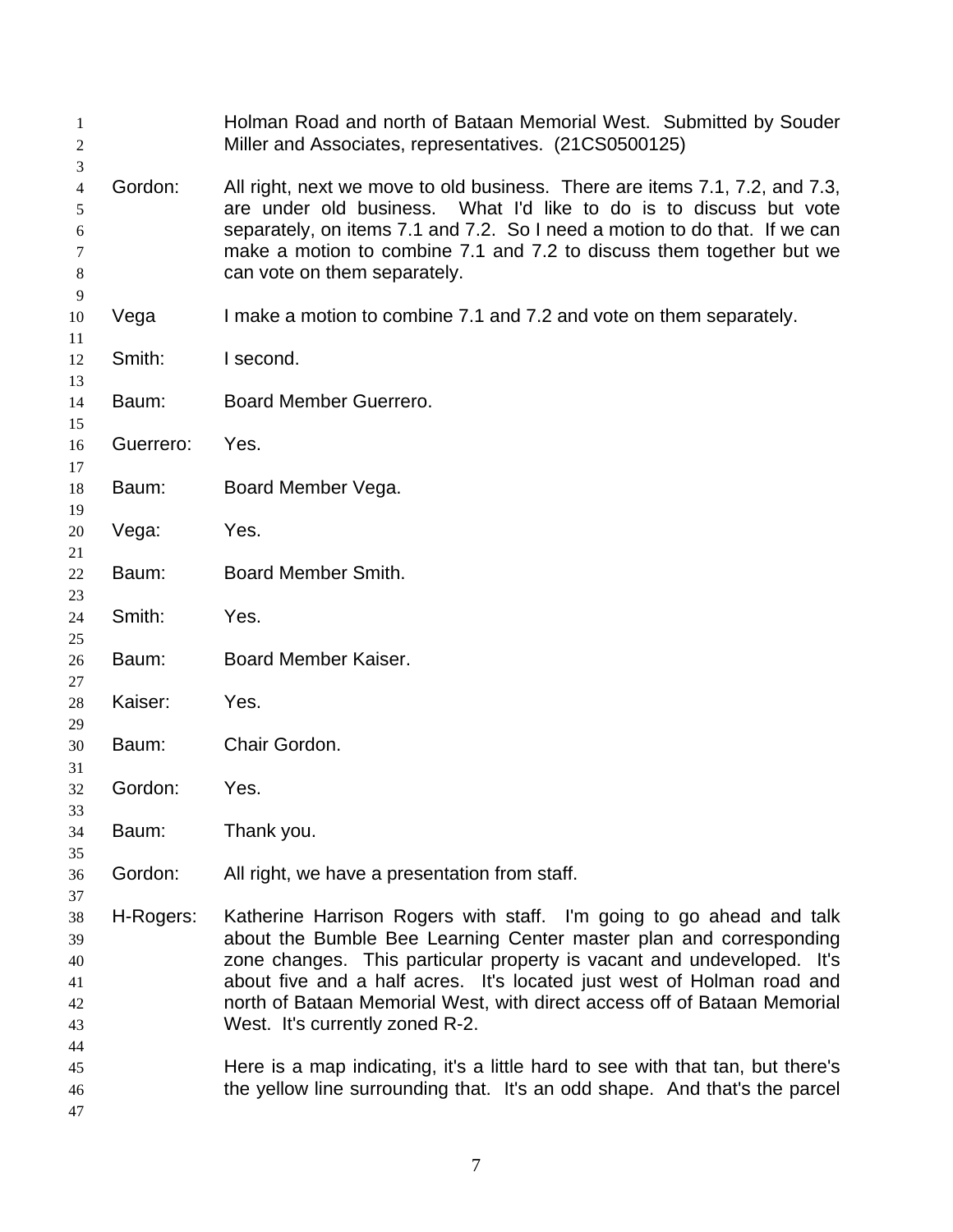Holman Road and north of Bataan Memorial West. Submitted by Souder Miller and Associates, representatives. (21CS0500125)

Gordon: All right, next we move to old business. There are items 7.1, 7.2, and 7.3, are under old business. What I'd like to do is to discuss but vote separately, on items 7.1 and 7.2. So I need a motion to do that. If we can make a motion to combine 7.1 and 7.2 to discuss them together but we can vote on them separately.

Vega I make a motion to combine 7.1 and 7.2 and vote on them separately.

Smith: I second.

Baum: Board Member Guerrero.

Guerrero: Yes.

Baum: Board Member Vega.

Vega: Yes.

Baum: Board Member Smith.

Smith: Yes.

Baum: Board Member Kaiser.

Kaiser: Yes.

Baum: Chair Gordon.

Gordon: Yes.

Baum: Thank you.

Gordon: All right, we have a presentation from staff.

H-Rogers: Katherine Harrison Rogers with staff. I'm going to go ahead and talk about the Bumble Bee Learning Center master plan and corresponding zone changes. This particular property is vacant and undeveloped. It's about five and a half acres. It's located just west of Holman road and north of Bataan Memorial West, with direct access off of Bataan Memorial West. It's currently zoned R-2.

Here is a map indicating, it's a little hard to see with that tan, but there's the yellow line surrounding that. It's an odd shape. And that's the parcel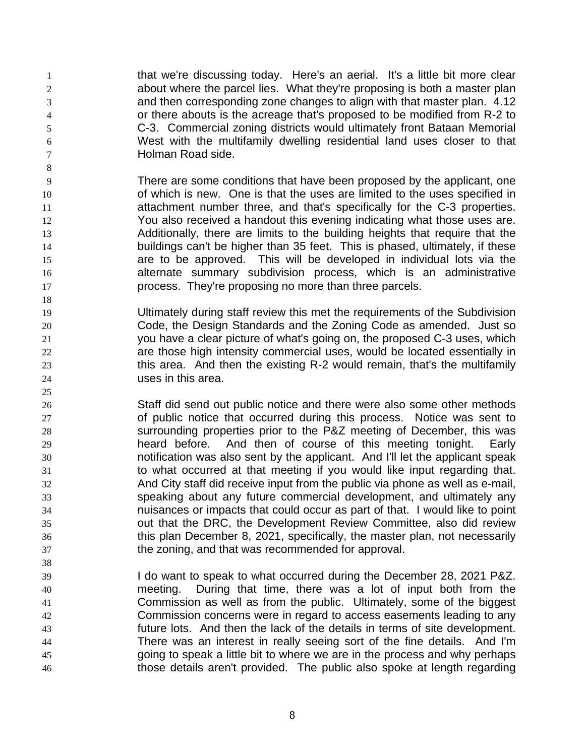that we're discussing today. Here's an aerial. It's a little bit more clear about where the parcel lies. What they're proposing is both a master plan and then corresponding zone changes to align with that master plan. 4.12 or there abouts is the acreage that's proposed to be modified from R-2 to C-3. Commercial zoning districts would ultimately front Bataan Memorial West with the multifamily dwelling residential land uses closer to that Holman Road side.

There are some conditions that have been proposed by the applicant, one of which is new. One is that the uses are limited to the uses specified in attachment number three, and that's specifically for the C-3 properties. You also received a handout this evening indicating what those uses are. Additionally, there are limits to the building heights that require that the buildings can't be higher than 35 feet. This is phased, ultimately, if these are to be approved. This will be developed in individual lots via the alternate summary subdivision process, which is an administrative process. They're proposing no more than three parcels.

Ultimately during staff review this met the requirements of the Subdivision Code, the Design Standards and the Zoning Code as amended. Just so you have a clear picture of what's going on, the proposed C-3 uses, which are those high intensity commercial uses, would be located essentially in this area. And then the existing R-2 would remain, that's the multifamily uses in this area.

Staff did send out public notice and there were also some other methods of public notice that occurred during this process. Notice was sent to surrounding properties prior to the P&Z meeting of December, this was heard before. And then of course of this meeting tonight. Early notification was also sent by the applicant. And I'll let the applicant speak to what occurred at that meeting if you would like input regarding that. And City staff did receive input from the public via phone as well as e-mail, speaking about any future commercial development, and ultimately any nuisances or impacts that could occur as part of that. I would like to point out that the DRC, the Development Review Committee, also did review this plan December 8, 2021, specifically, the master plan, not necessarily the zoning, and that was recommended for approval.

I do want to speak to what occurred during the December 28, 2021 P&Z. meeting. During that time, there was a lot of input both from the Commission as well as from the public. Ultimately, some of the biggest Commission concerns were in regard to access easements leading to any future lots. And then the lack of the details in terms of site development. There was an interest in really seeing sort of the fine details. And I'm going to speak a little bit to where we are in the process and why perhaps those details aren't provided. The public also spoke at length regarding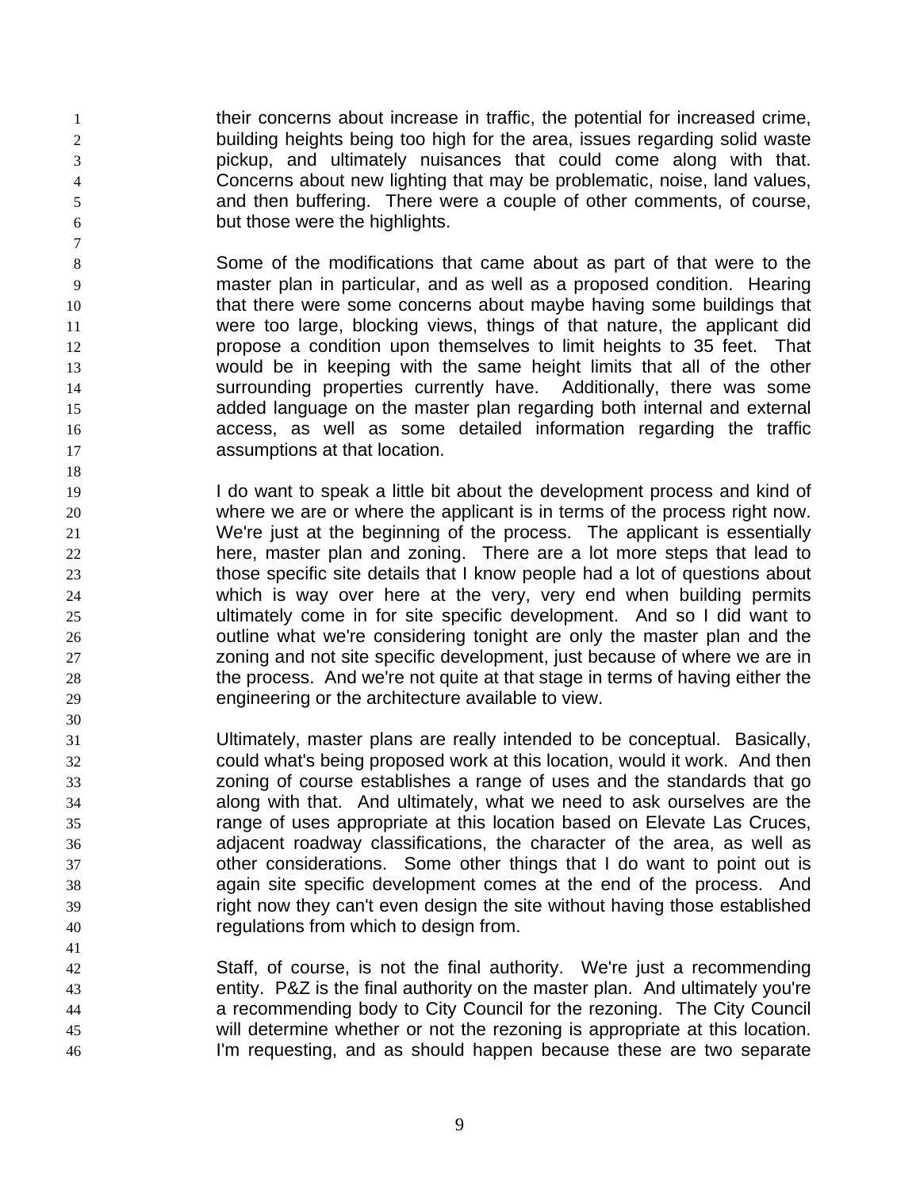their concerns about increase in traffic, the potential for increased crime, building heights being too high for the area, issues regarding solid waste pickup, and ultimately nuisances that could come along with that. Concerns about new lighting that may be problematic, noise, land values, and then buffering. There were a couple of other comments, of course, but those were the highlights.

Some of the modifications that came about as part of that were to the master plan in particular, and as well as a proposed condition. Hearing that there were some concerns about maybe having some buildings that were too large, blocking views, things of that nature, the applicant did propose a condition upon themselves to limit heights to 35 feet. That would be in keeping with the same height limits that all of the other surrounding properties currently have. Additionally, there was some added language on the master plan regarding both internal and external access, as well as some detailed information regarding the traffic assumptions at that location.

I do want to speak a little bit about the development process and kind of where we are or where the applicant is in terms of the process right now. We're just at the beginning of the process. The applicant is essentially here, master plan and zoning. There are a lot more steps that lead to those specific site details that I know people had a lot of questions about which is way over here at the very, very end when building permits ultimately come in for site specific development. And so I did want to outline what we're considering tonight are only the master plan and the zoning and not site specific development, just because of where we are in the process. And we're not quite at that stage in terms of having either the engineering or the architecture available to view.

Ultimately, master plans are really intended to be conceptual. Basically, could what's being proposed work at this location, would it work. And then zoning of course establishes a range of uses and the standards that go along with that. And ultimately, what we need to ask ourselves are the range of uses appropriate at this location based on Elevate Las Cruces, adjacent roadway classifications, the character of the area, as well as other considerations. Some other things that I do want to point out is again site specific development comes at the end of the process. And right now they can't even design the site without having those established regulations from which to design from.

Staff, of course, is not the final authority. We're just a recommending entity. P&Z is the final authority on the master plan. And ultimately you're a recommending body to City Council for the rezoning. The City Council will determine whether or not the rezoning is appropriate at this location. I'm requesting, and as should happen because these are two separate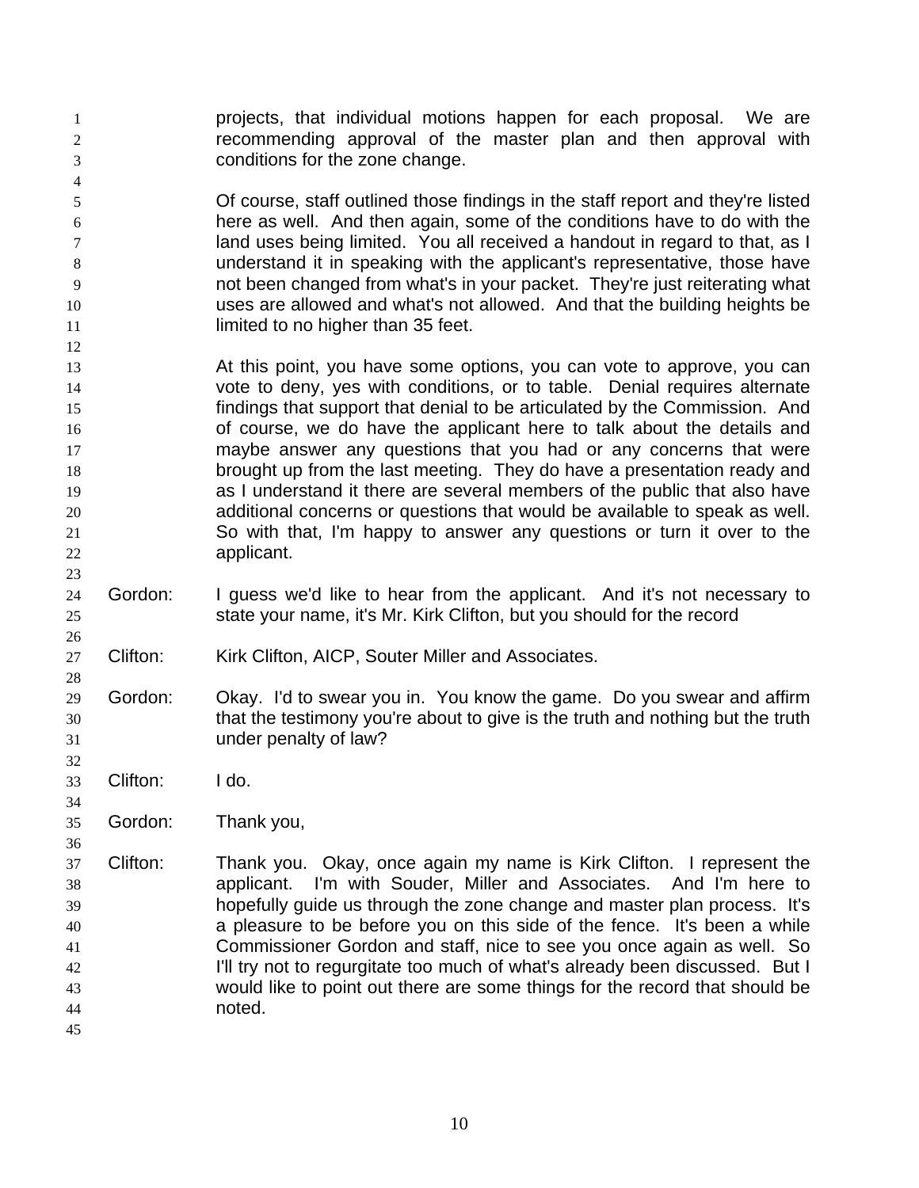projects, that individual motions happen for each proposal. We are recommending approval of the master plan and then approval with conditions for the zone change.

Of course, staff outlined those findings in the staff report and they're listed here as well. And then again, some of the conditions have to do with the land uses being limited. You all received a handout in regard to that, as I understand it in speaking with the applicant's representative, those have not been changed from what's in your packet. They're just reiterating what uses are allowed and what's not allowed. And that the building heights be limited to no higher than 35 feet.

At this point, you have some options, you can vote to approve, you can vote to deny, yes with conditions, or to table. Denial requires alternate findings that support that denial to be articulated by the Commission. And of course, we do have the applicant here to talk about the details and maybe answer any questions that you had or any concerns that were brought up from the last meeting. They do have a presentation ready and as I understand it there are several members of the public that also have additional concerns or questions that would be available to speak as well. So with that, I'm happy to answer any questions or turn it over to the applicant.

Gordon: I guess we'd like to hear from the applicant. And it's not necessary to state your name, it's Mr. Kirk Clifton, but you should for the record

Clifton: Kirk Clifton, AICP, Souter Miller and Associates.

Gordon: Okay. I'd to swear you in. You know the game. Do you swear and affirm that the testimony you're about to give is the truth and nothing but the truth under penalty of law?

Clifton: I do.

Gordon: Thank you,

Clifton: Thank you. Okay, once again my name is Kirk Clifton. I represent the applicant. I'm with Souder, Miller and Associates. And I'm here to hopefully guide us through the zone change and master plan process. It's a pleasure to be before you on this side of the fence. It's been a while Commissioner Gordon and staff, nice to see you once again as well. So I'll try not to regurgitate too much of what's already been discussed. But I would like to point out there are some things for the record that should be noted.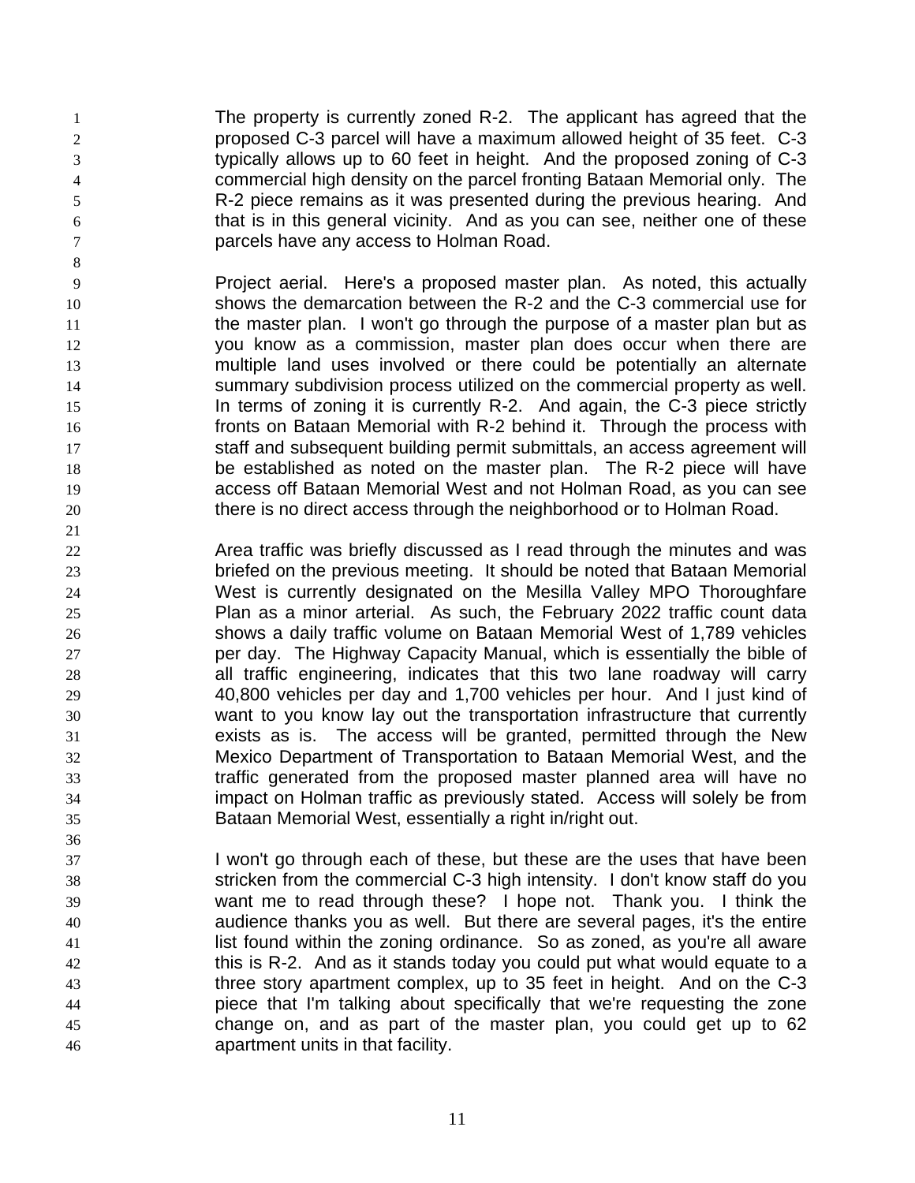The property is currently zoned R-2. The applicant has agreed that the proposed C-3 parcel will have a maximum allowed height of 35 feet. C-3 typically allows up to 60 feet in height. And the proposed zoning of C-3 commercial high density on the parcel fronting Bataan Memorial only. The R-2 piece remains as it was presented during the previous hearing. And that is in this general vicinity. And as you can see, neither one of these parcels have any access to Holman Road.

Project aerial. Here's a proposed master plan. As noted, this actually shows the demarcation between the R-2 and the C-3 commercial use for the master plan. I won't go through the purpose of a master plan but as you know as a commission, master plan does occur when there are multiple land uses involved or there could be potentially an alternate summary subdivision process utilized on the commercial property as well. In terms of zoning it is currently R-2. And again, the C-3 piece strictly fronts on Bataan Memorial with R-2 behind it. Through the process with staff and subsequent building permit submittals, an access agreement will be established as noted on the master plan. The R-2 piece will have access off Bataan Memorial West and not Holman Road, as you can see there is no direct access through the neighborhood or to Holman Road.

Area traffic was briefly discussed as I read through the minutes and was briefed on the previous meeting. It should be noted that Bataan Memorial West is currently designated on the Mesilla Valley MPO Thoroughfare Plan as a minor arterial. As such, the February 2022 traffic count data shows a daily traffic volume on Bataan Memorial West of 1,789 vehicles per day. The Highway Capacity Manual, which is essentially the bible of all traffic engineering, indicates that this two lane roadway will carry 40,800 vehicles per day and 1,700 vehicles per hour. And I just kind of want to you know lay out the transportation infrastructure that currently exists as is. The access will be granted, permitted through the New Mexico Department of Transportation to Bataan Memorial West, and the traffic generated from the proposed master planned area will have no impact on Holman traffic as previously stated. Access will solely be from Bataan Memorial West, essentially a right in/right out.

I won't go through each of these, but these are the uses that have been stricken from the commercial C-3 high intensity. I don't know staff do you want me to read through these? I hope not. Thank you. I think the audience thanks you as well. But there are several pages, it's the entire list found within the zoning ordinance. So as zoned, as you're all aware this is R-2. And as it stands today you could put what would equate to a three story apartment complex, up to 35 feet in height. And on the C-3 piece that I'm talking about specifically that we're requesting the zone change on, and as part of the master plan, you could get up to 62 apartment units in that facility.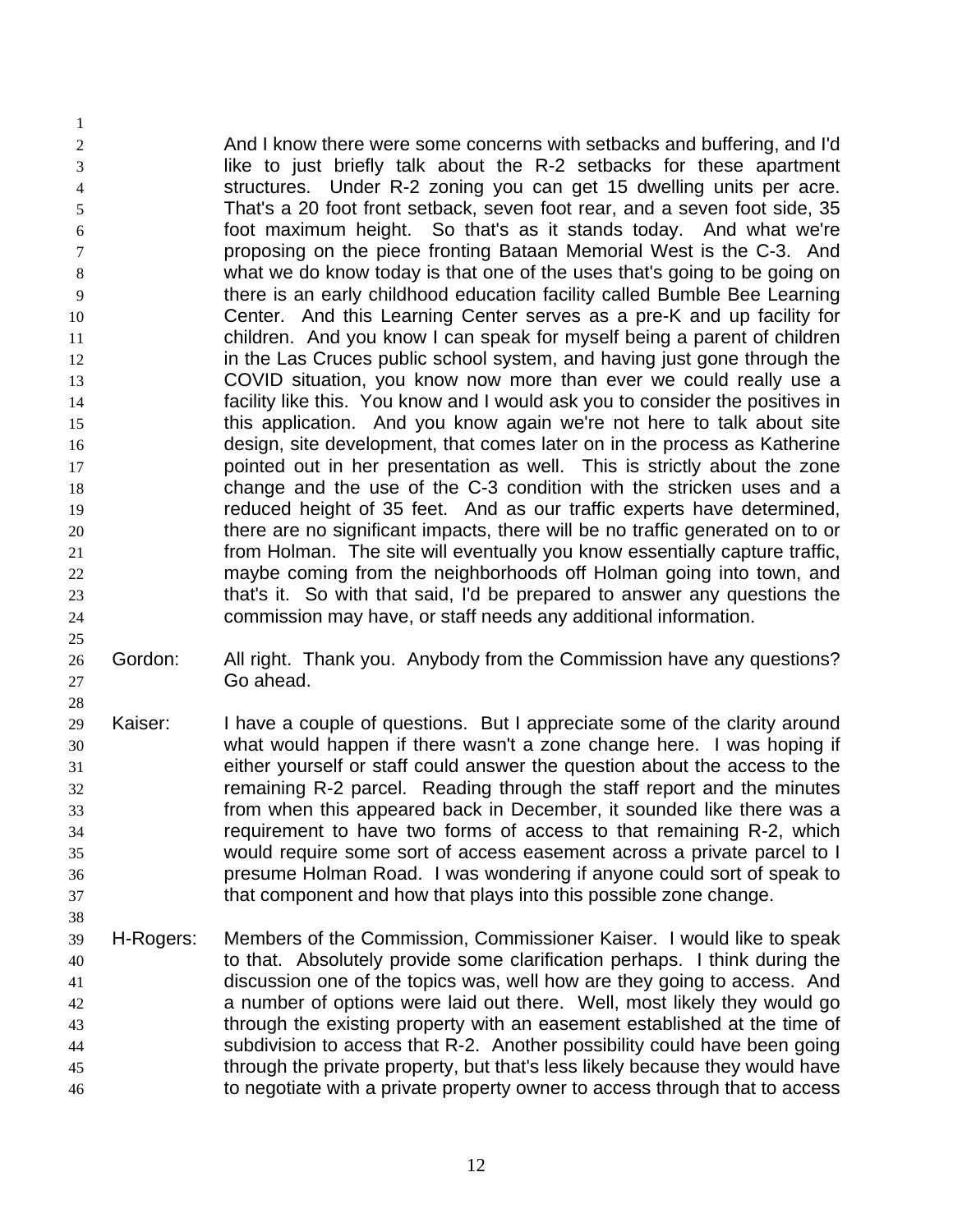And I know there were some concerns with setbacks and buffering, and I'd like to just briefly talk about the R-2 setbacks for these apartment structures. Under R-2 zoning you can get 15 dwelling units per acre. That's a 20 foot front setback, seven foot rear, and a seven foot side, 35 foot maximum height. So that's as it stands today. And what we're proposing on the piece fronting Bataan Memorial West is the C-3. And what we do know today is that one of the uses that's going to be going on there is an early childhood education facility called Bumble Bee Learning Center. And this Learning Center serves as a pre-K and up facility for children. And you know I can speak for myself being a parent of children in the Las Cruces public school system, and having just gone through the COVID situation, you know now more than ever we could really use a facility like this. You know and I would ask you to consider the positives in this application. And you know again we're not here to talk about site design, site development, that comes later on in the process as Katherine pointed out in her presentation as well. This is strictly about the zone change and the use of the C-3 condition with the stricken uses and a reduced height of 35 feet. And as our traffic experts have determined, there are no significant impacts, there will be no traffic generated on to or from Holman. The site will eventually you know essentially capture traffic, maybe coming from the neighborhoods off Holman going into town, and that's it. So with that said, I'd be prepared to answer any questions the commission may have, or staff needs any additional information.

Gordon: All right. Thank you. Anybody from the Commission have any questions? Go ahead.

Kaiser: I have a couple of questions. But I appreciate some of the clarity around what would happen if there wasn't a zone change here. I was hoping if either yourself or staff could answer the question about the access to the remaining R-2 parcel. Reading through the staff report and the minutes from when this appeared back in December, it sounded like there was a requirement to have two forms of access to that remaining R-2, which would require some sort of access easement across a private parcel to I presume Holman Road. I was wondering if anyone could sort of speak to that component and how that plays into this possible zone change.

H-Rogers: Members of the Commission, Commissioner Kaiser. I would like to speak to that. Absolutely provide some clarification perhaps. I think during the discussion one of the topics was, well how are they going to access. And a number of options were laid out there. Well, most likely they would go through the existing property with an easement established at the time of subdivision to access that R-2. Another possibility could have been going through the private property, but that's less likely because they would have to negotiate with a private property owner to access through that to access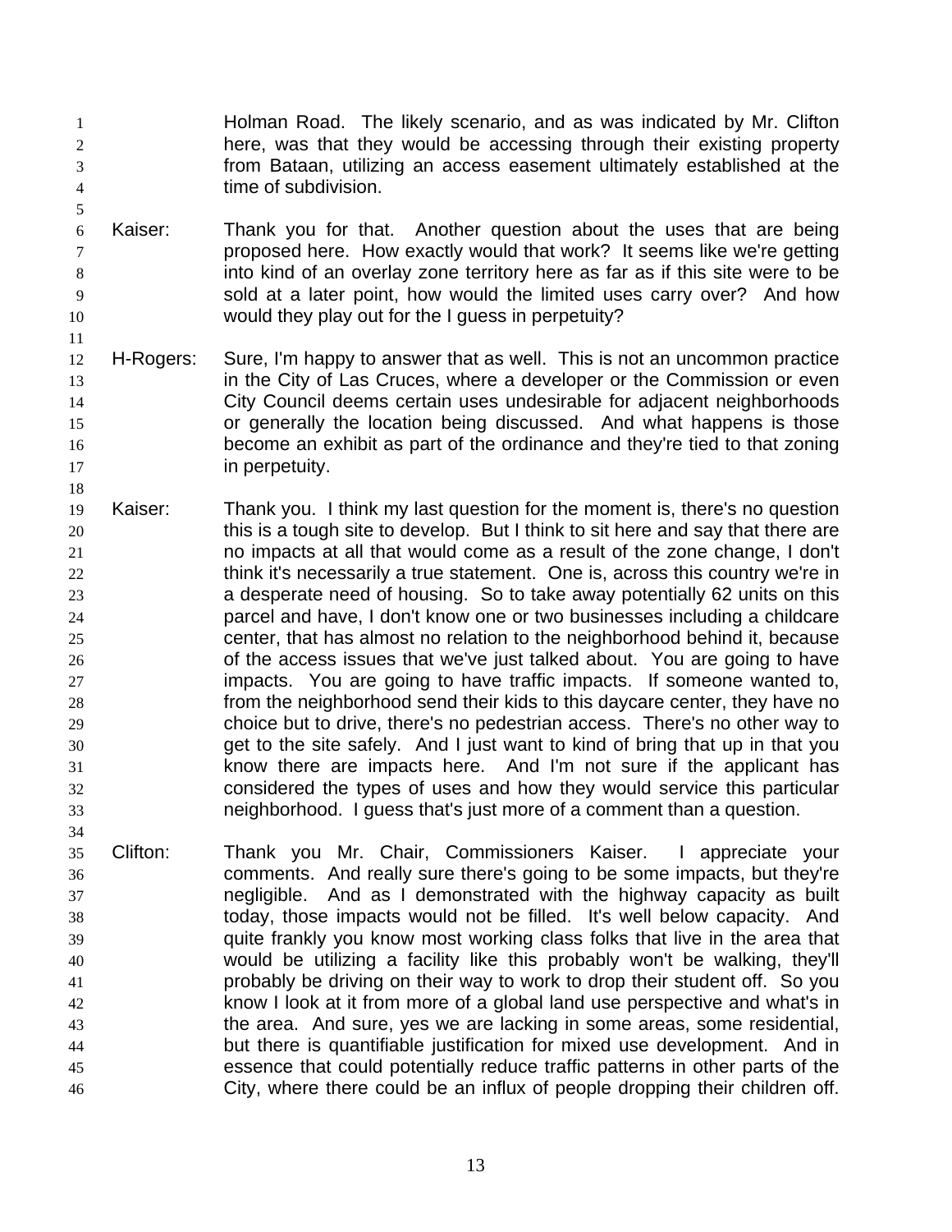Holman Road. The likely scenario, and as was indicated by Mr. Clifton here, was that they would be accessing through their existing property from Bataan, utilizing an access easement ultimately established at the time of subdivision.

Kaiser: Thank you for that. Another question about the uses that are being proposed here. How exactly would that work? It seems like we're getting into kind of an overlay zone territory here as far as if this site were to be sold at a later point, how would the limited uses carry over? And how would they play out for the I guess in perpetuity?

H-Rogers: Sure, I'm happy to answer that as well. This is not an uncommon practice in the City of Las Cruces, where a developer or the Commission or even City Council deems certain uses undesirable for adjacent neighborhoods or generally the location being discussed. And what happens is those become an exhibit as part of the ordinance and they're tied to that zoning in perpetuity.

Kaiser: Thank you. I think my last question for the moment is, there's no question this is a tough site to develop. But I think to sit here and say that there are no impacts at all that would come as a result of the zone change, I don't think it's necessarily a true statement. One is, across this country we're in a desperate need of housing. So to take away potentially 62 units on this parcel and have, I don't know one or two businesses including a childcare center, that has almost no relation to the neighborhood behind it, because of the access issues that we've just talked about. You are going to have impacts. You are going to have traffic impacts. If someone wanted to, from the neighborhood send their kids to this daycare center, they have no choice but to drive, there's no pedestrian access. There's no other way to get to the site safely. And I just want to kind of bring that up in that you know there are impacts here. And I'm not sure if the applicant has considered the types of uses and how they would service this particular neighborhood. I guess that's just more of a comment than a question.

Clifton: Thank you Mr. Chair, Commissioners Kaiser. I appreciate your comments. And really sure there's going to be some impacts, but they're negligible. And as I demonstrated with the highway capacity as built today, those impacts would not be filled. It's well below capacity. And quite frankly you know most working class folks that live in the area that would be utilizing a facility like this probably won't be walking, they'll probably be driving on their way to work to drop their student off. So you know I look at it from more of a global land use perspective and what's in the area. And sure, yes we are lacking in some areas, some residential, but there is quantifiable justification for mixed use development. And in essence that could potentially reduce traffic patterns in other parts of the City, where there could be an influx of people dropping their children off.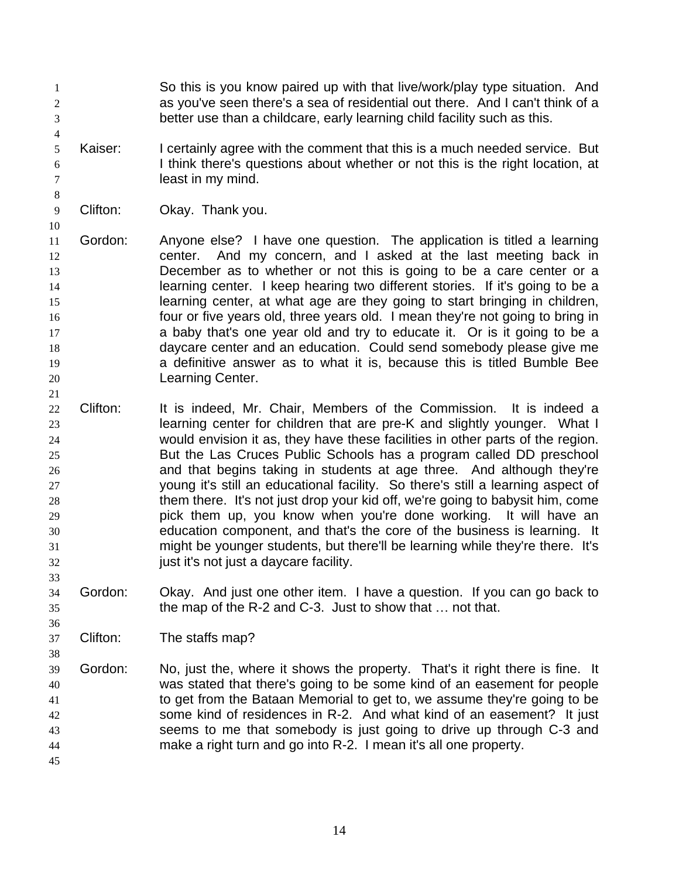So this is you know paired up with that live/work/play type situation. And as you've seen there's a sea of residential out there. And I can't think of a better use than a childcare, early learning child facility such as this.

Kaiser: I certainly agree with the comment that this is a much needed service. But I think there's questions about whether or not this is the right location, at least in my mind.

Clifton: Okay. Thank you.

Gordon: Anyone else? I have one question. The application is titled a learning center. And my concern, and I asked at the last meeting back in December as to whether or not this is going to be a care center or a learning center. I keep hearing two different stories. If it's going to be a learning center, at what age are they going to start bringing in children, four or five years old, three years old. I mean they're not going to bring in a baby that's one year old and try to educate it. Or is it going to be a daycare center and an education. Could send somebody please give me a definitive answer as to what it is, because this is titled Bumble Bee Learning Center.

Clifton: It is indeed, Mr. Chair, Members of the Commission. It is indeed a learning center for children that are pre-K and slightly younger. What I would envision it as, they have these facilities in other parts of the region. But the Las Cruces Public Schools has a program called DD preschool and that begins taking in students at age three. And although they're young it's still an educational facility. So there's still a learning aspect of them there. It's not just drop your kid off, we're going to babysit him, come pick them up, you know when you're done working. It will have an education component, and that's the core of the business is learning. It might be younger students, but there'll be learning while they're there. It's just it's not just a daycare facility.

Gordon: Okay. And just one other item. I have a question. If you can go back to the map of the R-2 and C-3. Just to show that … not that.

Clifton: The staffs map?

Gordon: No, just the, where it shows the property. That's it right there is fine. It was stated that there's going to be some kind of an easement for people to get from the Bataan Memorial to get to, we assume they're going to be some kind of residences in R-2. And what kind of an easement? It just seems to me that somebody is just going to drive up through C-3 and make a right turn and go into R-2. I mean it's all one property.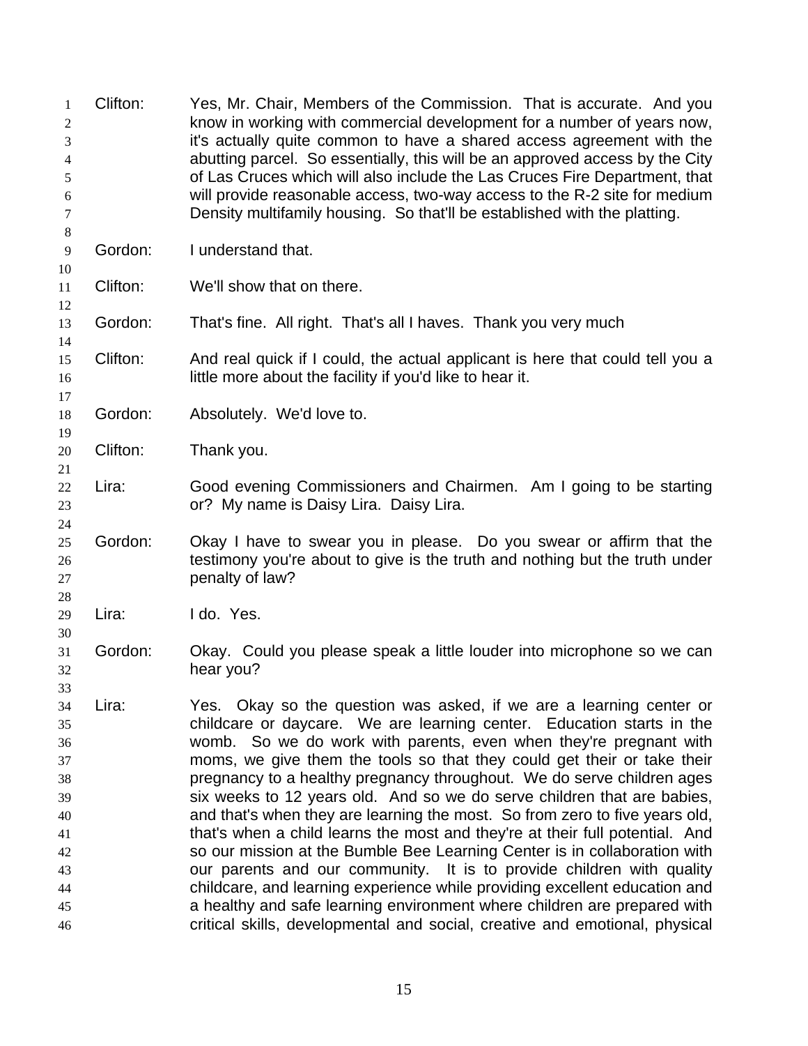Clifton: Yes, Mr. Chair, Members of the Commission. That is accurate. And you know in working with commercial development for a number of years now, it's actually quite common to have a shared access agreement with the abutting parcel. So essentially, this will be an approved access by the City of Las Cruces which will also include the Las Cruces Fire Department, that will provide reasonable access, two-way access to the R-2 site for medium Density multifamily housing. So that'll be established with the platting.

Gordon: I understand that.

Clifton: We'll show that on there.

Gordon: That's fine. All right. That's all I haves. Thank you very much

Clifton: And real quick if I could, the actual applicant is here that could tell you a little more about the facility if you'd like to hear it.

Gordon: Absolutely. We'd love to.

Clifton: Thank you.

Lira: Good evening Commissioners and Chairmen. Am I going to be starting or? My name is Daisy Lira. Daisy Lira.

Gordon: Okay I have to swear you in please. Do you swear or affirm that the testimony you're about to give is the truth and nothing but the truth under penalty of law?

Lira: I do. Yes.

Gordon: Okay. Could you please speak a little louder into microphone so we can hear you?

Lira: Yes. Okay so the question was asked, if we are a learning center or childcare or daycare. We are learning center. Education starts in the womb. So we do work with parents, even when they're pregnant with moms, we give them the tools so that they could get their or take their pregnancy to a healthy pregnancy throughout. We do serve children ages six weeks to 12 years old. And so we do serve children that are babies, and that's when they are learning the most. So from zero to five years old, that's when a child learns the most and they're at their full potential. And so our mission at the Bumble Bee Learning Center is in collaboration with our parents and our community. It is to provide children with quality childcare, and learning experience while providing excellent education and a healthy and safe learning environment where children are prepared with critical skills, developmental and social, creative and emotional, physical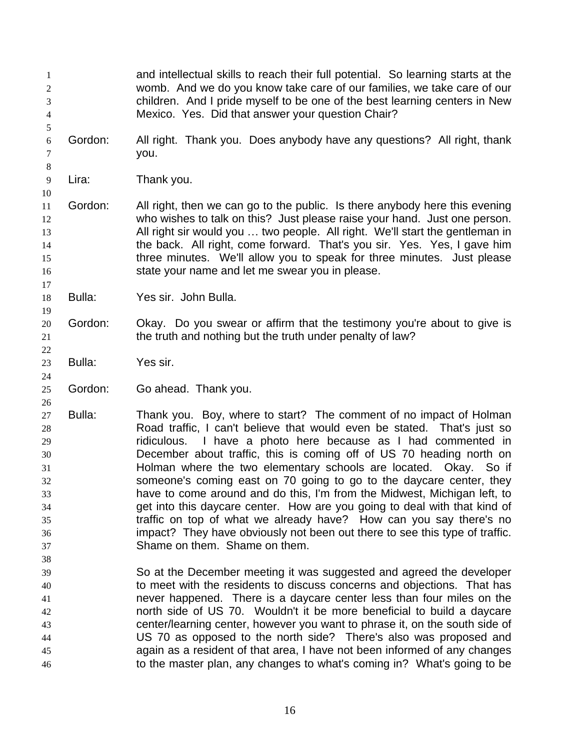and intellectual skills to reach their full potential. So learning starts at the womb. And we do you know take care of our families, we take care of our children. And I pride myself to be one of the best learning centers in New Mexico. Yes. Did that answer your question Chair?

Gordon: All right. Thank you. Does anybody have any questions? All right, thank you.

Lira: Thank you.

Gordon: All right, then we can go to the public. Is there anybody here this evening who wishes to talk on this? Just please raise your hand. Just one person. All right sir would you … two people. All right. We'll start the gentleman in the back. All right, come forward. That's you sir. Yes. Yes, I gave him three minutes. We'll allow you to speak for three minutes. Just please state your name and let me swear you in please.

Bulla: Yes sir. John Bulla.

Gordon: Okay. Do you swear or affirm that the testimony you're about to give is the truth and nothing but the truth under penalty of law?

Bulla: Yes sir.

Gordon: Go ahead. Thank you.

Bulla: Thank you. Boy, where to start? The comment of no impact of Holman Road traffic, I can't believe that would even be stated. That's just so ridiculous. I have a photo here because as I had commented in December about traffic, this is coming off of US 70 heading north on Holman where the two elementary schools are located. Okay. So if someone's coming east on 70 going to go to the daycare center, they have to come around and do this, I'm from the Midwest, Michigan left, to get into this daycare center. How are you going to deal with that kind of traffic on top of what we already have? How can you say there's no impact? They have obviously not been out there to see this type of traffic. Shame on them. Shame on them.

So at the December meeting it was suggested and agreed the developer to meet with the residents to discuss concerns and objections. That has never happened. There is a daycare center less than four miles on the north side of US 70. Wouldn't it be more beneficial to build a daycare center/learning center, however you want to phrase it, on the south side of US 70 as opposed to the north side? There's also was proposed and again as a resident of that area, I have not been informed of any changes to the master plan, any changes to what's coming in? What's going to be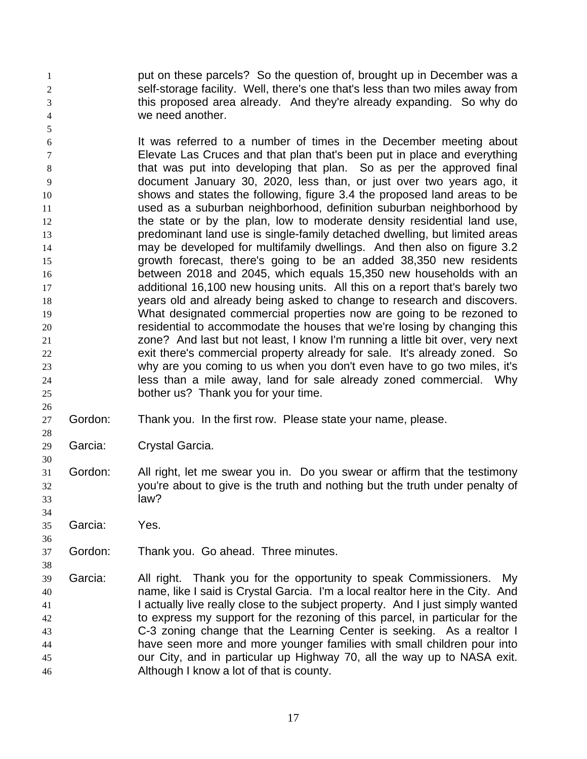put on these parcels? So the question of, brought up in December was a self-storage facility. Well, there's one that's less than two miles away from this proposed area already. And they're already expanding. So why do we need another.

It was referred to a number of times in the December meeting about Elevate Las Cruces and that plan that's been put in place and everything that was put into developing that plan. So as per the approved final document January 30, 2020, less than, or just over two years ago, it shows and states the following, figure 3.4 the proposed land areas to be used as a suburban neighborhood, definition suburban neighborhood by the state or by the plan, low to moderate density residential land use, predominant land use is single-family detached dwelling, but limited areas may be developed for multifamily dwellings. And then also on figure 3.2 growth forecast, there's going to be an added 38,350 new residents between 2018 and 2045, which equals 15,350 new households with an additional 16,100 new housing units. All this on a report that's barely two years old and already being asked to change to research and discovers. What designated commercial properties now are going to be rezoned to residential to accommodate the houses that we're losing by changing this zone? And last but not least, I know I'm running a little bit over, very next exit there's commercial property already for sale. It's already zoned. So why are you coming to us when you don't even have to go two miles, it's less than a mile away, land for sale already zoned commercial. Why bother us? Thank you for your time.

Gordon: Thank you. In the first row. Please state your name, please.

Garcia: Crystal Garcia.

Gordon: All right, let me swear you in. Do you swear or affirm that the testimony you're about to give is the truth and nothing but the truth under penalty of law?

Garcia: Yes.

Gordon: Thank you. Go ahead. Three minutes.

Garcia: All right. Thank you for the opportunity to speak Commissioners. My name, like I said is Crystal Garcia. I'm a local realtor here in the City. And I actually live really close to the subject property. And I just simply wanted to express my support for the rezoning of this parcel, in particular for the C-3 zoning change that the Learning Center is seeking. As a realtor I have seen more and more younger families with small children pour into our City, and in particular up Highway 70, all the way up to NASA exit. Although I know a lot of that is county.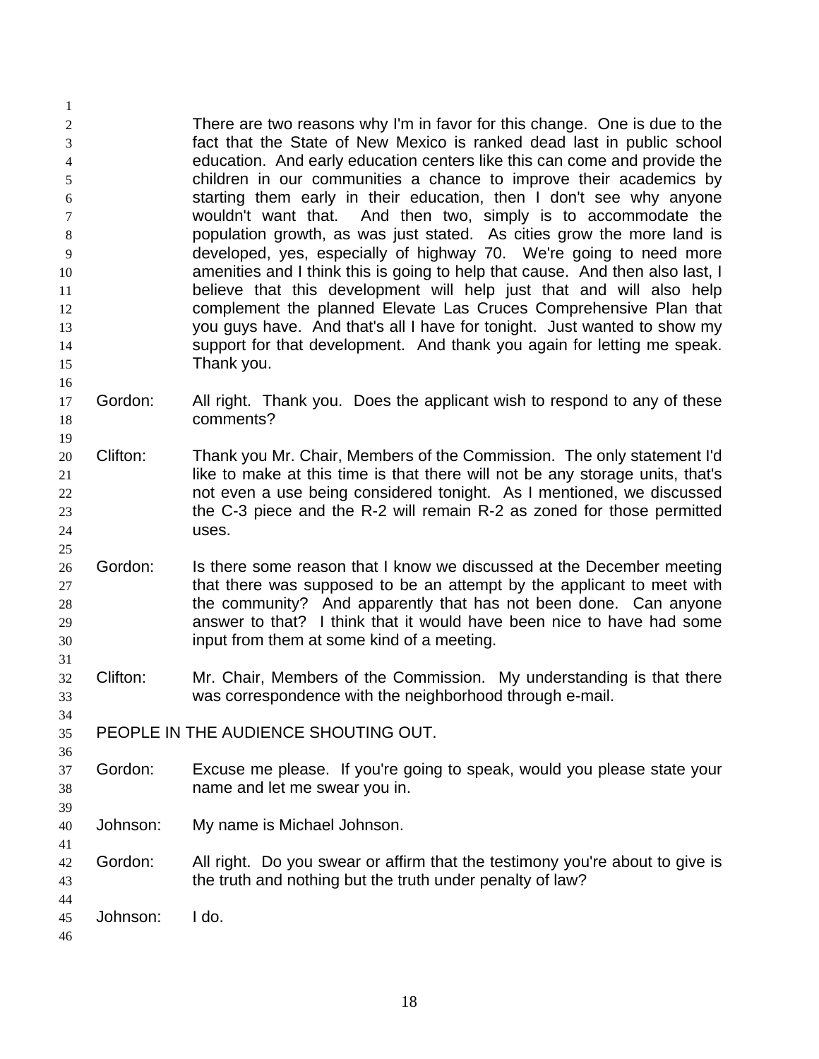There are two reasons why I'm in favor for this change. One is due to the fact that the State of New Mexico is ranked dead last in public school education. And early education centers like this can come and provide the children in our communities a chance to improve their academics by starting them early in their education, then I don't see why anyone wouldn't want that. And then two, simply is to accommodate the population growth, as was just stated. As cities grow the more land is developed, yes, especially of highway 70. We're going to need more amenities and I think this is going to help that cause. And then also last, I believe that this development will help just that and will also help complement the planned Elevate Las Cruces Comprehensive Plan that you guys have. And that's all I have for tonight. Just wanted to show my support for that development. And thank you again for letting me speak. Thank you.

Gordon: All right. Thank you. Does the applicant wish to respond to any of these comments?

Clifton: Thank you Mr. Chair, Members of the Commission. The only statement I'd like to make at this time is that there will not be any storage units, that's not even a use being considered tonight. As I mentioned, we discussed the C-3 piece and the R-2 will remain R-2 as zoned for those permitted uses.

Gordon: Is there some reason that I know we discussed at the December meeting that there was supposed to be an attempt by the applicant to meet with the community? And apparently that has not been done. Can anyone answer to that? I think that it would have been nice to have had some input from them at some kind of a meeting.

Clifton: Mr. Chair, Members of the Commission. My understanding is that there was correspondence with the neighborhood through e-mail.

PEOPLE IN THE AUDIENCE SHOUTING OUT.

Gordon: Excuse me please. If you're going to speak, would you please state your name and let me swear you in.

Johnson: My name is Michael Johnson.

Gordon: All right. Do you swear or affirm that the testimony you're about to give is the truth and nothing but the truth under penalty of law?

Johnson: I do.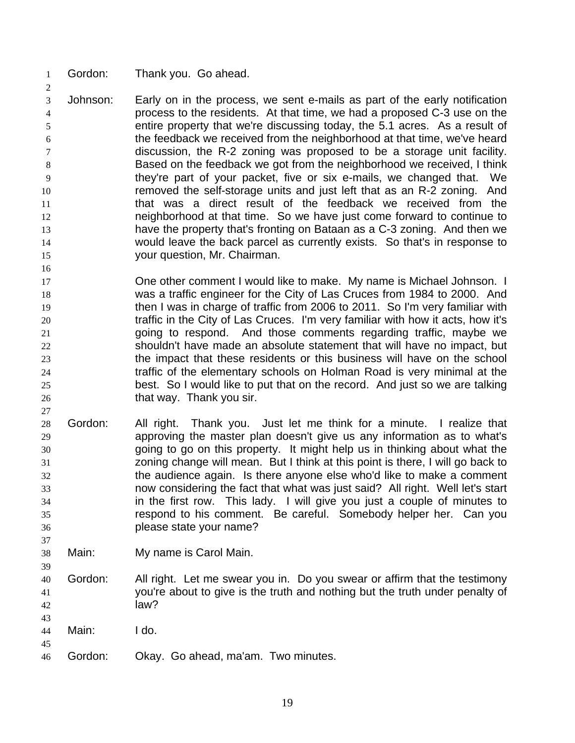Gordon: Thank you. Go ahead.

Johnson: Early on in the process, we sent e-mails as part of the early notification process to the residents. At that time, we had a proposed C-3 use on the entire property that we're discussing today, the 5.1 acres. As a result of the feedback we received from the neighborhood at that time, we've heard discussion, the R-2 zoning was proposed to be a storage unit facility. Based on the feedback we got from the neighborhood we received, I think they're part of your packet, five or six e-mails, we changed that. We removed the self-storage units and just left that as an R-2 zoning. And that was a direct result of the feedback we received from the neighborhood at that time. So we have just come forward to continue to have the property that's fronting on Bataan as a C-3 zoning. And then we would leave the back parcel as currently exists. So that's in response to your question, Mr. Chairman.

One other comment I would like to make. My name is Michael Johnson. I was a traffic engineer for the City of Las Cruces from 1984 to 2000. And then I was in charge of traffic from 2006 to 2011. So I'm very familiar with traffic in the City of Las Cruces. I'm very familiar with how it acts, how it's going to respond. And those comments regarding traffic, maybe we shouldn't have made an absolute statement that will have no impact, but the impact that these residents or this business will have on the school traffic of the elementary schools on Holman Road is very minimal at the best. So I would like to put that on the record. And just so we are talking that way. Thank you sir.

Gordon: All right. Thank you. Just let me think for a minute. I realize that approving the master plan doesn't give us any information as to what's going to go on this property. It might help us in thinking about what the zoning change will mean. But I think at this point is there, I will go back to the audience again. Is there anyone else who'd like to make a comment now considering the fact that what was just said? All right. Well let's start in the first row. This lady. I will give you just a couple of minutes to respond to his comment. Be careful. Somebody helper her. Can you please state your name?

Main: My name is Carol Main.

Gordon: All right. Let me swear you in. Do you swear or affirm that the testimony you're about to give is the truth and nothing but the truth under penalty of law?

Main: I do.

Gordon: Okay. Go ahead, ma'am. Two minutes.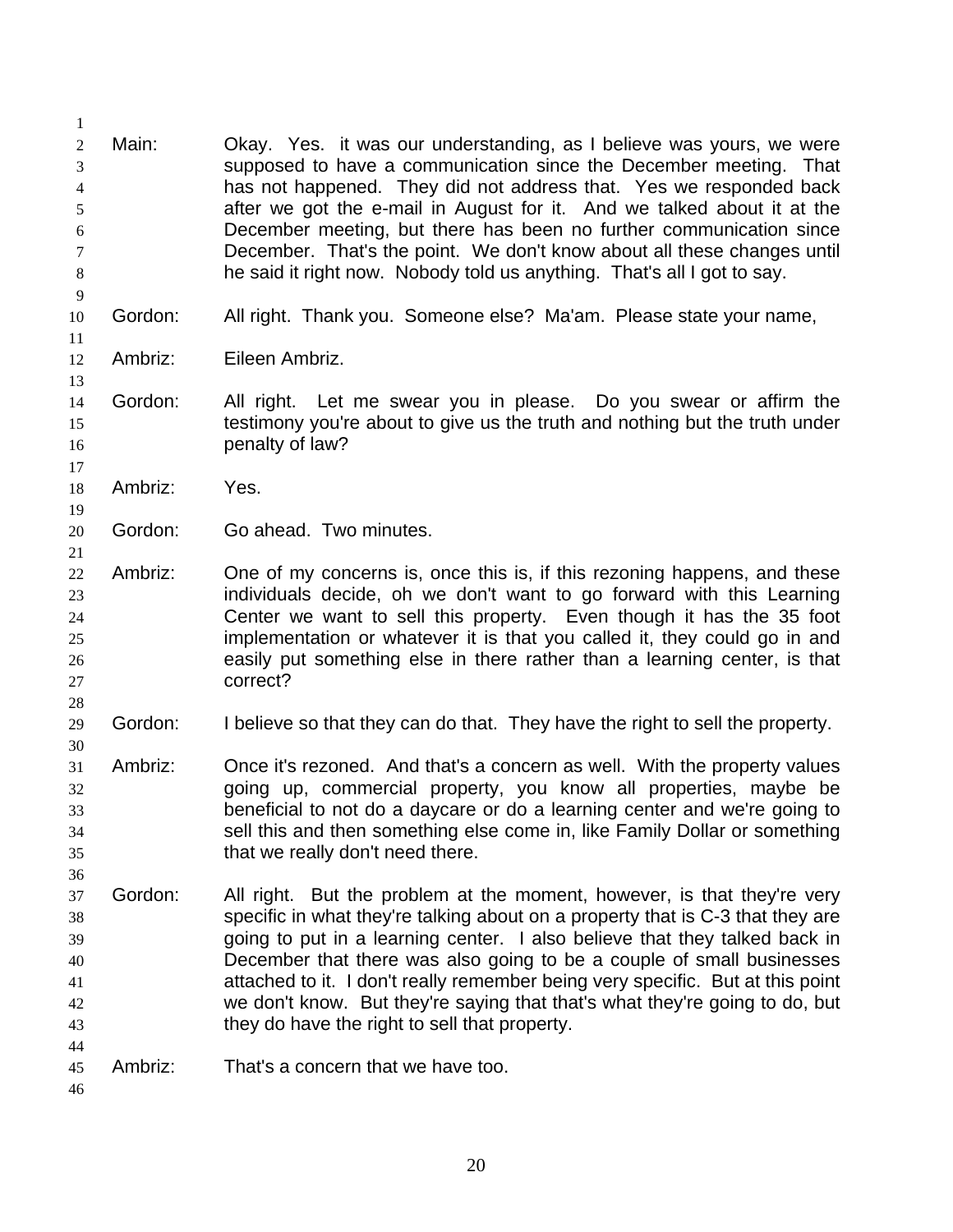Main: Okay. Yes. it was our understanding, as I believe was yours, we were supposed to have a communication since the December meeting. That has not happened. They did not address that. Yes we responded back after we got the e-mail in August for it. And we talked about it at the December meeting, but there has been no further communication since December. That's the point. We don't know about all these changes until he said it right now. Nobody told us anything. That's all I got to say.

Gordon: All right. Thank you. Someone else? Ma'am. Please state your name,

Ambriz: Eileen Ambriz.

Gordon: All right. Let me swear you in please. Do you swear or affirm the testimony you're about to give us the truth and nothing but the truth under penalty of law?

Ambriz: Yes.

Gordon: Go ahead. Two minutes.

Ambriz: One of my concerns is, once this is, if this rezoning happens, and these individuals decide, oh we don't want to go forward with this Learning Center we want to sell this property. Even though it has the 35 foot implementation or whatever it is that you called it, they could go in and easily put something else in there rather than a learning center, is that correct?

Gordon: I believe so that they can do that. They have the right to sell the property.

Ambriz: Once it's rezoned. And that's a concern as well. With the property values going up, commercial property, you know all properties, maybe be beneficial to not do a daycare or do a learning center and we're going to sell this and then something else come in, like Family Dollar or something that we really don't need there.

Gordon: All right. But the problem at the moment, however, is that they're very specific in what they're talking about on a property that is C-3 that they are going to put in a learning center. I also believe that they talked back in December that there was also going to be a couple of small businesses attached to it. I don't really remember being very specific. But at this point we don't know. But they're saying that that's what they're going to do, but they do have the right to sell that property.

Ambriz: That's a concern that we have too.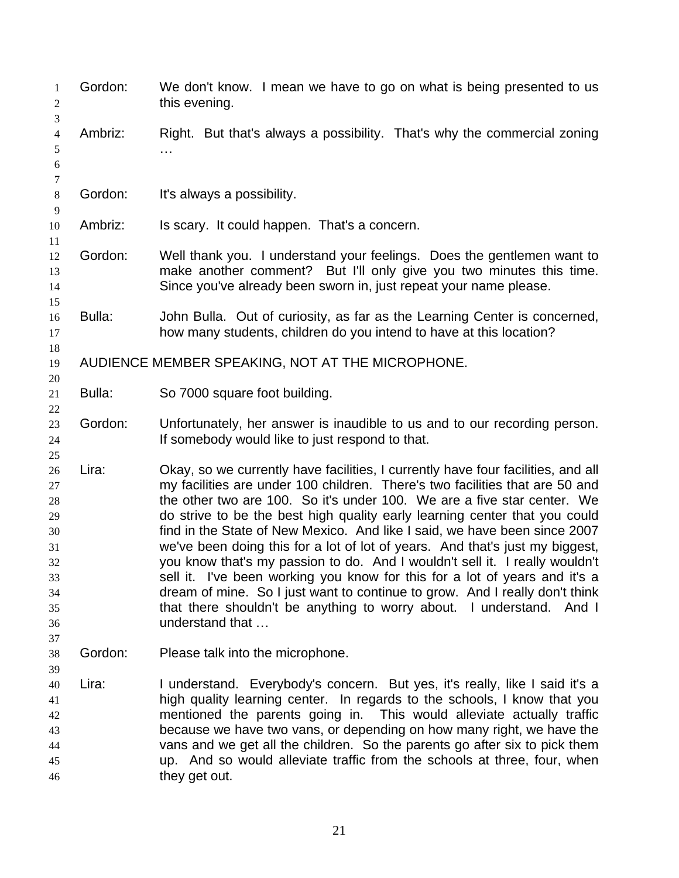Gordon: We don't know. I mean we have to go on what is being presented to us this evening.

Ambriz: Right. But that's always a possibility. That's why the commercial zoning …

Gordon: It's always a possibility.

Ambriz: Is scary. It could happen. That's a concern.

Gordon: Well thank you. I understand your feelings. Does the gentlemen want to make another comment? But I'll only give you two minutes this time. Since you've already been sworn in, just repeat your name please.

Bulla: John Bulla. Out of curiosity, as far as the Learning Center is concerned, how many students, children do you intend to have at this location?

AUDIENCE MEMBER SPEAKING, NOT AT THE MICROPHONE.

Bulla: So 7000 square foot building.

Gordon: Unfortunately, her answer is inaudible to us and to our recording person. If somebody would like to just respond to that.

Lira: Okay, so we currently have facilities, I currently have four facilities, and all my facilities are under 100 children. There's two facilities that are 50 and the other two are 100. So it's under 100. We are a five star center. We do strive to be the best high quality early learning center that you could find in the State of New Mexico. And like I said, we have been since 2007 we've been doing this for a lot of lot of years. And that's just my biggest, you know that's my passion to do. And I wouldn't sell it. I really wouldn't sell it. I've been working you know for this for a lot of years and it's a dream of mine. So I just want to continue to grow. And I really don't think that there shouldn't be anything to worry about. I understand. And I understand that …

Gordon: Please talk into the microphone.

Lira: I understand. Everybody's concern. But yes, it's really, like I said it's a high quality learning center. In regards to the schools, I know that you mentioned the parents going in. This would alleviate actually traffic because we have two vans, or depending on how many right, we have the vans and we get all the children. So the parents go after six to pick them up. And so would alleviate traffic from the schools at three, four, when they get out.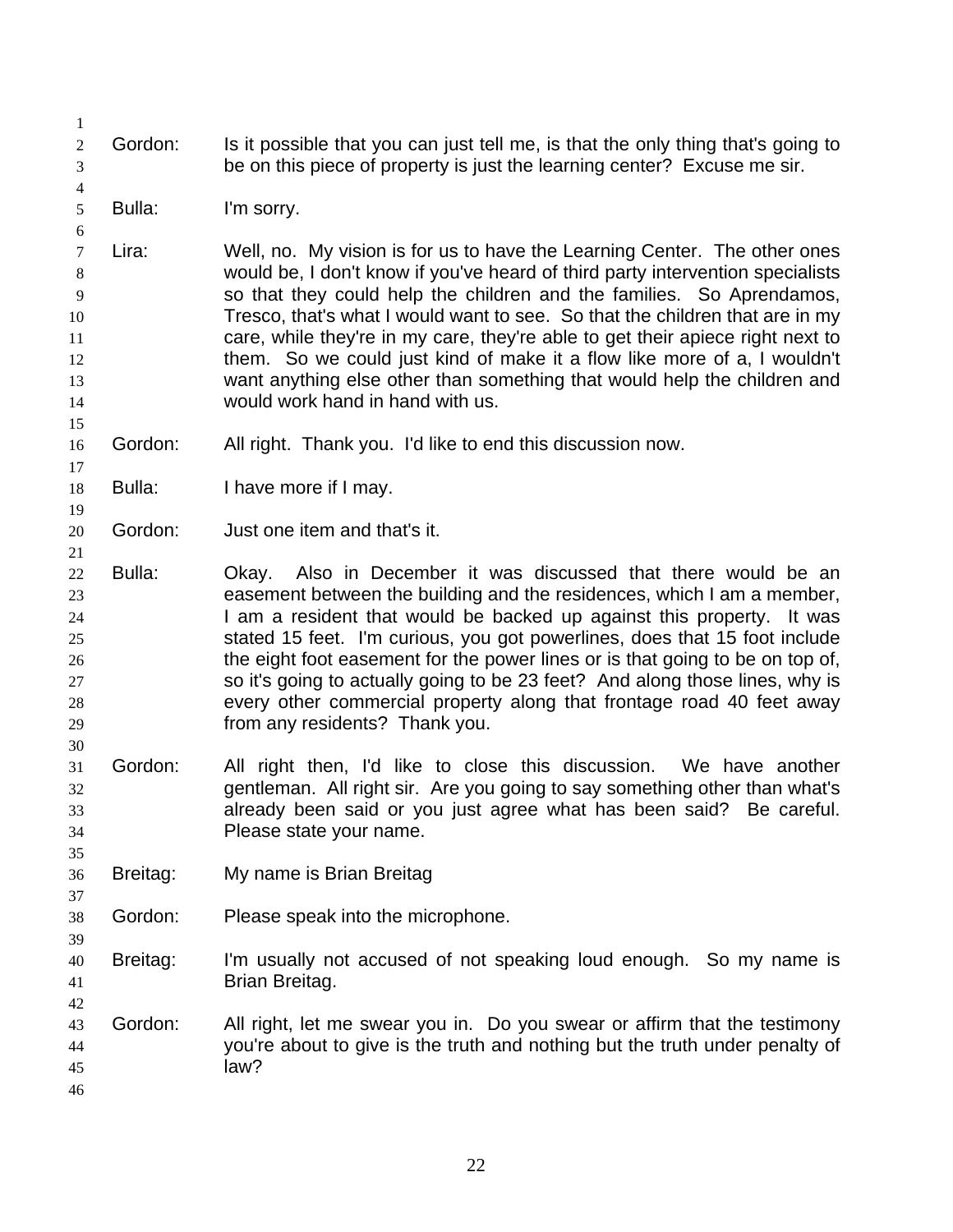Gordon: Is it possible that you can just tell me, is that the only thing that's going to be on this piece of property is just the learning center? Excuse me sir.

Bulla: I'm sorry.

Lira: Well, no. My vision is for us to have the Learning Center. The other ones would be, I don't know if you've heard of third party intervention specialists so that they could help the children and the families. So Aprendamos, Tresco, that's what I would want to see. So that the children that are in my care, while they're in my care, they're able to get their apiece right next to them. So we could just kind of make it a flow like more of a, I wouldn't want anything else other than something that would help the children and would work hand in hand with us.

Gordon: All right. Thank you. I'd like to end this discussion now.

Bulla: I have more if I may.

Gordon: Just one item and that's it.

Bulla: Okay. Also in December it was discussed that there would be an easement between the building and the residences, which I am a member, I am a resident that would be backed up against this property. It was stated 15 feet. I'm curious, you got powerlines, does that 15 foot include the eight foot easement for the power lines or is that going to be on top of, so it's going to actually going to be 23 feet? And along those lines, why is every other commercial property along that frontage road 40 feet away from any residents? Thank you.

Gordon: All right then, I'd like to close this discussion. We have another gentleman. All right sir. Are you going to say something other than what's already been said or you just agree what has been said? Be careful. Please state your name.

Breitag: My name is Brian Breitag

Gordon: Please speak into the microphone.

Breitag: I'm usually not accused of not speaking loud enough. So my name is Brian Breitag.

Gordon: All right, let me swear you in. Do you swear or affirm that the testimony you're about to give is the truth and nothing but the truth under penalty of law?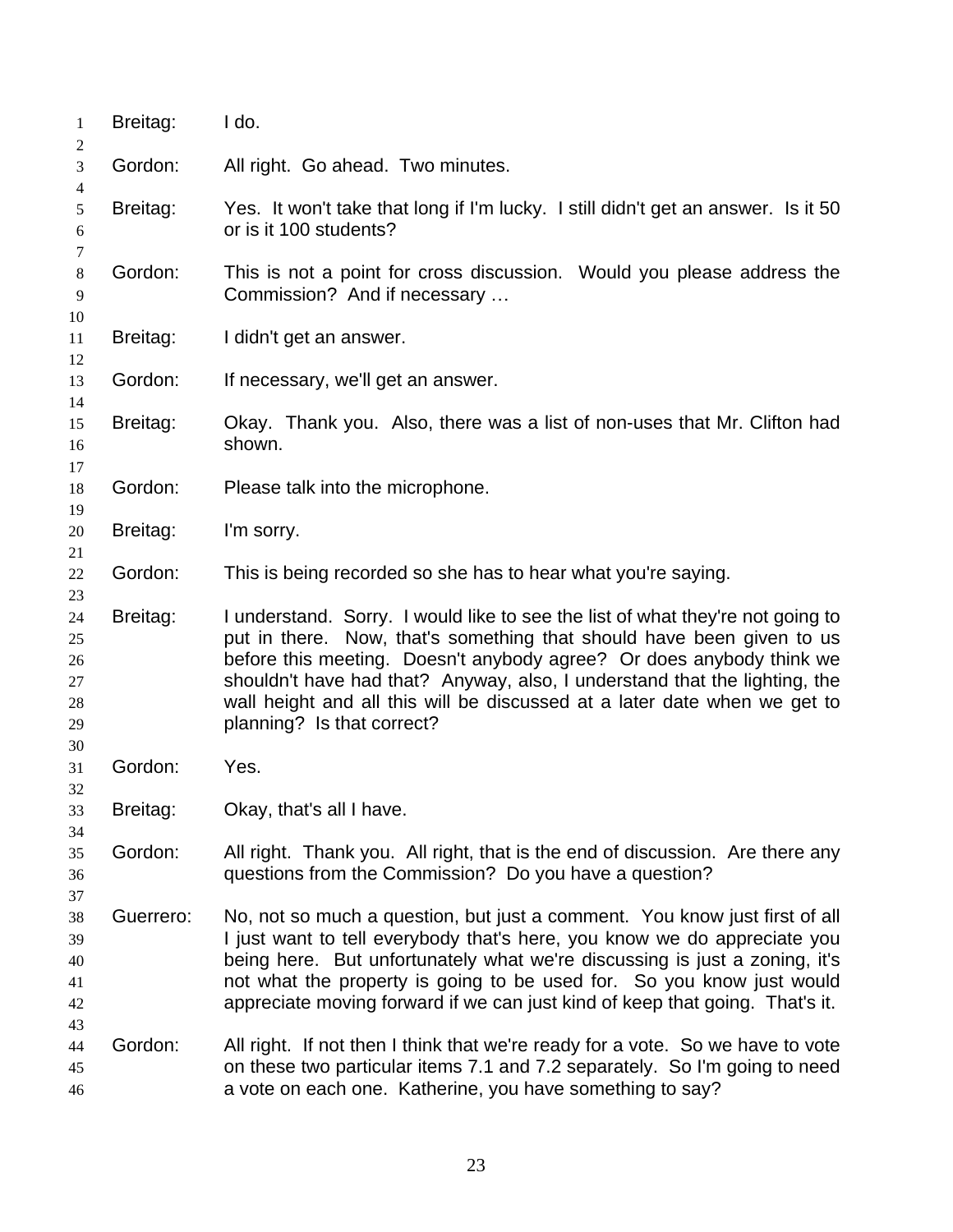Breitag: I do.

Gordon: All right. Go ahead. Two minutes.

Breitag: Yes. It won't take that long if I'm lucky. I still didn't get an answer. Is it 50 or is it 100 students?

Gordon: This is not a point for cross discussion. Would you please address the Commission? And if necessary …

Breitag: I didn't get an answer.

Gordon: If necessary, we'll get an answer.

Breitag: Okay. Thank you. Also, there was a list of non-uses that Mr. Clifton had shown.

Gordon: Please talk into the microphone.

Breitag: I'm sorry.

Gordon: This is being recorded so she has to hear what you're saying.

Breitag: I understand. Sorry. I would like to see the list of what they're not going to put in there. Now, that's something that should have been given to us before this meeting. Doesn't anybody agree? Or does anybody think we shouldn't have had that? Anyway, also, I understand that the lighting, the wall height and all this will be discussed at a later date when we get to planning? Is that correct?

Gordon: Yes.

Breitag: Okay, that's all I have.

Gordon: All right. Thank you. All right, that is the end of discussion. Are there any questions from the Commission? Do you have a question?

Guerrero: No, not so much a question, but just a comment. You know just first of all I just want to tell everybody that's here, you know we do appreciate you being here. But unfortunately what we're discussing is just a zoning, it's not what the property is going to be used for. So you know just would appreciate moving forward if we can just kind of keep that going. That's it.

Gordon: All right. If not then I think that we're ready for a vote. So we have to vote on these two particular items 7.1 and 7.2 separately. So I'm going to need a vote on each one. Katherine, you have something to say?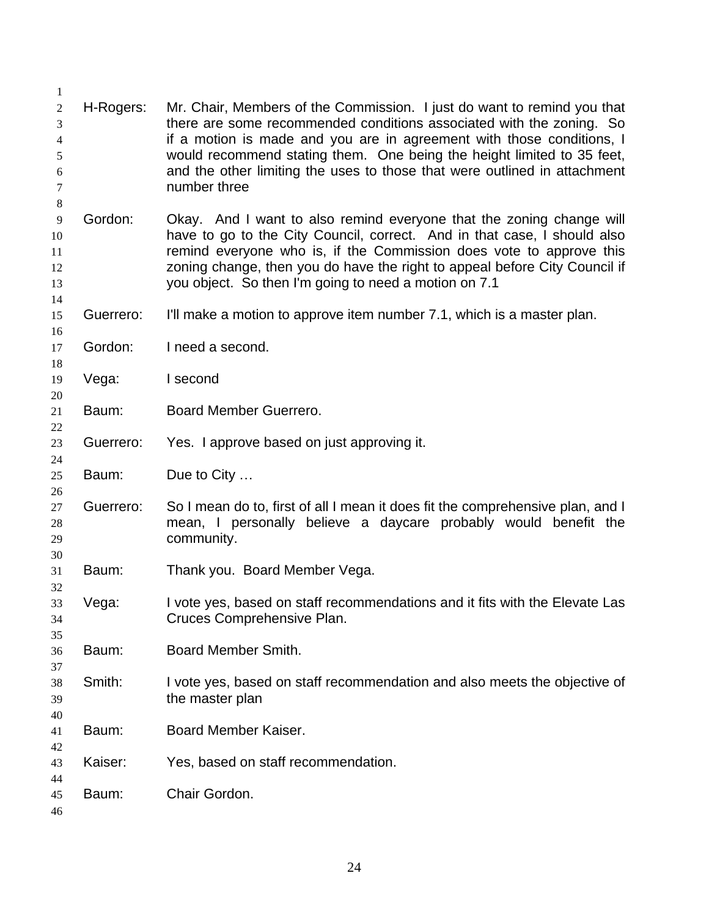H-Rogers: Mr. Chair, Members of the Commission. I just do want to remind you that there are some recommended conditions associated with the zoning. So if a motion is made and you are in agreement with those conditions, I would recommend stating them. One being the height limited to 35 feet, and the other limiting the uses to those that were outlined in attachment number three

Gordon: Okay. And I want to also remind everyone that the zoning change will have to go to the City Council, correct. And in that case, I should also remind everyone who is, if the Commission does vote to approve this zoning change, then you do have the right to appeal before City Council if you object. So then I'm going to need a motion on 7.1

Guerrero: I'll make a motion to approve item number 7.1, which is a master plan.

Gordon: I need a second.

Vega: I second

Baum: Board Member Guerrero.

Guerrero: Yes. I approve based on just approving it.

Baum: Due to City …

Guerrero: So I mean do to, first of all I mean it does fit the comprehensive plan, and I mean, I personally believe a daycare probably would benefit the community.

Baum: Thank you. Board Member Vega.

Vega: I vote yes, based on staff recommendations and it fits with the Elevate Las Cruces Comprehensive Plan.

Baum: Board Member Smith.

Smith: I vote yes, based on staff recommendation and also meets the objective of the master plan

Baum: Board Member Kaiser.

Kaiser: Yes, based on staff recommendation.

Baum: Chair Gordon.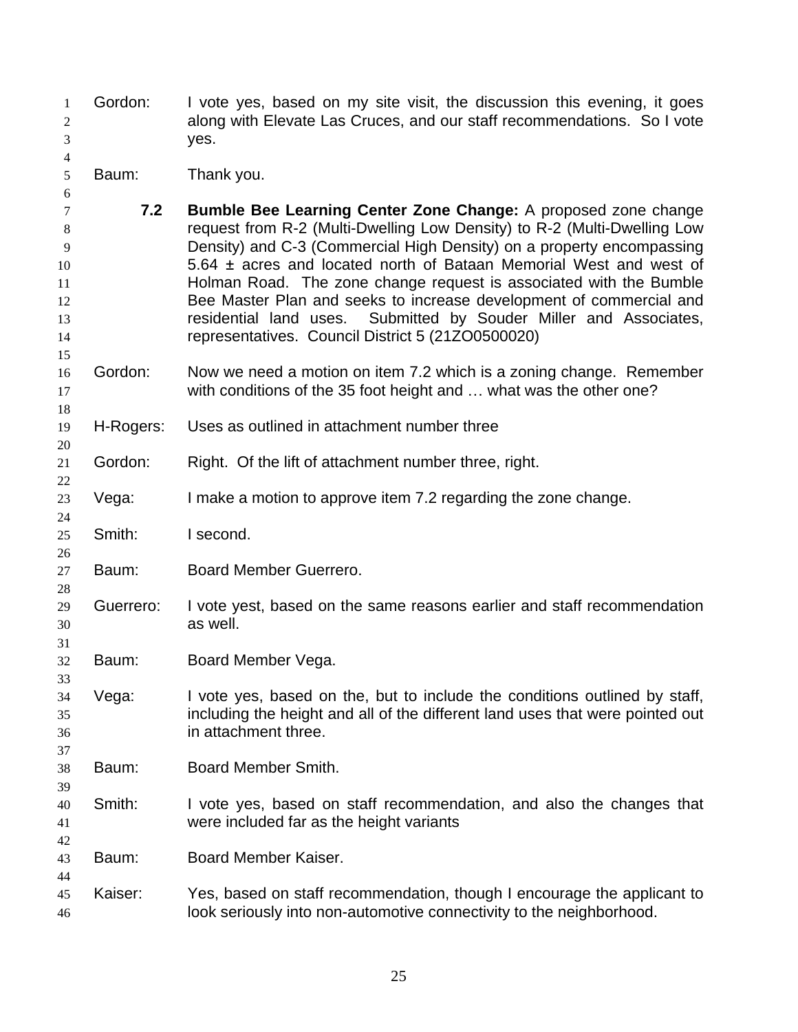Gordon: I vote yes, based on my site visit, the discussion this evening, it goes along with Elevate Las Cruces, and our staff recommendations. So I vote yes.

Baum: Thank you.

**7.2 Bumble Bee Learning Center Zone Change:** A proposed zone change request from R-2 (Multi-Dwelling Low Density) to R-2 (Multi-Dwelling Low Density) and C-3 (Commercial High Density) on a property encompassing 5.64 ± acres and located north of Bataan Memorial West and west of Holman Road. The zone change request is associated with the Bumble Bee Master Plan and seeks to increase development of commercial and residential land uses. Submitted by Souder Miller and Associates, representatives. Council District 5 (21ZO0500020)

Gordon: Now we need a motion on item 7.2 which is a zoning change. Remember with conditions of the 35 foot height and … what was the other one?

H-Rogers: Uses as outlined in attachment number three

Gordon: Right. Of the lift of attachment number three, right.

Vega: I make a motion to approve item 7.2 regarding the zone change.

Smith: I second.

Baum: Board Member Guerrero.

Guerrero: I vote yest, based on the same reasons earlier and staff recommendation as well.

Baum: Board Member Vega.

Vega: I vote yes, based on the, but to include the conditions outlined by staff, including the height and all of the different land uses that were pointed out in attachment three.

Baum: Board Member Smith.

Smith: I vote yes, based on staff recommendation, and also the changes that were included far as the height variants

Baum: Board Member Kaiser.

Kaiser: Yes, based on staff recommendation, though I encourage the applicant to look seriously into non-automotive connectivity to the neighborhood.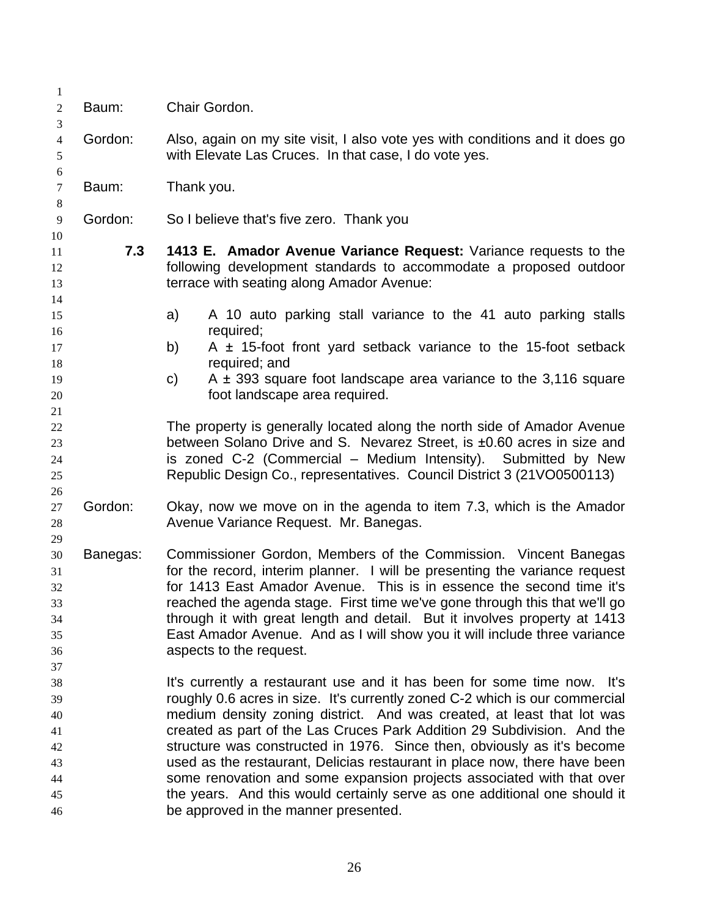Baum: Chair Gordon.

Gordon: Also, again on my site visit, I also vote yes with conditions and it does go with Elevate Las Cruces. In that case, I do vote yes.

Baum: Thank you.

Gordon: So I believe that's five zero. Thank you

**7.3 1413 E. Amador Avenue Variance Request:** Variance requests to the following development standards to accommodate a proposed outdoor terrace with seating along Amador Avenue:

a) A 10 auto parking stall variance to the 41 auto parking stalls required;
b) A ± 15-foot front yard setback variance to the 15-foot setback required; and
c) A ± 393 square foot landscape area variance to the 3,116 square foot landscape area required.

The property is generally located along the north side of Amador Avenue between Solano Drive and S. Nevarez Street, is ±0.60 acres in size and is zoned C-2 (Commercial – Medium Intensity). Submitted by New Republic Design Co., representatives. Council District 3 (21VO0500113)

Gordon: Okay, now we move on in the agenda to item 7.3, which is the Amador Avenue Variance Request. Mr. Banegas.

Banegas: Commissioner Gordon, Members of the Commission. Vincent Banegas for the record, interim planner. I will be presenting the variance request for 1413 East Amador Avenue. This is in essence the second time it's reached the agenda stage. First time we've gone through this that we'll go through it with great length and detail. But it involves property at 1413 East Amador Avenue. And as I will show you it will include three variance aspects to the request.

It's currently a restaurant use and it has been for some time now. It's roughly 0.6 acres in size. It's currently zoned C-2 which is our commercial medium density zoning district. And was created, at least that lot was created as part of the Las Cruces Park Addition 29 Subdivision. And the structure was constructed in 1976. Since then, obviously as it's become used as the restaurant, Delicias restaurant in place now, there have been some renovation and some expansion projects associated with that over the years. And this would certainly serve as one additional one should it be approved in the manner presented.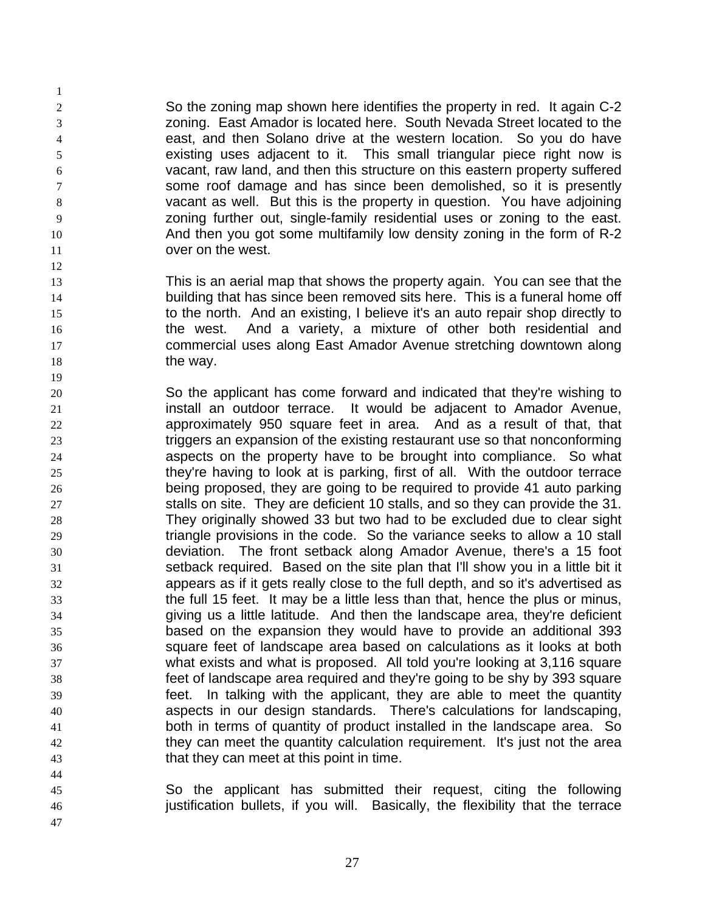So the zoning map shown here identifies the property in red. It again C-2 zoning. East Amador is located here. South Nevada Street located to the east, and then Solano drive at the western location. So you do have existing uses adjacent to it. This small triangular piece right now is vacant, raw land, and then this structure on this eastern property suffered some roof damage and has since been demolished, so it is presently vacant as well. But this is the property in question. You have adjoining zoning further out, single-family residential uses or zoning to the east. And then you got some multifamily low density zoning in the form of R-2 over on the west.

This is an aerial map that shows the property again. You can see that the building that has since been removed sits here. This is a funeral home off to the north. And an existing, I believe it's an auto repair shop directly to the west. And a variety, a mixture of other both residential and commercial uses along East Amador Avenue stretching downtown along the way.

So the applicant has come forward and indicated that they're wishing to install an outdoor terrace. It would be adjacent to Amador Avenue, approximately 950 square feet in area. And as a result of that, that triggers an expansion of the existing restaurant use so that nonconforming aspects on the property have to be brought into compliance. So what they're having to look at is parking, first of all. With the outdoor terrace being proposed, they are going to be required to provide 41 auto parking stalls on site. They are deficient 10 stalls, and so they can provide the 31. They originally showed 33 but two had to be excluded due to clear sight triangle provisions in the code. So the variance seeks to allow a 10 stall deviation. The front setback along Amador Avenue, there's a 15 foot setback required. Based on the site plan that I'll show you in a little bit it appears as if it gets really close to the full depth, and so it's advertised as the full 15 feet. It may be a little less than that, hence the plus or minus, giving us a little latitude. And then the landscape area, they're deficient based on the expansion they would have to provide an additional 393 square feet of landscape area based on calculations as it looks at both what exists and what is proposed. All told you're looking at 3,116 square feet of landscape area required and they're going to be shy by 393 square feet. In talking with the applicant, they are able to meet the quantity aspects in our design standards. There's calculations for landscaping, both in terms of quantity of product installed in the landscape area. So they can meet the quantity calculation requirement. It's just not the area that they can meet at this point in time.

So the applicant has submitted their request, citing the following justification bullets, if you will. Basically, the flexibility that the terrace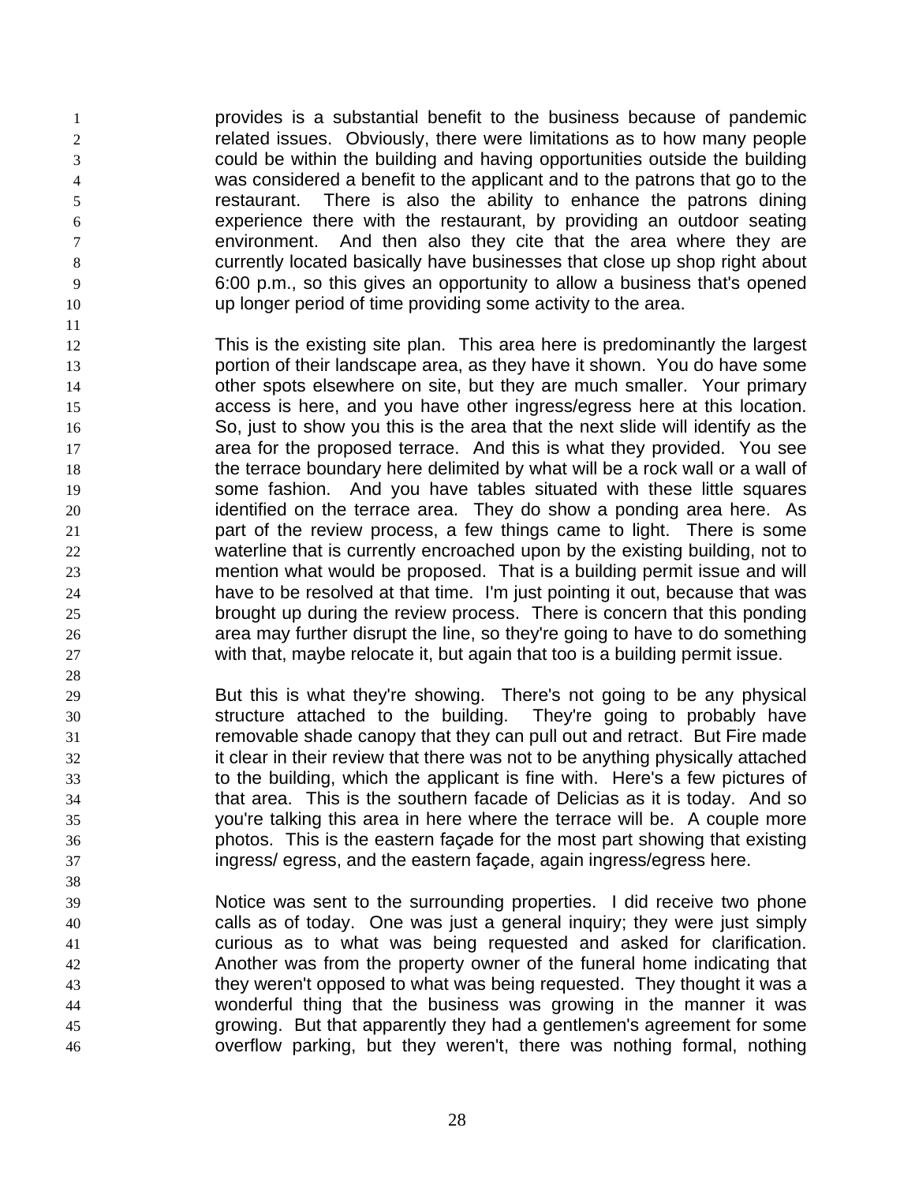provides is a substantial benefit to the business because of pandemic related issues. Obviously, there were limitations as to how many people could be within the building and having opportunities outside the building was considered a benefit to the applicant and to the patrons that go to the restaurant. There is also the ability to enhance the patrons dining experience there with the restaurant, by providing an outdoor seating environment. And then also they cite that the area where they are currently located basically have businesses that close up shop right about 6:00 p.m., so this gives an opportunity to allow a business that's opened up longer period of time providing some activity to the area.

This is the existing site plan. This area here is predominantly the largest portion of their landscape area, as they have it shown. You do have some other spots elsewhere on site, but they are much smaller. Your primary access is here, and you have other ingress/egress here at this location. So, just to show you this is the area that the next slide will identify as the area for the proposed terrace. And this is what they provided. You see the terrace boundary here delimited by what will be a rock wall or a wall of some fashion. And you have tables situated with these little squares identified on the terrace area. They do show a ponding area here. As part of the review process, a few things came to light. There is some waterline that is currently encroached upon by the existing building, not to mention what would be proposed. That is a building permit issue and will have to be resolved at that time. I'm just pointing it out, because that was brought up during the review process. There is concern that this ponding area may further disrupt the line, so they're going to have to do something with that, maybe relocate it, but again that too is a building permit issue.

But this is what they're showing. There's not going to be any physical structure attached to the building. They're going to probably have removable shade canopy that they can pull out and retract. But Fire made it clear in their review that there was not to be anything physically attached to the building, which the applicant is fine with. Here's a few pictures of that area. This is the southern facade of Delicias as it is today. And so you're talking this area in here where the terrace will be. A couple more photos. This is the eastern façade for the most part showing that existing ingress/ egress, and the eastern façade, again ingress/egress here.

Notice was sent to the surrounding properties. I did receive two phone calls as of today. One was just a general inquiry; they were just simply curious as to what was being requested and asked for clarification. Another was from the property owner of the funeral home indicating that they weren't opposed to what was being requested. They thought it was a wonderful thing that the business was growing in the manner it was growing. But that apparently they had a gentlemen's agreement for some overflow parking, but they weren't, there was nothing formal, nothing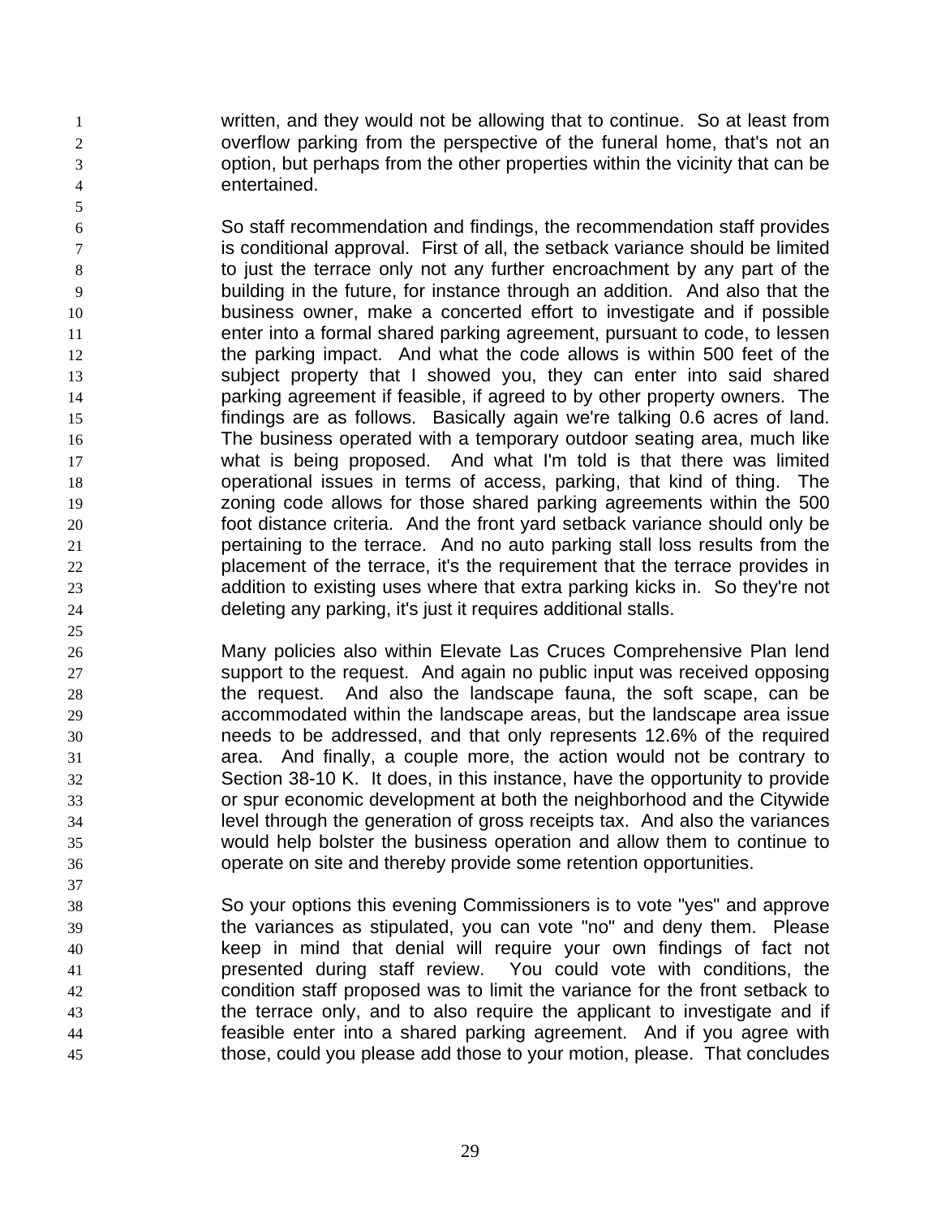written, and they would not be allowing that to continue. So at least from overflow parking from the perspective of the funeral home, that's not an option, but perhaps from the other properties within the vicinity that can be entertained.

So staff recommendation and findings, the recommendation staff provides is conditional approval. First of all, the setback variance should be limited to just the terrace only not any further encroachment by any part of the building in the future, for instance through an addition. And also that the business owner, make a concerted effort to investigate and if possible enter into a formal shared parking agreement, pursuant to code, to lessen the parking impact. And what the code allows is within 500 feet of the subject property that I showed you, they can enter into said shared parking agreement if feasible, if agreed to by other property owners. The findings are as follows. Basically again we're talking 0.6 acres of land. The business operated with a temporary outdoor seating area, much like what is being proposed. And what I'm told is that there was limited operational issues in terms of access, parking, that kind of thing. The zoning code allows for those shared parking agreements within the 500 foot distance criteria. And the front yard setback variance should only be pertaining to the terrace. And no auto parking stall loss results from the placement of the terrace, it's the requirement that the terrace provides in addition to existing uses where that extra parking kicks in. So they're not deleting any parking, it's just it requires additional stalls.

Many policies also within Elevate Las Cruces Comprehensive Plan lend support to the request. And again no public input was received opposing the request. And also the landscape fauna, the soft scape, can be accommodated within the landscape areas, but the landscape area issue needs to be addressed, and that only represents 12.6% of the required area. And finally, a couple more, the action would not be contrary to Section 38-10 K. It does, in this instance, have the opportunity to provide or spur economic development at both the neighborhood and the Citywide level through the generation of gross receipts tax. And also the variances would help bolster the business operation and allow them to continue to operate on site and thereby provide some retention opportunities.

So your options this evening Commissioners is to vote "yes" and approve the variances as stipulated, you can vote "no" and deny them. Please keep in mind that denial will require your own findings of fact not presented during staff review. You could vote with conditions, the condition staff proposed was to limit the variance for the front setback to the terrace only, and to also require the applicant to investigate and if feasible enter into a shared parking agreement. And if you agree with those, could you please add those to your motion, please. That concludes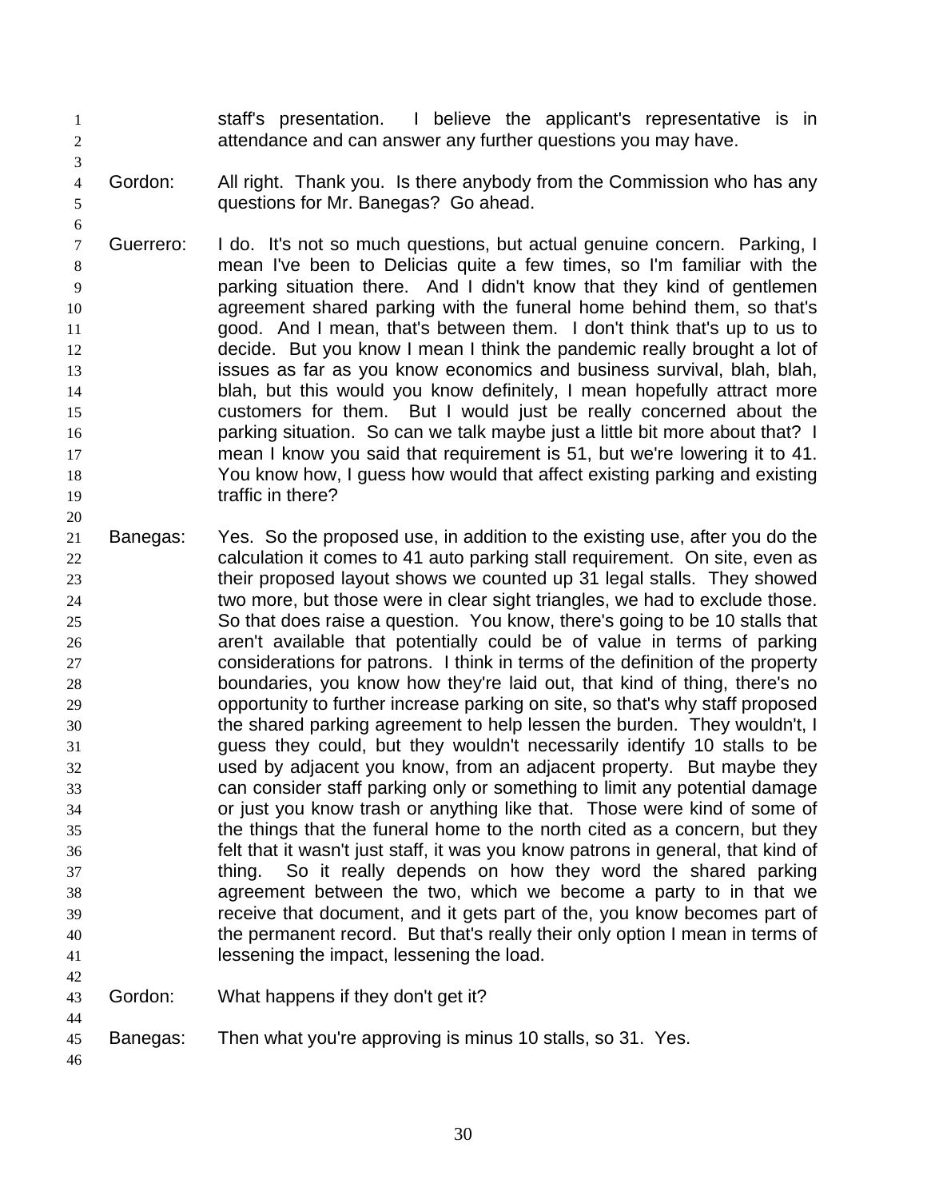staff's presentation. I believe the applicant's representative is in attendance and can answer any further questions you may have.

Gordon: All right. Thank you. Is there anybody from the Commission who has any questions for Mr. Banegas? Go ahead.

Guerrero: I do. It's not so much questions, but actual genuine concern. Parking, I mean I've been to Delicias quite a few times, so I'm familiar with the parking situation there. And I didn't know that they kind of gentlemen agreement shared parking with the funeral home behind them, so that's good. And I mean, that's between them. I don't think that's up to us to decide. But you know I mean I think the pandemic really brought a lot of issues as far as you know economics and business survival, blah, blah, blah, but this would you know definitely, I mean hopefully attract more customers for them. But I would just be really concerned about the parking situation. So can we talk maybe just a little bit more about that? I mean I know you said that requirement is 51, but we're lowering it to 41. You know how, I guess how would that affect existing parking and existing traffic in there?

Banegas: Yes. So the proposed use, in addition to the existing use, after you do the calculation it comes to 41 auto parking stall requirement. On site, even as their proposed layout shows we counted up 31 legal stalls. They showed two more, but those were in clear sight triangles, we had to exclude those. So that does raise a question. You know, there's going to be 10 stalls that aren't available that potentially could be of value in terms of parking considerations for patrons. I think in terms of the definition of the property boundaries, you know how they're laid out, that kind of thing, there's no opportunity to further increase parking on site, so that's why staff proposed the shared parking agreement to help lessen the burden. They wouldn't, I guess they could, but they wouldn't necessarily identify 10 stalls to be used by adjacent you know, from an adjacent property. But maybe they can consider staff parking only or something to limit any potential damage or just you know trash or anything like that. Those were kind of some of the things that the funeral home to the north cited as a concern, but they felt that it wasn't just staff, it was you know patrons in general, that kind of thing. So it really depends on how they word the shared parking agreement between the two, which we become a party to in that we receive that document, and it gets part of the, you know becomes part of the permanent record. But that's really their only option I mean in terms of lessening the impact, lessening the load.

Gordon: What happens if they don't get it?

Banegas: Then what you're approving is minus 10 stalls, so 31. Yes.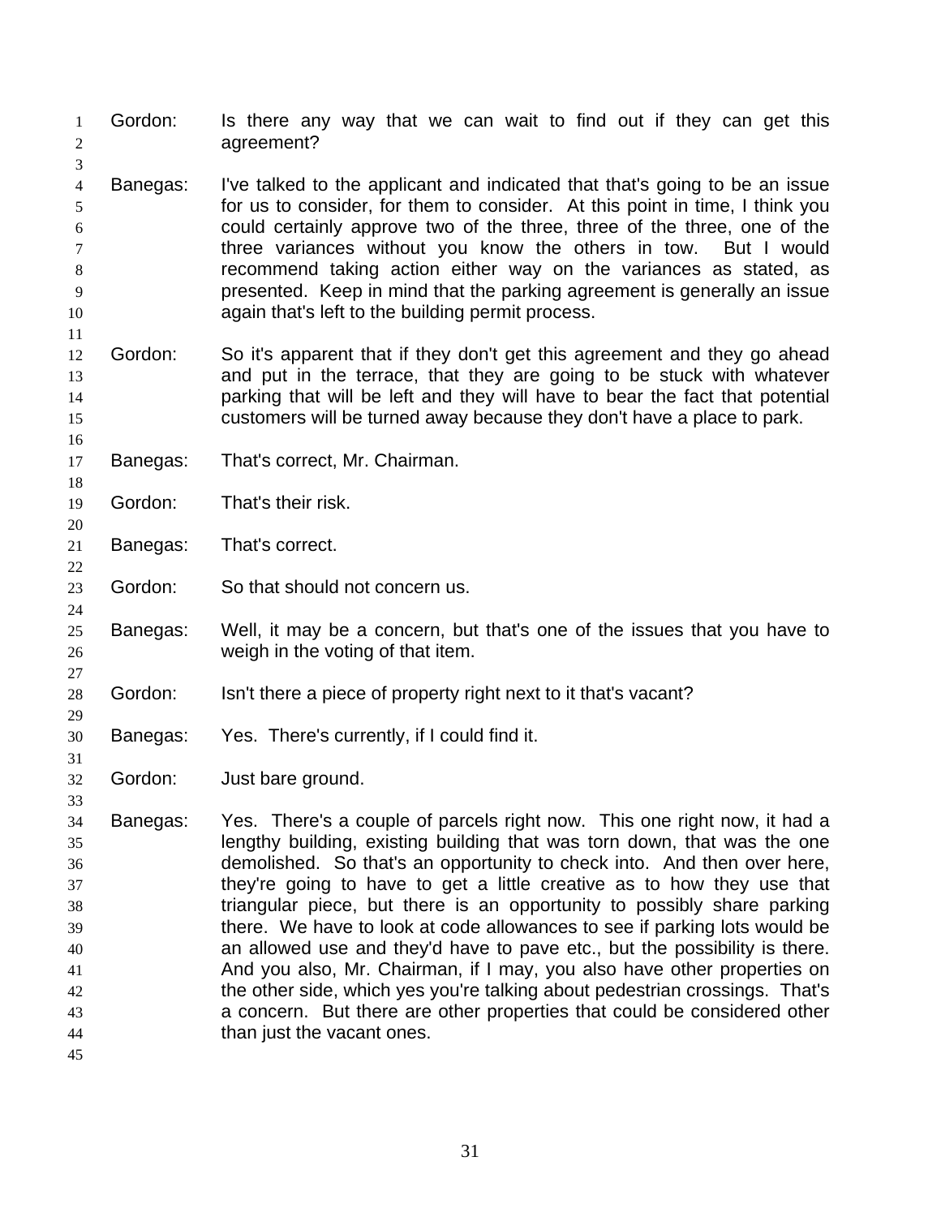Gordon: Is there any way that we can wait to find out if they can get this agreement?

Banegas: I've talked to the applicant and indicated that that's going to be an issue for us to consider, for them to consider. At this point in time, I think you could certainly approve two of the three, three of the three, one of the three variances without you know the others in tow. But I would recommend taking action either way on the variances as stated, as presented. Keep in mind that the parking agreement is generally an issue again that's left to the building permit process.

Gordon: So it's apparent that if they don't get this agreement and they go ahead and put in the terrace, that they are going to be stuck with whatever parking that will be left and they will have to bear the fact that potential customers will be turned away because they don't have a place to park.

Banegas: That's correct, Mr. Chairman.

Gordon: That's their risk.

Banegas: That's correct.

Gordon: So that should not concern us.

Banegas: Well, it may be a concern, but that's one of the issues that you have to weigh in the voting of that item.

Gordon: Isn't there a piece of property right next to it that's vacant?

Banegas: Yes. There's currently, if I could find it.

Gordon: Just bare ground.

Banegas: Yes. There's a couple of parcels right now. This one right now, it had a lengthy building, existing building that was torn down, that was the one demolished. So that's an opportunity to check into. And then over here, they're going to have to get a little creative as to how they use that triangular piece, but there is an opportunity to possibly share parking there. We have to look at code allowances to see if parking lots would be an allowed use and they'd have to pave etc., but the possibility is there. And you also, Mr. Chairman, if I may, you also have other properties on the other side, which yes you're talking about pedestrian crossings. That's a concern. But there are other properties that could be considered other than just the vacant ones.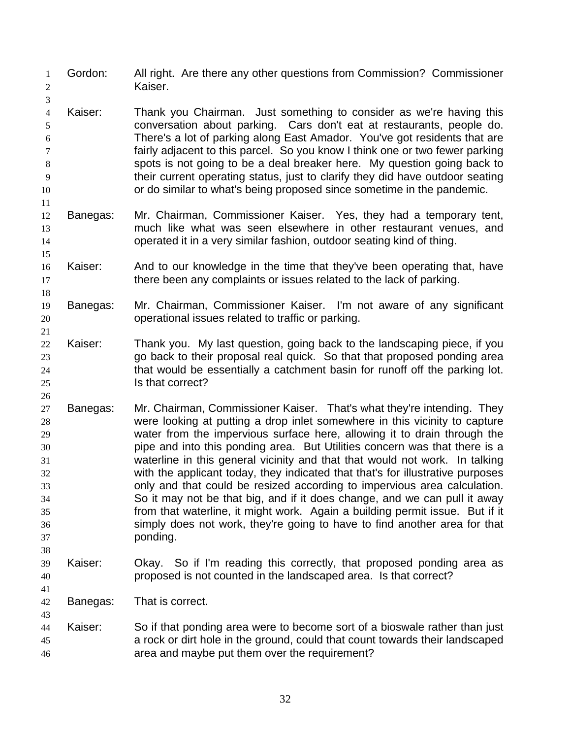Gordon: All right. Are there any other questions from Commission? Commissioner Kaiser.

Kaiser: Thank you Chairman. Just something to consider as we're having this conversation about parking. Cars don't eat at restaurants, people do. There's a lot of parking along East Amador. You've got residents that are fairly adjacent to this parcel. So you know I think one or two fewer parking spots is not going to be a deal breaker here. My question going back to their current operating status, just to clarify they did have outdoor seating or do similar to what's being proposed since sometime in the pandemic.

Banegas: Mr. Chairman, Commissioner Kaiser. Yes, they had a temporary tent, much like what was seen elsewhere in other restaurant venues, and operated it in a very similar fashion, outdoor seating kind of thing.

Kaiser: And to our knowledge in the time that they've been operating that, have there been any complaints or issues related to the lack of parking.

Banegas: Mr. Chairman, Commissioner Kaiser. I'm not aware of any significant operational issues related to traffic or parking.

Kaiser: Thank you. My last question, going back to the landscaping piece, if you go back to their proposal real quick. So that that proposed ponding area that would be essentially a catchment basin for runoff off the parking lot. Is that correct?

Banegas: Mr. Chairman, Commissioner Kaiser. That's what they're intending. They were looking at putting a drop inlet somewhere in this vicinity to capture water from the impervious surface here, allowing it to drain through the pipe and into this ponding area. But Utilities concern was that there is a waterline in this general vicinity and that that would not work. In talking with the applicant today, they indicated that that's for illustrative purposes only and that could be resized according to impervious area calculation. So it may not be that big, and if it does change, and we can pull it away from that waterline, it might work. Again a building permit issue. But if it simply does not work, they're going to have to find another area for that ponding.

Kaiser: Okay. So if I'm reading this correctly, that proposed ponding area as proposed is not counted in the landscaped area. Is that correct?

Banegas: That is correct.

Kaiser: So if that ponding area were to become sort of a bioswale rather than just a rock or dirt hole in the ground, could that count towards their landscaped area and maybe put them over the requirement?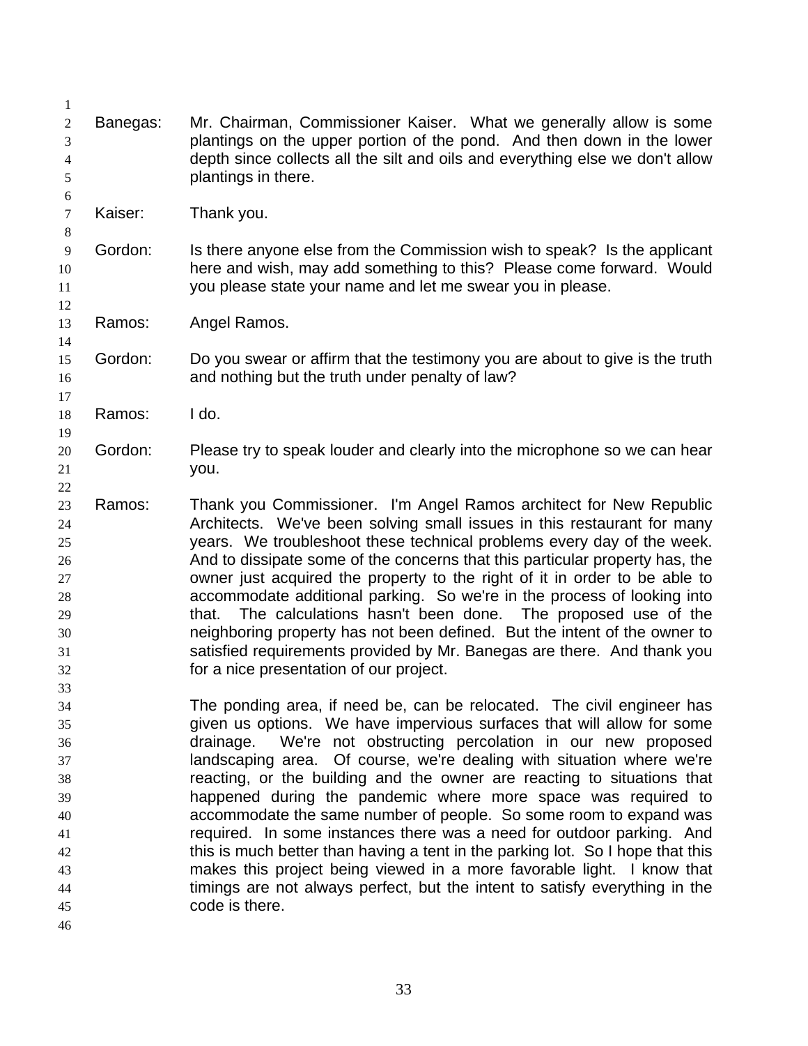Banegas: Mr. Chairman, Commissioner Kaiser. What we generally allow is some plantings on the upper portion of the pond. And then down in the lower depth since collects all the silt and oils and everything else we don't allow plantings in there.

Kaiser: Thank you.

Gordon: Is there anyone else from the Commission wish to speak? Is the applicant here and wish, may add something to this? Please come forward. Would you please state your name and let me swear you in please.

Ramos: Angel Ramos.

Gordon: Do you swear or affirm that the testimony you are about to give is the truth and nothing but the truth under penalty of law?

Ramos: I do.

Gordon: Please try to speak louder and clearly into the microphone so we can hear you.

Ramos: Thank you Commissioner. I'm Angel Ramos architect for New Republic Architects. We've been solving small issues in this restaurant for many years. We troubleshoot these technical problems every day of the week. And to dissipate some of the concerns that this particular property has, the owner just acquired the property to the right of it in order to be able to accommodate additional parking. So we're in the process of looking into that. The calculations hasn't been done. The proposed use of the neighboring property has not been defined. But the intent of the owner to satisfied requirements provided by Mr. Banegas are there. And thank you for a nice presentation of our project.

The ponding area, if need be, can be relocated. The civil engineer has given us options. We have impervious surfaces that will allow for some drainage. We're not obstructing percolation in our new proposed landscaping area. Of course, we're dealing with situation where we're reacting, or the building and the owner are reacting to situations that happened during the pandemic where more space was required to accommodate the same number of people. So some room to expand was required. In some instances there was a need for outdoor parking. And this is much better than having a tent in the parking lot. So I hope that this makes this project being viewed in a more favorable light. I know that timings are not always perfect, but the intent to satisfy everything in the code is there.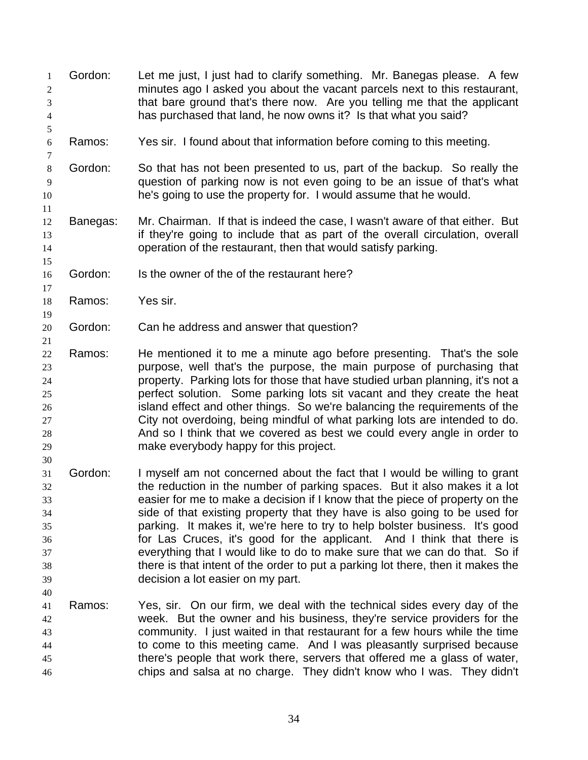Gordon: Let me just, I just had to clarify something. Mr. Banegas please. A few minutes ago I asked you about the vacant parcels next to this restaurant, that bare ground that's there now. Are you telling me that the applicant has purchased that land, he now owns it? Is that what you said?

Ramos: Yes sir. I found about that information before coming to this meeting.

Gordon: So that has not been presented to us, part of the backup. So really the question of parking now is not even going to be an issue of that's what he's going to use the property for. I would assume that he would.

Banegas: Mr. Chairman. If that is indeed the case, I wasn't aware of that either. But if they're going to include that as part of the overall circulation, overall operation of the restaurant, then that would satisfy parking.

Gordon: Is the owner of the of the restaurant here?

Ramos: Yes sir.

Gordon: Can he address and answer that question?

Ramos: He mentioned it to me a minute ago before presenting. That's the sole purpose, well that's the purpose, the main purpose of purchasing that property. Parking lots for those that have studied urban planning, it's not a perfect solution. Some parking lots sit vacant and they create the heat island effect and other things. So we're balancing the requirements of the City not overdoing, being mindful of what parking lots are intended to do. And so I think that we covered as best we could every angle in order to make everybody happy for this project.

Gordon: I myself am not concerned about the fact that I would be willing to grant the reduction in the number of parking spaces. But it also makes it a lot easier for me to make a decision if I know that the piece of property on the side of that existing property that they have is also going to be used for parking. It makes it, we're here to try to help bolster business. It's good for Las Cruces, it's good for the applicant. And I think that there is everything that I would like to do to make sure that we can do that. So if there is that intent of the order to put a parking lot there, then it makes the decision a lot easier on my part.

Ramos: Yes, sir. On our firm, we deal with the technical sides every day of the week. But the owner and his business, they're service providers for the community. I just waited in that restaurant for a few hours while the time to come to this meeting came. And I was pleasantly surprised because there's people that work there, servers that offered me a glass of water, chips and salsa at no charge. They didn't know who I was. They didn't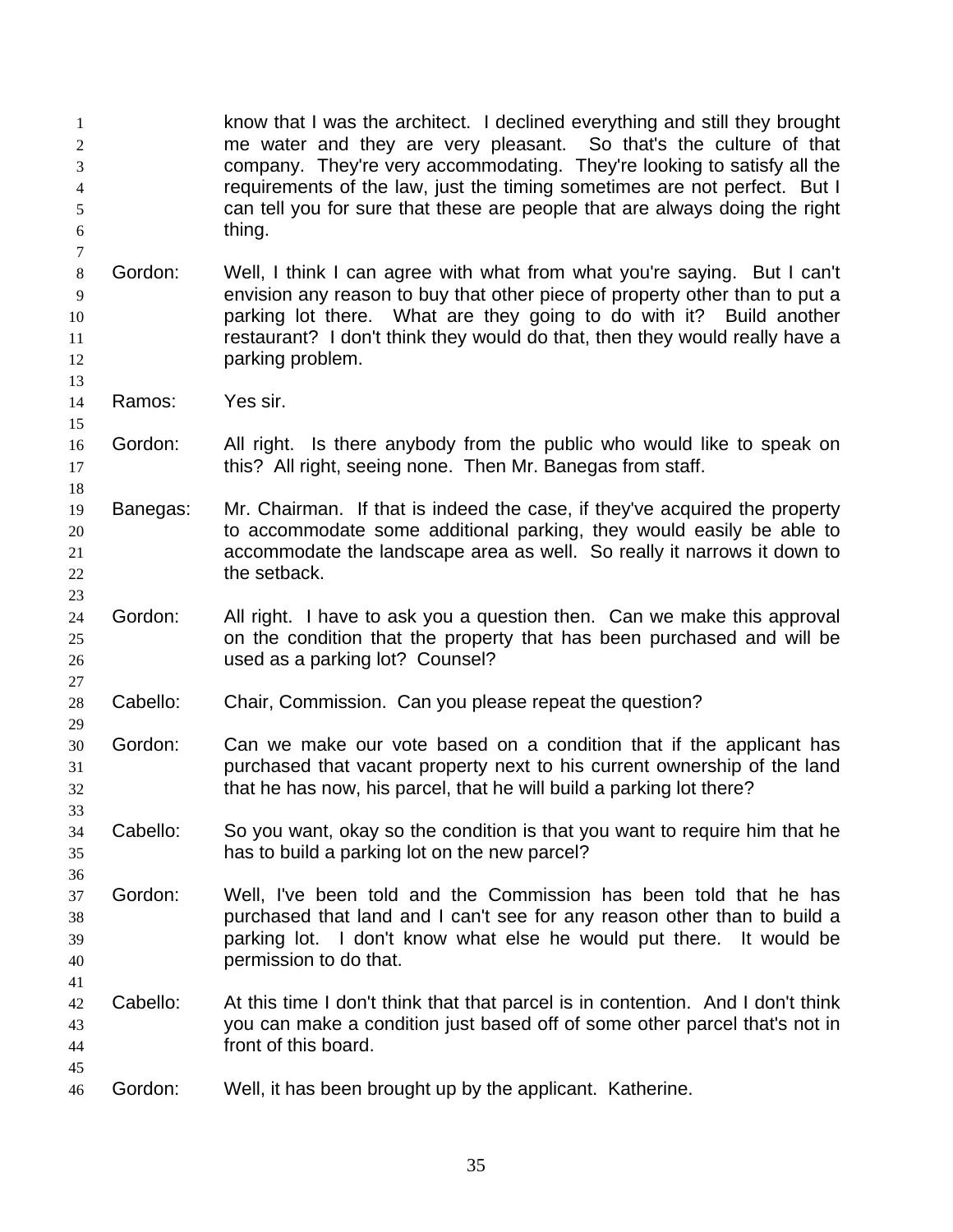know that I was the architect. I declined everything and still they brought me water and they are very pleasant. So that's the culture of that company. They're very accommodating. They're looking to satisfy all the requirements of the law, just the timing sometimes are not perfect. But I can tell you for sure that these are people that are always doing the right thing.

Gordon: Well, I think I can agree with what from what you're saying. But I can't envision any reason to buy that other piece of property other than to put a parking lot there. What are they going to do with it? Build another restaurant? I don't think they would do that, then they would really have a parking problem.

Ramos: Yes sir.

Gordon: All right. Is there anybody from the public who would like to speak on this? All right, seeing none. Then Mr. Banegas from staff.

Banegas: Mr. Chairman. If that is indeed the case, if they've acquired the property to accommodate some additional parking, they would easily be able to accommodate the landscape area as well. So really it narrows it down to the setback.

Gordon: All right. I have to ask you a question then. Can we make this approval on the condition that the property that has been purchased and will be used as a parking lot? Counsel?

Cabello: Chair, Commission. Can you please repeat the question?

Gordon: Can we make our vote based on a condition that if the applicant has purchased that vacant property next to his current ownership of the land that he has now, his parcel, that he will build a parking lot there?

Cabello: So you want, okay so the condition is that you want to require him that he has to build a parking lot on the new parcel?

Gordon: Well, I've been told and the Commission has been told that he has purchased that land and I can't see for any reason other than to build a parking lot. I don't know what else he would put there. It would be permission to do that.

Cabello: At this time I don't think that that parcel is in contention. And I don't think you can make a condition just based off of some other parcel that's not in front of this board.

Gordon: Well, it has been brought up by the applicant. Katherine.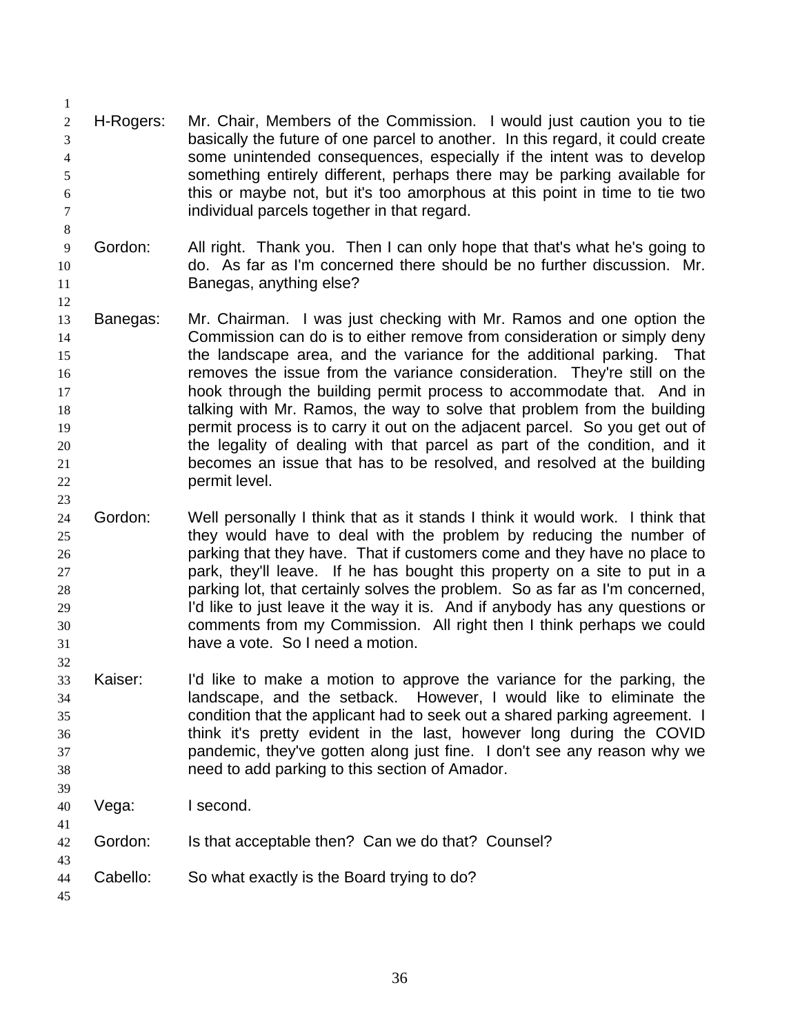H-Rogers: Mr. Chair, Members of the Commission. I would just caution you to tie basically the future of one parcel to another. In this regard, it could create some unintended consequences, especially if the intent was to develop something entirely different, perhaps there may be parking available for this or maybe not, but it's too amorphous at this point in time to tie two individual parcels together in that regard.

Gordon: All right. Thank you. Then I can only hope that that's what he's going to do. As far as I'm concerned there should be no further discussion. Mr. Banegas, anything else?

Banegas: Mr. Chairman. I was just checking with Mr. Ramos and one option the Commission can do is to either remove from consideration or simply deny the landscape area, and the variance for the additional parking. That removes the issue from the variance consideration. They're still on the hook through the building permit process to accommodate that. And in talking with Mr. Ramos, the way to solve that problem from the building permit process is to carry it out on the adjacent parcel. So you get out of the legality of dealing with that parcel as part of the condition, and it becomes an issue that has to be resolved, and resolved at the building permit level.

Gordon: Well personally I think that as it stands I think it would work. I think that they would have to deal with the problem by reducing the number of parking that they have. That if customers come and they have no place to park, they'll leave. If he has bought this property on a site to put in a parking lot, that certainly solves the problem. So as far as I'm concerned, I'd like to just leave it the way it is. And if anybody has any questions or comments from my Commission. All right then I think perhaps we could have a vote. So I need a motion.

Kaiser: I'd like to make a motion to approve the variance for the parking, the landscape, and the setback. However, I would like to eliminate the condition that the applicant had to seek out a shared parking agreement. I think it's pretty evident in the last, however long during the COVID pandemic, they've gotten along just fine. I don't see any reason why we need to add parking to this section of Amador.

Vega: I second.

Gordon: Is that acceptable then? Can we do that? Counsel?

Cabello: So what exactly is the Board trying to do?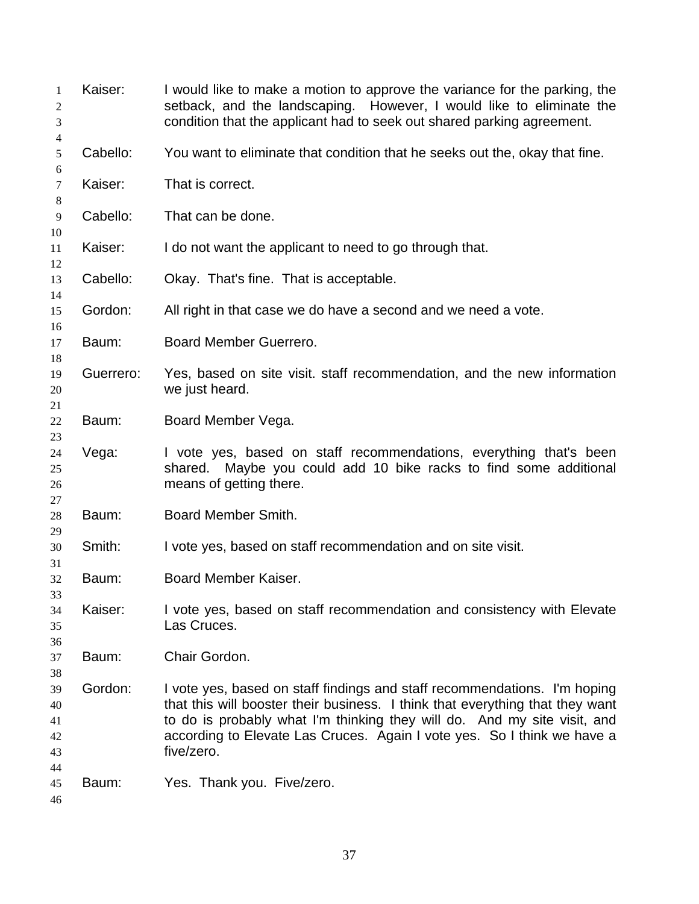Kaiser: I would like to make a motion to approve the variance for the parking, the setback, and the landscaping. However, I would like to eliminate the condition that the applicant had to seek out shared parking agreement.

Cabello: You want to eliminate that condition that he seeks out the, okay that fine.

Kaiser: That is correct.

Cabello: That can be done.

Kaiser: I do not want the applicant to need to go through that.

Cabello: Okay. That's fine. That is acceptable.

Gordon: All right in that case we do have a second and we need a vote.

Baum: Board Member Guerrero.

Guerrero: Yes, based on site visit. staff recommendation, and the new information we just heard.

Baum: Board Member Vega.

Vega: I vote yes, based on staff recommendations, everything that's been shared. Maybe you could add 10 bike racks to find some additional means of getting there.

Baum: Board Member Smith.

Smith: I vote yes, based on staff recommendation and on site visit.

Baum: Board Member Kaiser.

Kaiser: I vote yes, based on staff recommendation and consistency with Elevate Las Cruces.

Baum: Chair Gordon.

Gordon: I vote yes, based on staff findings and staff recommendations. I'm hoping that this will booster their business. I think that everything that they want to do is probably what I'm thinking they will do. And my site visit, and according to Elevate Las Cruces. Again I vote yes. So I think we have a five/zero.

Baum: Yes. Thank you. Five/zero.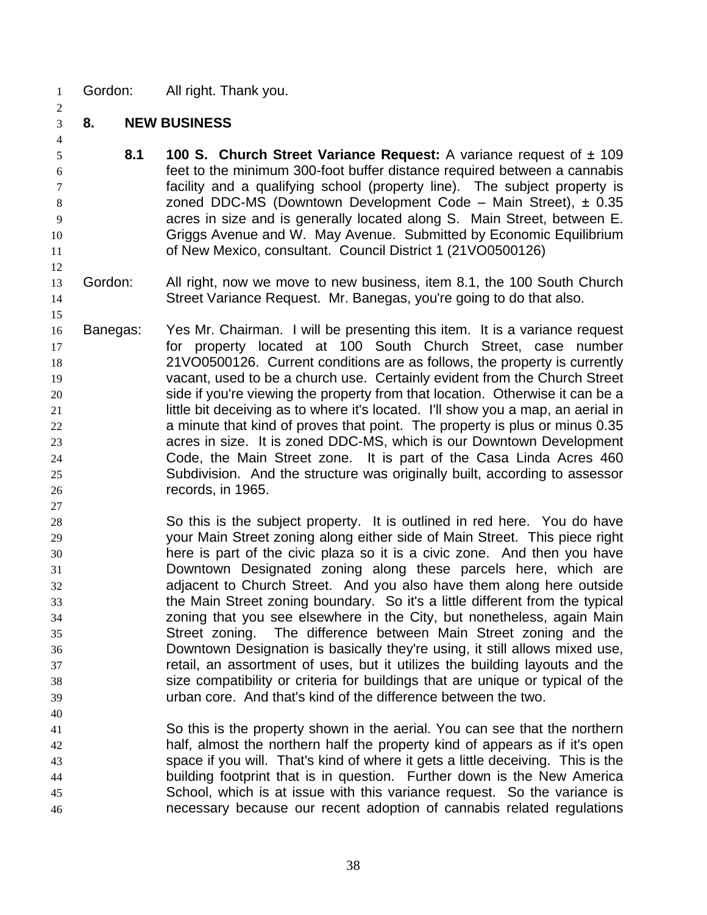Gordon: All right. Thank you.

## 8. NEW BUSINESS

**8.1 100 S. Church Street Variance Request:** A variance request of ± 109 feet to the minimum 300-foot buffer distance required between a cannabis facility and a qualifying school (property line). The subject property is zoned DDC-MS (Downtown Development Code – Main Street), ± 0.35 acres in size and is generally located along S. Main Street, between E. Griggs Avenue and W. May Avenue. Submitted by Economic Equilibrium of New Mexico, consultant. Council District 1 (21VO0500126)

Gordon: All right, now we move to new business, item 8.1, the 100 South Church Street Variance Request. Mr. Banegas, you're going to do that also.

Banegas: Yes Mr. Chairman. I will be presenting this item. It is a variance request for property located at 100 South Church Street, case number 21VO0500126. Current conditions are as follows, the property is currently vacant, used to be a church use. Certainly evident from the Church Street side if you're viewing the property from that location. Otherwise it can be a little bit deceiving as to where it's located. I'll show you a map, an aerial in a minute that kind of proves that point. The property is plus or minus 0.35 acres in size. It is zoned DDC-MS, which is our Downtown Development Code, the Main Street zone. It is part of the Casa Linda Acres 460 Subdivision. And the structure was originally built, according to assessor records, in 1965.

So this is the subject property. It is outlined in red here. You do have your Main Street zoning along either side of Main Street. This piece right here is part of the civic plaza so it is a civic zone. And then you have Downtown Designated zoning along these parcels here, which are adjacent to Church Street. And you also have them along here outside the Main Street zoning boundary. So it's a little different from the typical zoning that you see elsewhere in the City, but nonetheless, again Main Street zoning. The difference between Main Street zoning and the Downtown Designation is basically they're using, it still allows mixed use, retail, an assortment of uses, but it utilizes the building layouts and the size compatibility or criteria for buildings that are unique or typical of the urban core. And that's kind of the difference between the two.

So this is the property shown in the aerial. You can see that the northern half, almost the northern half the property kind of appears as if it's open space if you will. That's kind of where it gets a little deceiving. This is the building footprint that is in question. Further down is the New America School, which is at issue with this variance request. So the variance is necessary because our recent adoption of cannabis related regulations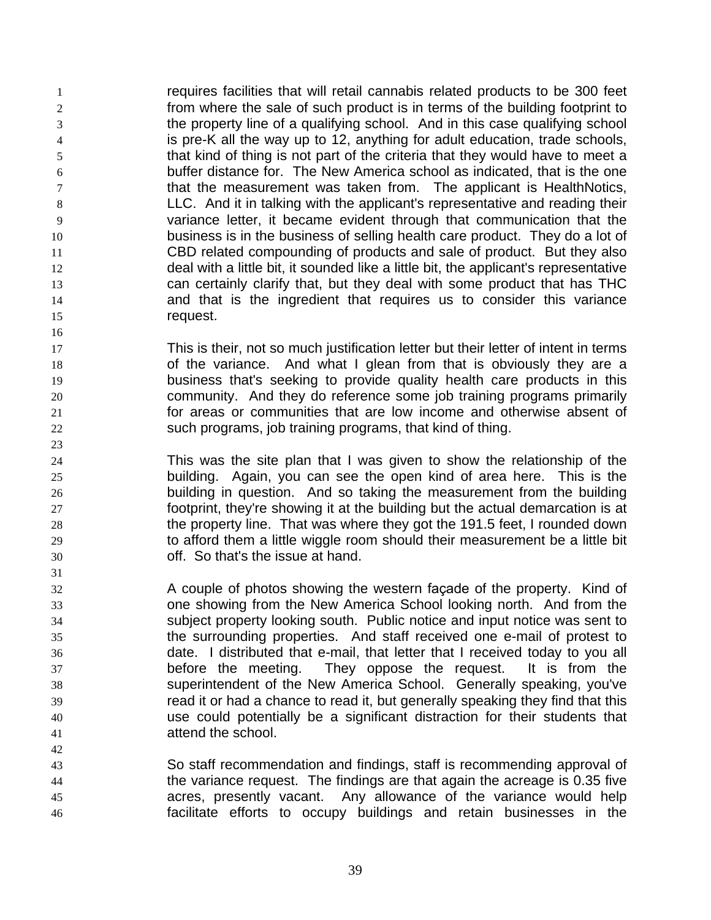requires facilities that will retail cannabis related products to be 300 feet from where the sale of such product is in terms of the building footprint to the property line of a qualifying school. And in this case qualifying school is pre-K all the way up to 12, anything for adult education, trade schools, that kind of thing is not part of the criteria that they would have to meet a buffer distance for. The New America school as indicated, that is the one that the measurement was taken from. The applicant is HealthNotics, LLC. And it in talking with the applicant's representative and reading their variance letter, it became evident through that communication that the business is in the business of selling health care product. They do a lot of CBD related compounding of products and sale of product. But they also deal with a little bit, it sounded like a little bit, the applicant's representative can certainly clarify that, but they deal with some product that has THC and that is the ingredient that requires us to consider this variance request.

This is their, not so much justification letter but their letter of intent in terms of the variance. And what I glean from that is obviously they are a business that's seeking to provide quality health care products in this community. And they do reference some job training programs primarily for areas or communities that are low income and otherwise absent of such programs, job training programs, that kind of thing.

This was the site plan that I was given to show the relationship of the building. Again, you can see the open kind of area here. This is the building in question. And so taking the measurement from the building footprint, they're showing it at the building but the actual demarcation is at the property line. That was where they got the 191.5 feet, I rounded down to afford them a little wiggle room should their measurement be a little bit off. So that's the issue at hand.

A couple of photos showing the western façade of the property. Kind of one showing from the New America School looking north. And from the subject property looking south. Public notice and input notice was sent to the surrounding properties. And staff received one e-mail of protest to date. I distributed that e-mail, that letter that I received today to you all before the meeting. They oppose the request. It is from the superintendent of the New America School. Generally speaking, you've read it or had a chance to read it, but generally speaking they find that this use could potentially be a significant distraction for their students that attend the school.

So staff recommendation and findings, staff is recommending approval of the variance request. The findings are that again the acreage is 0.35 five acres, presently vacant. Any allowance of the variance would help facilitate efforts to occupy buildings and retain businesses in the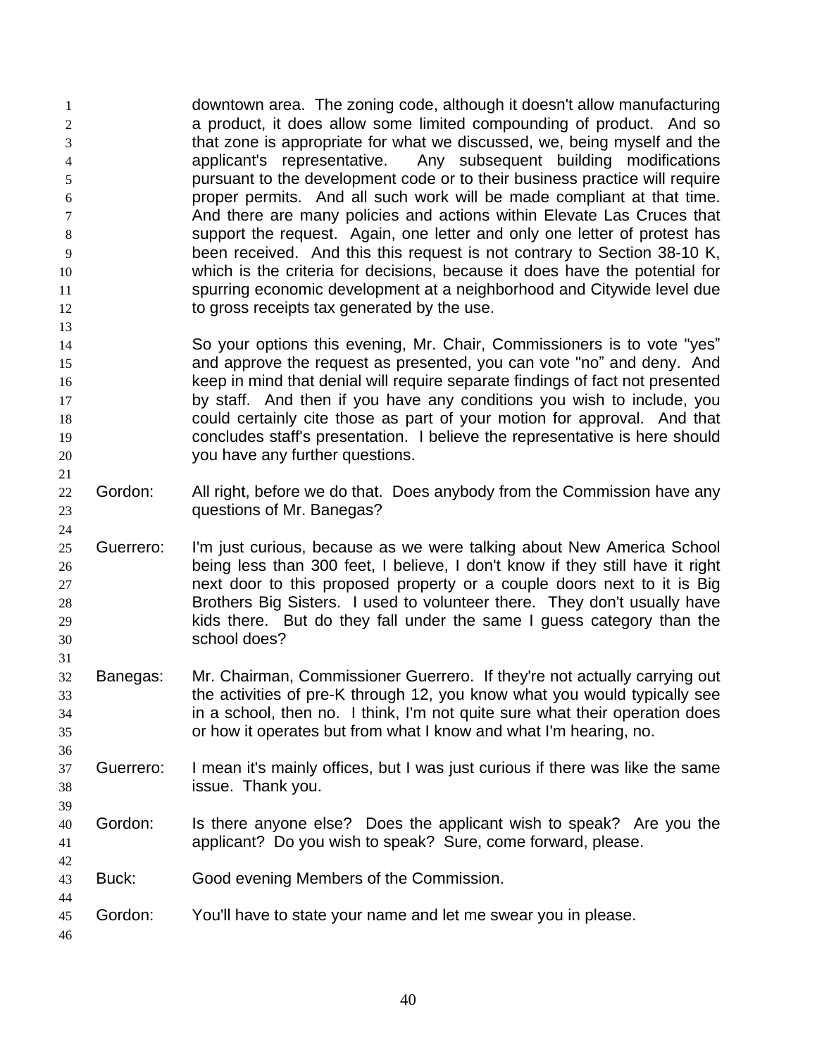downtown area. The zoning code, although it doesn't allow manufacturing a product, it does allow some limited compounding of product. And so that zone is appropriate for what we discussed, we, being myself and the applicant's representative. Any subsequent building modifications pursuant to the development code or to their business practice will require proper permits. And all such work will be made compliant at that time. And there are many policies and actions within Elevate Las Cruces that support the request. Again, one letter and only one letter of protest has been received. And this this request is not contrary to Section 38-10 K, which is the criteria for decisions, because it does have the potential for spurring economic development at a neighborhood and Citywide level due to gross receipts tax generated by the use.

So your options this evening, Mr. Chair, Commissioners is to vote "yes" and approve the request as presented, you can vote "no" and deny. And keep in mind that denial will require separate findings of fact not presented by staff. And then if you have any conditions you wish to include, you could certainly cite those as part of your motion for approval. And that concludes staff's presentation. I believe the representative is here should you have any further questions.

Gordon: All right, before we do that. Does anybody from the Commission have any questions of Mr. Banegas?

Guerrero: I'm just curious, because as we were talking about New America School being less than 300 feet, I believe, I don't know if they still have it right next door to this proposed property or a couple doors next to it is Big Brothers Big Sisters. I used to volunteer there. They don't usually have kids there. But do they fall under the same I guess category than the school does?

Banegas: Mr. Chairman, Commissioner Guerrero. If they're not actually carrying out the activities of pre-K through 12, you know what you would typically see in a school, then no. I think, I'm not quite sure what their operation does or how it operates but from what I know and what I'm hearing, no.

Guerrero: I mean it's mainly offices, but I was just curious if there was like the same issue. Thank you.

Gordon: Is there anyone else? Does the applicant wish to speak? Are you the applicant? Do you wish to speak? Sure, come forward, please.

Buck: Good evening Members of the Commission.

Gordon: You'll have to state your name and let me swear you in please.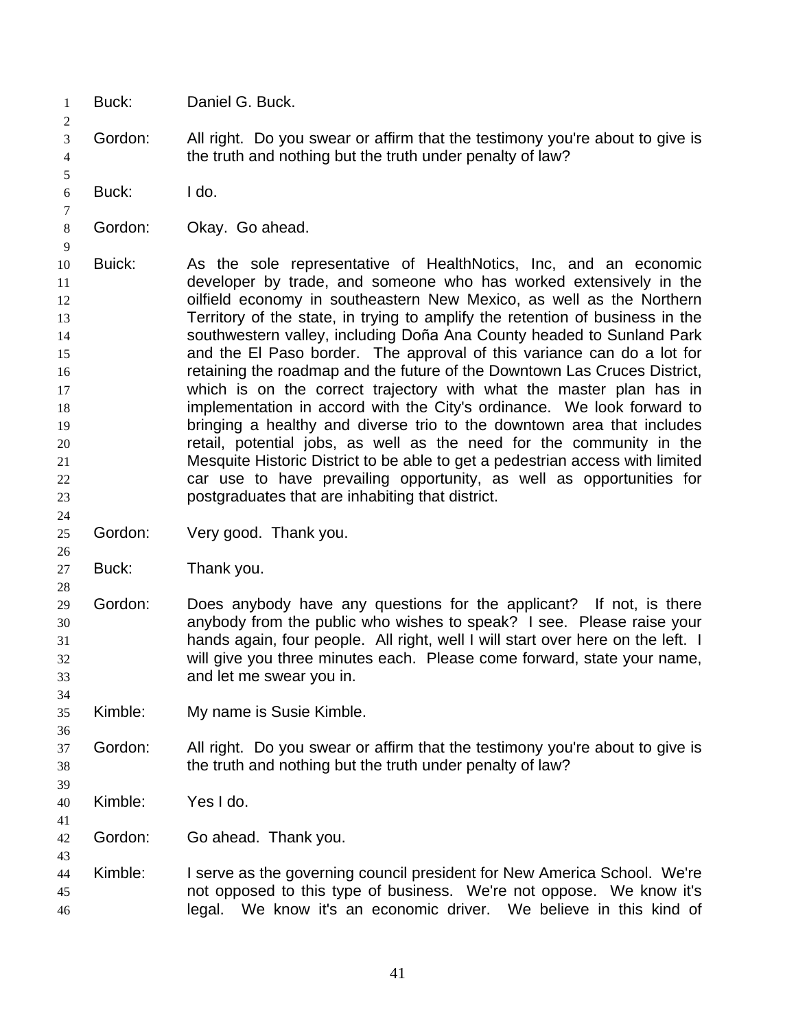Buck: Daniel G. Buck.

Gordon: All right. Do you swear or affirm that the testimony you're about to give is the truth and nothing but the truth under penalty of law?

Buck: I do.

Gordon: Okay. Go ahead.

Buick: As the sole representative of HealthNotics, Inc, and an economic developer by trade, and someone who has worked extensively in the oilfield economy in southeastern New Mexico, as well as the Northern Territory of the state, in trying to amplify the retention of business in the southwestern valley, including Doña Ana County headed to Sunland Park and the El Paso border. The approval of this variance can do a lot for retaining the roadmap and the future of the Downtown Las Cruces District, which is on the correct trajectory with what the master plan has in implementation in accord with the City's ordinance. We look forward to bringing a healthy and diverse trio to the downtown area that includes retail, potential jobs, as well as the need for the community in the Mesquite Historic District to be able to get a pedestrian access with limited car use to have prevailing opportunity, as well as opportunities for postgraduates that are inhabiting that district.

Gordon: Very good. Thank you.

Buck: Thank you.

Gordon: Does anybody have any questions for the applicant? If not, is there anybody from the public who wishes to speak? I see. Please raise your hands again, four people. All right, well I will start over here on the left. I will give you three minutes each. Please come forward, state your name, and let me swear you in.

Kimble: My name is Susie Kimble.

Gordon: All right. Do you swear or affirm that the testimony you're about to give is the truth and nothing but the truth under penalty of law?

Kimble: Yes I do.

Gordon: Go ahead. Thank you.

Kimble: I serve as the governing council president for New America School. We're not opposed to this type of business. We're not oppose. We know it's legal. We know it's an economic driver. We believe in this kind of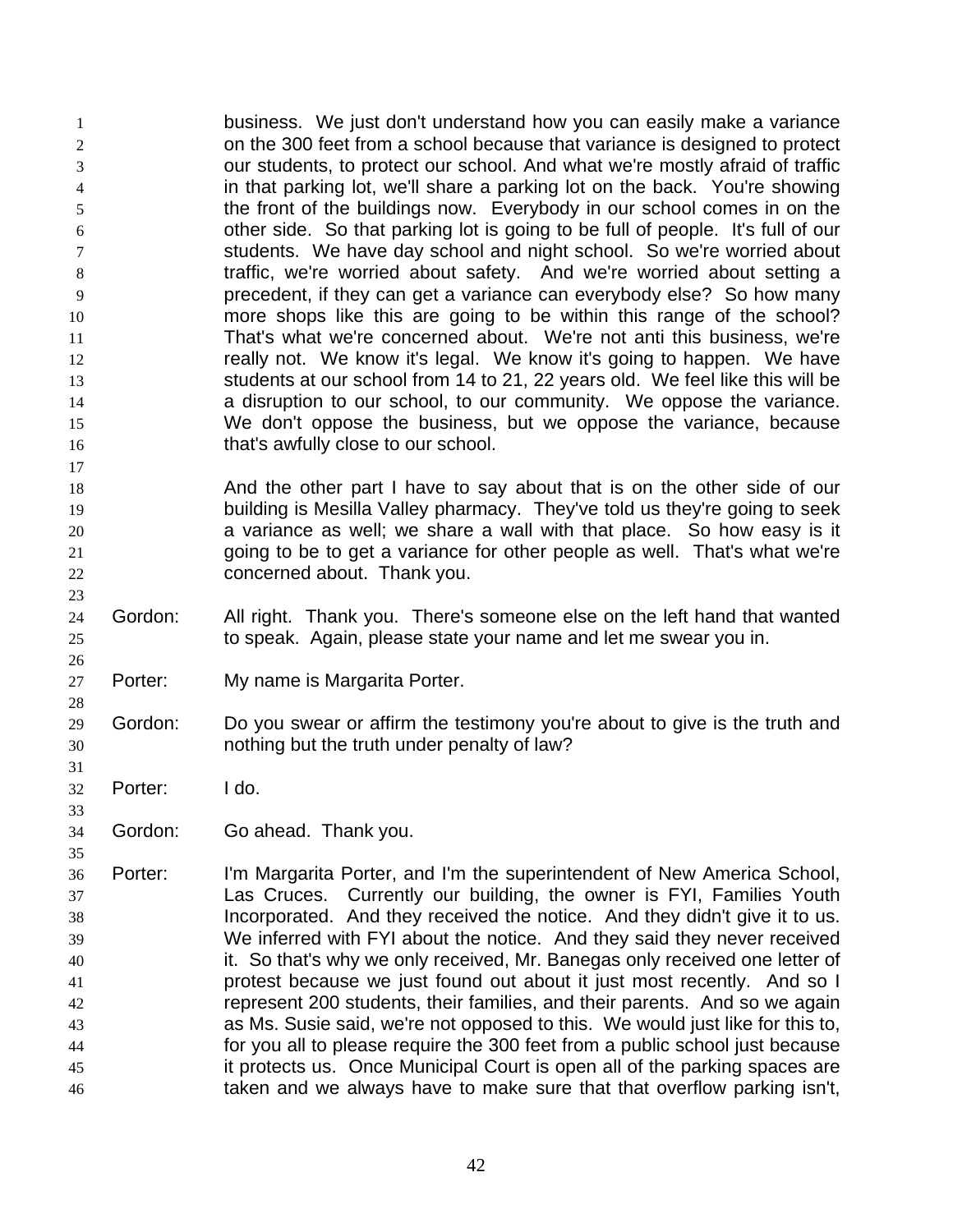business. We just don't understand how you can easily make a variance on the 300 feet from a school because that variance is designed to protect our students, to protect our school. And what we're mostly afraid of traffic in that parking lot, we'll share a parking lot on the back. You're showing the front of the buildings now. Everybody in our school comes in on the other side. So that parking lot is going to be full of people. It's full of our students. We have day school and night school. So we're worried about traffic, we're worried about safety. And we're worried about setting a precedent, if they can get a variance can everybody else? So how many more shops like this are going to be within this range of the school? That's what we're concerned about. We're not anti this business, we're really not. We know it's legal. We know it's going to happen. We have students at our school from 14 to 21, 22 years old. We feel like this will be a disruption to our school, to our community. We oppose the variance. We don't oppose the business, but we oppose the variance, because that's awfully close to our school.

And the other part I have to say about that is on the other side of our building is Mesilla Valley pharmacy. They've told us they're going to seek a variance as well; we share a wall with that place. So how easy is it going to be to get a variance for other people as well. That's what we're concerned about. Thank you.

Gordon: All right. Thank you. There's someone else on the left hand that wanted to speak. Again, please state your name and let me swear you in.

Porter: My name is Margarita Porter.

Gordon: Do you swear or affirm the testimony you're about to give is the truth and nothing but the truth under penalty of law?

Porter: I do.

Gordon: Go ahead. Thank you.

Porter: I'm Margarita Porter, and I'm the superintendent of New America School, Las Cruces. Currently our building, the owner is FYI, Families Youth Incorporated. And they received the notice. And they didn't give it to us. We inferred with FYI about the notice. And they said they never received it. So that's why we only received, Mr. Banegas only received one letter of protest because we just found out about it just most recently. And so I represent 200 students, their families, and their parents. And so we again as Ms. Susie said, we're not opposed to this. We would just like for this to, for you all to please require the 300 feet from a public school just because it protects us. Once Municipal Court is open all of the parking spaces are taken and we always have to make sure that that overflow parking isn't,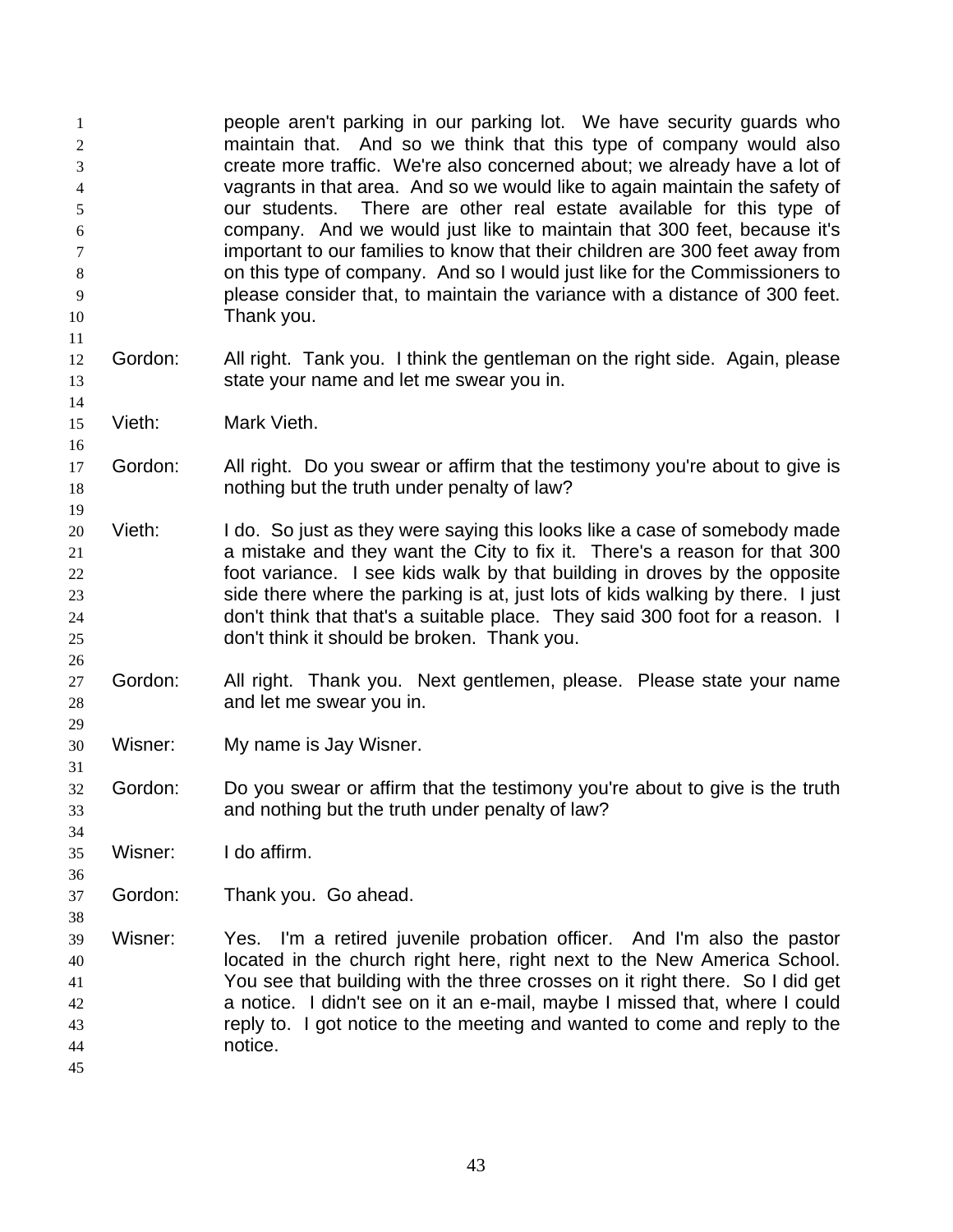people aren't parking in our parking lot. We have security guards who maintain that. And so we think that this type of company would also create more traffic. We're also concerned about; we already have a lot of vagrants in that area. And so we would like to again maintain the safety of our students. There are other real estate available for this type of company. And we would just like to maintain that 300 feet, because it's important to our families to know that their children are 300 feet away from on this type of company. And so I would just like for the Commissioners to please consider that, to maintain the variance with a distance of 300 feet. Thank you.

Gordon: All right. Tank you. I think the gentleman on the right side. Again, please state your name and let me swear you in.

Vieth: Mark Vieth.

Gordon: All right. Do you swear or affirm that the testimony you're about to give is nothing but the truth under penalty of law?

Vieth: I do. So just as they were saying this looks like a case of somebody made a mistake and they want the City to fix it. There's a reason for that 300 foot variance. I see kids walk by that building in droves by the opposite side there where the parking is at, just lots of kids walking by there. I just don't think that that's a suitable place. They said 300 foot for a reason. I don't think it should be broken. Thank you.

Gordon: All right. Thank you. Next gentlemen, please. Please state your name and let me swear you in.

Wisner: My name is Jay Wisner.

Gordon: Do you swear or affirm that the testimony you're about to give is the truth and nothing but the truth under penalty of law?

Wisner: I do affirm.

Gordon: Thank you. Go ahead.

Wisner: Yes. I'm a retired juvenile probation officer. And I'm also the pastor located in the church right here, right next to the New America School. You see that building with the three crosses on it right there. So I did get a notice. I didn't see on it an e-mail, maybe I missed that, where I could reply to. I got notice to the meeting and wanted to come and reply to the notice.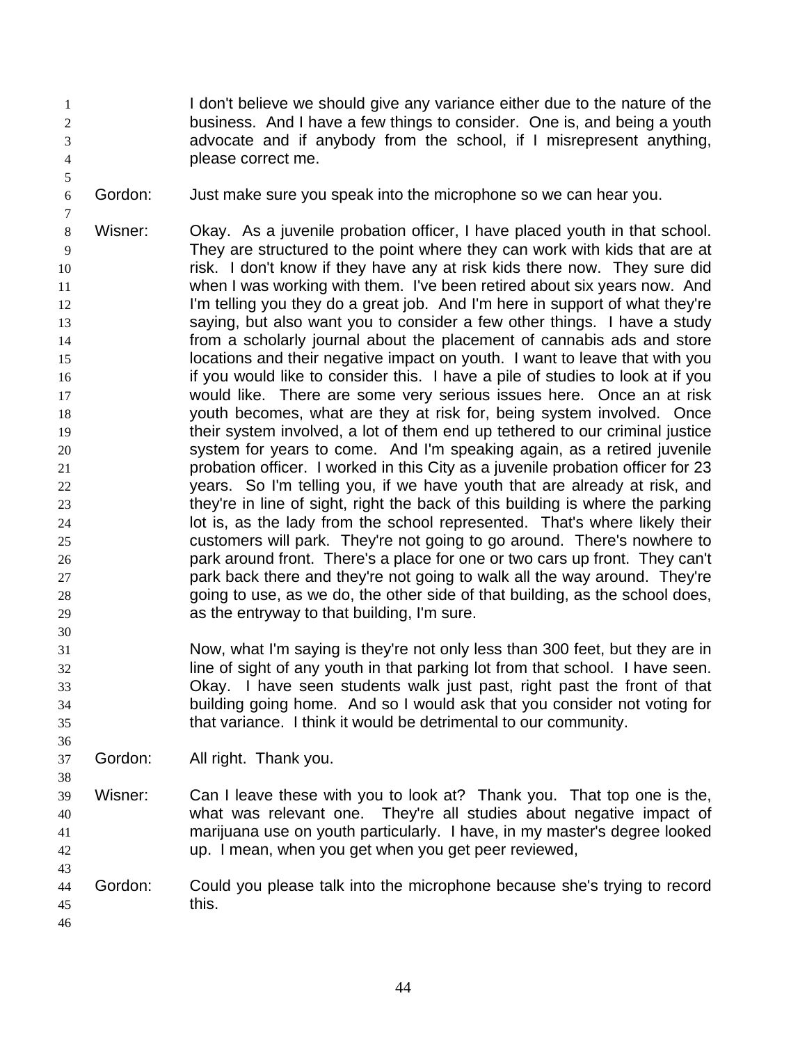I don't believe we should give any variance either due to the nature of the business. And I have a few things to consider. One is, and being a youth advocate and if anybody from the school, if I misrepresent anything, please correct me.

Gordon: Just make sure you speak into the microphone so we can hear you.

Wisner: Okay. As a juvenile probation officer, I have placed youth in that school. They are structured to the point where they can work with kids that are at risk. I don't know if they have any at risk kids there now. They sure did when I was working with them. I've been retired about six years now. And I'm telling you they do a great job. And I'm here in support of what they're saying, but also want you to consider a few other things. I have a study from a scholarly journal about the placement of cannabis ads and store locations and their negative impact on youth. I want to leave that with you if you would like to consider this. I have a pile of studies to look at if you would like. There are some very serious issues here. Once an at risk youth becomes, what are they at risk for, being system involved. Once their system involved, a lot of them end up tethered to our criminal justice system for years to come. And I'm speaking again, as a retired juvenile probation officer. I worked in this City as a juvenile probation officer for 23 years. So I'm telling you, if we have youth that are already at risk, and they're in line of sight, right the back of this building is where the parking lot is, as the lady from the school represented. That's where likely their customers will park. They're not going to go around. There's nowhere to park around front. There's a place for one or two cars up front. They can't park back there and they're not going to walk all the way around. They're going to use, as we do, the other side of that building, as the school does, as the entryway to that building, I'm sure.

Now, what I'm saying is they're not only less than 300 feet, but they are in line of sight of any youth in that parking lot from that school. I have seen. Okay. I have seen students walk just past, right past the front of that building going home. And so I would ask that you consider not voting for that variance. I think it would be detrimental to our community.

Gordon: All right. Thank you.

Wisner: Can I leave these with you to look at? Thank you. That top one is the, what was relevant one. They're all studies about negative impact of marijuana use on youth particularly. I have, in my master's degree looked up. I mean, when you get when you get peer reviewed,

Gordon: Could you please talk into the microphone because she's trying to record this.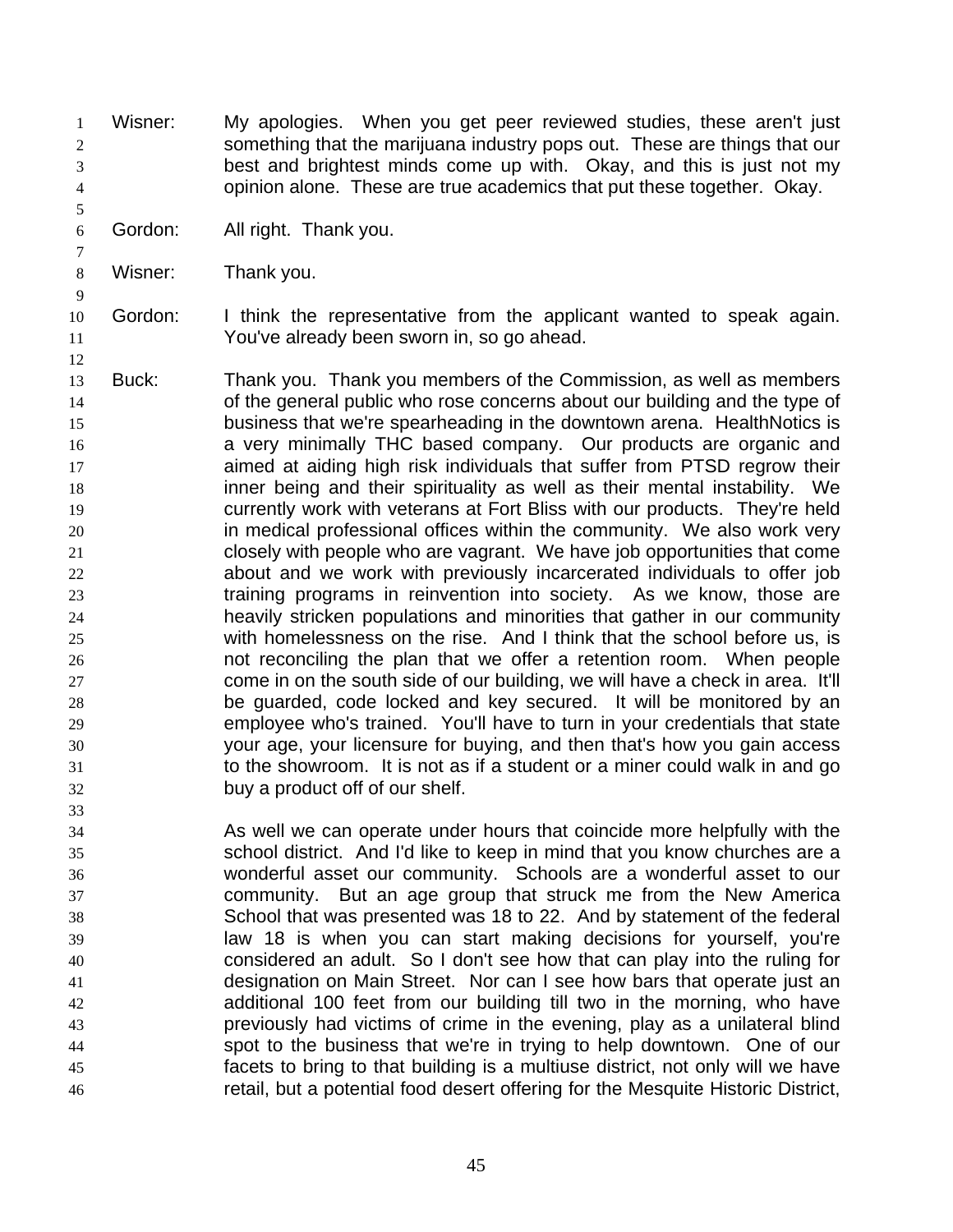Wisner: My apologies. When you get peer reviewed studies, these aren't just something that the marijuana industry pops out. These are things that our best and brightest minds come up with. Okay, and this is just not my opinion alone. These are true academics that put these together. Okay.

Gordon: All right. Thank you.

Wisner: Thank you.

Gordon: I think the representative from the applicant wanted to speak again. You've already been sworn in, so go ahead.

Buck: Thank you. Thank you members of the Commission, as well as members of the general public who rose concerns about our building and the type of business that we're spearheading in the downtown arena. HealthNotics is a very minimally THC based company. Our products are organic and aimed at aiding high risk individuals that suffer from PTSD regrow their inner being and their spirituality as well as their mental instability. We currently work with veterans at Fort Bliss with our products. They're held in medical professional offices within the community. We also work very closely with people who are vagrant. We have job opportunities that come about and we work with previously incarcerated individuals to offer job training programs in reinvention into society. As we know, those are heavily stricken populations and minorities that gather in our community with homelessness on the rise. And I think that the school before us, is not reconciling the plan that we offer a retention room. When people come in on the south side of our building, we will have a check in area. It'll be guarded, code locked and key secured. It will be monitored by an employee who's trained. You'll have to turn in your credentials that state your age, your licensure for buying, and then that's how you gain access to the showroom. It is not as if a student or a miner could walk in and go buy a product off of our shelf.

As well we can operate under hours that coincide more helpfully with the school district. And I'd like to keep in mind that you know churches are a wonderful asset our community. Schools are a wonderful asset to our community. But an age group that struck me from the New America School that was presented was 18 to 22. And by statement of the federal law 18 is when you can start making decisions for yourself, you're considered an adult. So I don't see how that can play into the ruling for designation on Main Street. Nor can I see how bars that operate just an additional 100 feet from our building till two in the morning, who have previously had victims of crime in the evening, play as a unilateral blind spot to the business that we're in trying to help downtown. One of our facets to bring to that building is a multiuse district, not only will we have retail, but a potential food desert offering for the Mesquite Historic District,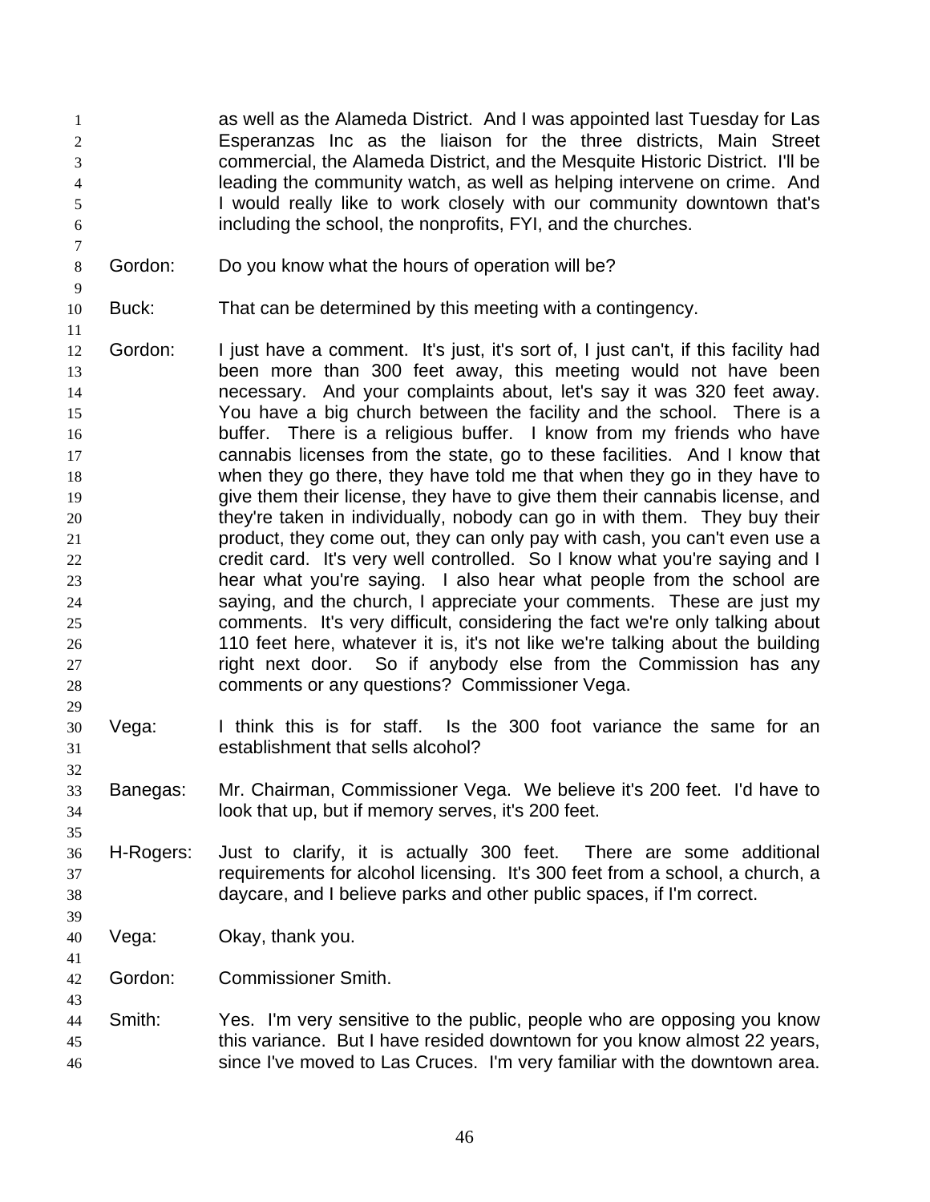as well as the Alameda District. And I was appointed last Tuesday for Las Esperanzas Inc as the liaison for the three districts, Main Street commercial, the Alameda District, and the Mesquite Historic District. I'll be leading the community watch, as well as helping intervene on crime. And I would really like to work closely with our community downtown that's including the school, the nonprofits, FYI, and the churches.

Gordon: Do you know what the hours of operation will be?

Buck: That can be determined by this meeting with a contingency.

Gordon: I just have a comment. It's just, it's sort of, I just can't, if this facility had been more than 300 feet away, this meeting would not have been necessary. And your complaints about, let's say it was 320 feet away. You have a big church between the facility and the school. There is a buffer. There is a religious buffer. I know from my friends who have cannabis licenses from the state, go to these facilities. And I know that when they go there, they have told me that when they go in they have to give them their license, they have to give them their cannabis license, and they're taken in individually, nobody can go in with them. They buy their product, they come out, they can only pay with cash, you can't even use a credit card. It's very well controlled. So I know what you're saying and I hear what you're saying. I also hear what people from the school are saying, and the church, I appreciate your comments. These are just my comments. It's very difficult, considering the fact we're only talking about 110 feet here, whatever it is, it's not like we're talking about the building right next door. So if anybody else from the Commission has any comments or any questions? Commissioner Vega.

Vega: I think this is for staff. Is the 300 foot variance the same for an establishment that sells alcohol?

Banegas: Mr. Chairman, Commissioner Vega. We believe it's 200 feet. I'd have to look that up, but if memory serves, it's 200 feet.

H-Rogers: Just to clarify, it is actually 300 feet. There are some additional requirements for alcohol licensing. It's 300 feet from a school, a church, a daycare, and I believe parks and other public spaces, if I'm correct.

Vega: Okay, thank you.

Gordon: Commissioner Smith.

Smith: Yes. I'm very sensitive to the public, people who are opposing you know this variance. But I have resided downtown for you know almost 22 years, since I've moved to Las Cruces. I'm very familiar with the downtown area.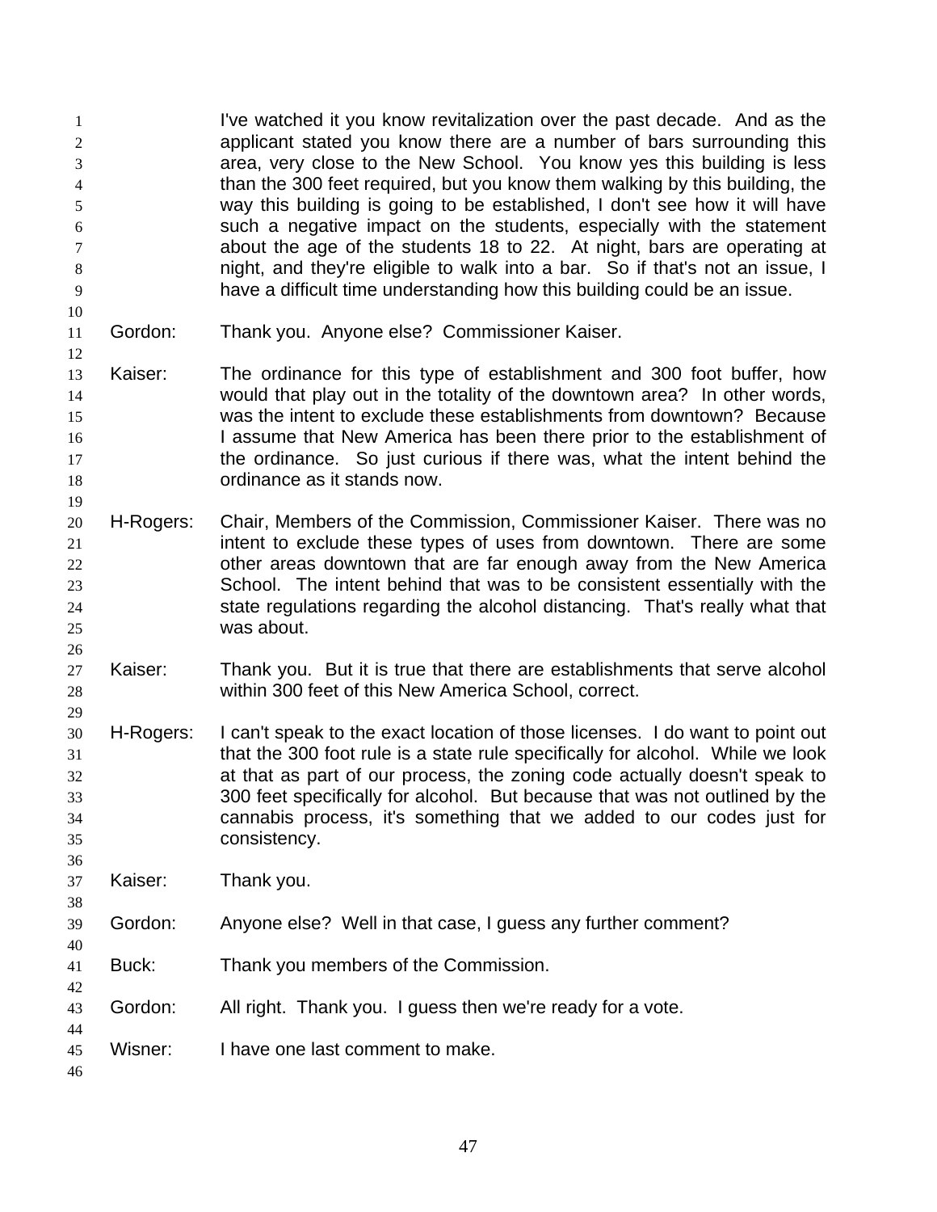I've watched it you know revitalization over the past decade. And as the applicant stated you know there are a number of bars surrounding this area, very close to the New School. You know yes this building is less than the 300 feet required, but you know them walking by this building, the way this building is going to be established, I don't see how it will have such a negative impact on the students, especially with the statement about the age of the students 18 to 22. At night, bars are operating at night, and they're eligible to walk into a bar. So if that's not an issue, I have a difficult time understanding how this building could be an issue.

Gordon: Thank you. Anyone else? Commissioner Kaiser.

Kaiser: The ordinance for this type of establishment and 300 foot buffer, how would that play out in the totality of the downtown area? In other words, was the intent to exclude these establishments from downtown? Because I assume that New America has been there prior to the establishment of the ordinance. So just curious if there was, what the intent behind the ordinance as it stands now.

H-Rogers: Chair, Members of the Commission, Commissioner Kaiser. There was no intent to exclude these types of uses from downtown. There are some other areas downtown that are far enough away from the New America School. The intent behind that was to be consistent essentially with the state regulations regarding the alcohol distancing. That's really what that was about.

Kaiser: Thank you. But it is true that there are establishments that serve alcohol within 300 feet of this New America School, correct.

H-Rogers: I can't speak to the exact location of those licenses. I do want to point out that the 300 foot rule is a state rule specifically for alcohol. While we look at that as part of our process, the zoning code actually doesn't speak to 300 feet specifically for alcohol. But because that was not outlined by the cannabis process, it's something that we added to our codes just for consistency.

Kaiser: Thank you.

Gordon: Anyone else? Well in that case, I guess any further comment?

Buck: Thank you members of the Commission.

Gordon: All right. Thank you. I guess then we're ready for a vote.

Wisner: I have one last comment to make.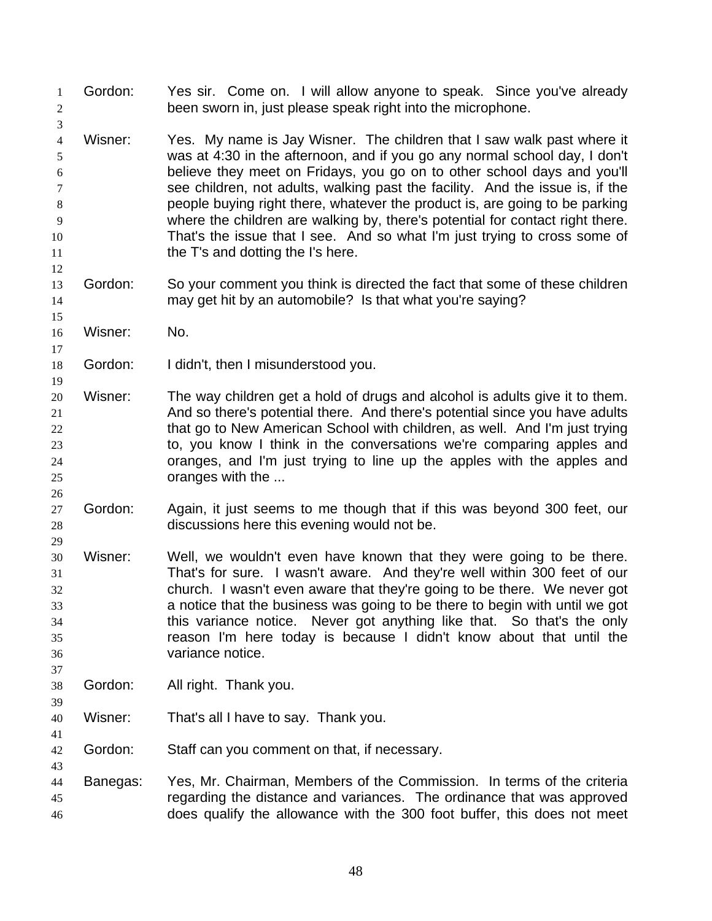Gordon: Yes sir. Come on. I will allow anyone to speak. Since you've already been sworn in, just please speak right into the microphone.

Wisner: Yes. My name is Jay Wisner. The children that I saw walk past where it was at 4:30 in the afternoon, and if you go any normal school day, I don't believe they meet on Fridays, you go on to other school days and you'll see children, not adults, walking past the facility. And the issue is, if the people buying right there, whatever the product is, are going to be parking where the children are walking by, there's potential for contact right there. That's the issue that I see. And so what I'm just trying to cross some of the T's and dotting the I's here.

Gordon: So your comment you think is directed the fact that some of these children may get hit by an automobile? Is that what you're saying?

Wisner: No.

Gordon: I didn't, then I misunderstood you.

Wisner: The way children get a hold of drugs and alcohol is adults give it to them. And so there's potential there. And there's potential since you have adults that go to New American School with children, as well. And I'm just trying to, you know I think in the conversations we're comparing apples and oranges, and I'm just trying to line up the apples with the apples and oranges with the ...

Gordon: Again, it just seems to me though that if this was beyond 300 feet, our discussions here this evening would not be.

Wisner: Well, we wouldn't even have known that they were going to be there. That's for sure. I wasn't aware. And they're well within 300 feet of our church. I wasn't even aware that they're going to be there. We never got a notice that the business was going to be there to begin with until we got this variance notice. Never got anything like that. So that's the only reason I'm here today is because I didn't know about that until the variance notice.

Gordon: All right. Thank you.

Wisner: That's all I have to say. Thank you.

Gordon: Staff can you comment on that, if necessary.

Banegas: Yes, Mr. Chairman, Members of the Commission. In terms of the criteria regarding the distance and variances. The ordinance that was approved does qualify the allowance with the 300 foot buffer, this does not meet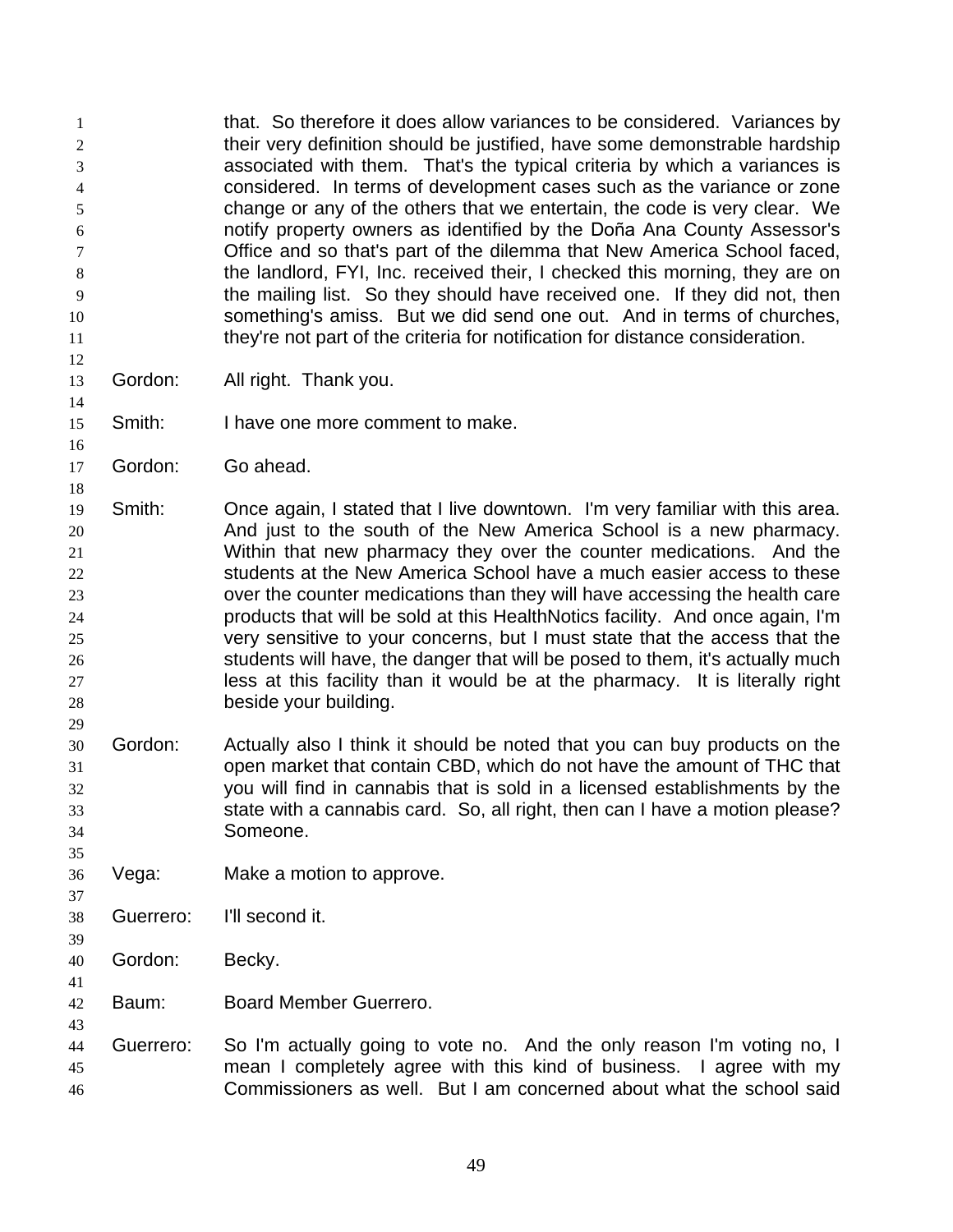that. So therefore it does allow variances to be considered. Variances by their very definition should be justified, have some demonstrable hardship associated with them. That's the typical criteria by which a variances is considered. In terms of development cases such as the variance or zone change or any of the others that we entertain, the code is very clear. We notify property owners as identified by the Doña Ana County Assessor's Office and so that's part of the dilemma that New America School faced, the landlord, FYI, Inc. received their, I checked this morning, they are on the mailing list. So they should have received one. If they did not, then something's amiss. But we did send one out. And in terms of churches, they're not part of the criteria for notification for distance consideration.

Gordon: All right. Thank you.

Smith: I have one more comment to make.

Gordon: Go ahead.

Smith: Once again, I stated that I live downtown. I'm very familiar with this area. And just to the south of the New America School is a new pharmacy. Within that new pharmacy they over the counter medications. And the students at the New America School have a much easier access to these over the counter medications than they will have accessing the health care products that will be sold at this HealthNotics facility. And once again, I'm very sensitive to your concerns, but I must state that the access that the students will have, the danger that will be posed to them, it's actually much less at this facility than it would be at the pharmacy. It is literally right beside your building.

Gordon: Actually also I think it should be noted that you can buy products on the open market that contain CBD, which do not have the amount of THC that you will find in cannabis that is sold in a licensed establishments by the state with a cannabis card. So, all right, then can I have a motion please? Someone.

Vega: Make a motion to approve.

Guerrero: I'll second it.

Gordon: Becky.

Baum: Board Member Guerrero.

Guerrero: So I'm actually going to vote no. And the only reason I'm voting no, I mean I completely agree with this kind of business. I agree with my Commissioners as well. But I am concerned about what the school said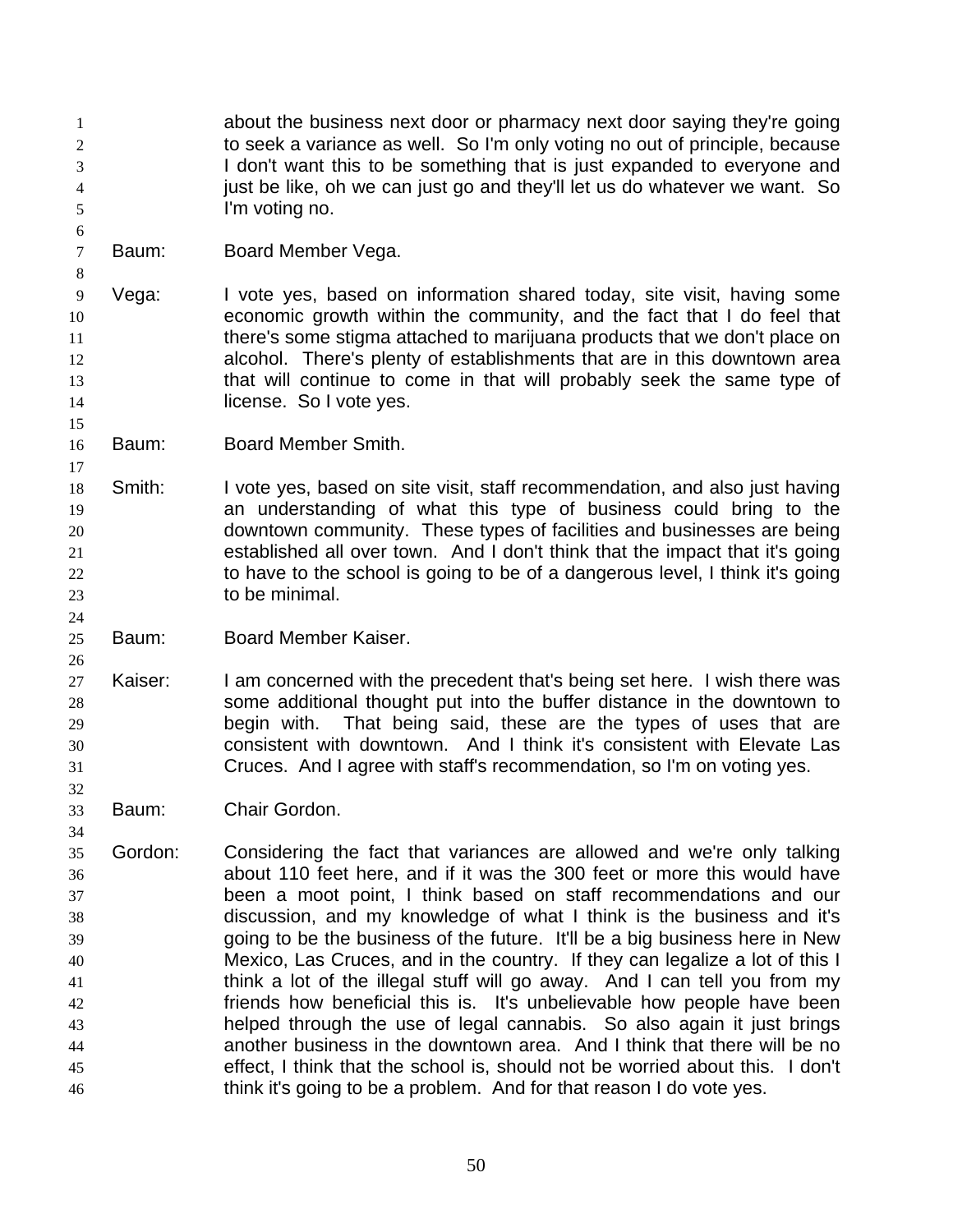about the business next door or pharmacy next door saying they're going to seek a variance as well. So I'm only voting no out of principle, because I don't want this to be something that is just expanded to everyone and just be like, oh we can just go and they'll let us do whatever we want. So I'm voting no.

Baum: Board Member Vega.

Vega: I vote yes, based on information shared today, site visit, having some economic growth within the community, and the fact that I do feel that there's some stigma attached to marijuana products that we don't place on alcohol. There's plenty of establishments that are in this downtown area that will continue to come in that will probably seek the same type of license. So I vote yes.

Baum: Board Member Smith.

Smith: I vote yes, based on site visit, staff recommendation, and also just having an understanding of what this type of business could bring to the downtown community. These types of facilities and businesses are being established all over town. And I don't think that the impact that it's going to have to the school is going to be of a dangerous level, I think it's going to be minimal.

Baum: Board Member Kaiser.

Kaiser: I am concerned with the precedent that's being set here. I wish there was some additional thought put into the buffer distance in the downtown to begin with. That being said, these are the types of uses that are consistent with downtown. And I think it's consistent with Elevate Las Cruces. And I agree with staff's recommendation, so I'm on voting yes.

Baum: Chair Gordon.

Gordon: Considering the fact that variances are allowed and we're only talking about 110 feet here, and if it was the 300 feet or more this would have been a moot point, I think based on staff recommendations and our discussion, and my knowledge of what I think is the business and it's going to be the business of the future. It'll be a big business here in New Mexico, Las Cruces, and in the country. If they can legalize a lot of this I think a lot of the illegal stuff will go away. And I can tell you from my friends how beneficial this is. It's unbelievable how people have been helped through the use of legal cannabis. So also again it just brings another business in the downtown area. And I think that there will be no effect, I think that the school is, should not be worried about this. I don't think it's going to be a problem. And for that reason I do vote yes.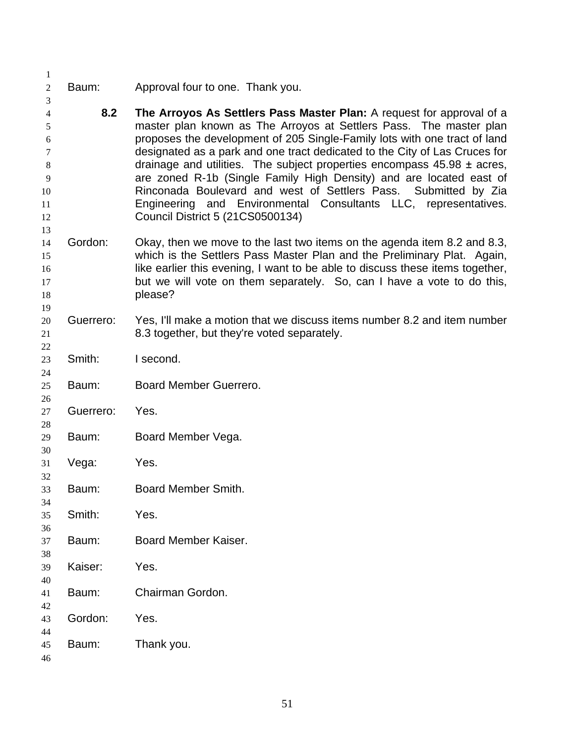Baum: Approval four to one. Thank you.

**8.2 The Arroyos As Settlers Pass Master Plan:** A request for approval of a master plan known as The Arroyos at Settlers Pass. The master plan proposes the development of 205 Single-Family lots with one tract of land designated as a park and one tract dedicated to the City of Las Cruces for drainage and utilities. The subject properties encompass 45.98 ± acres, are zoned R-1b (Single Family High Density) and are located east of Rinconada Boulevard and west of Settlers Pass. Submitted by Zia Engineering and Environmental Consultants LLC, representatives. Council District 5 (21CS0500134)

Gordon: Okay, then we move to the last two items on the agenda item 8.2 and 8.3, which is the Settlers Pass Master Plan and the Preliminary Plat. Again, like earlier this evening, I want to be able to discuss these items together, but we will vote on them separately. So, can I have a vote to do this, please?

Guerrero: Yes, I'll make a motion that we discuss items number 8.2 and item number 8.3 together, but they're voted separately.

Smith: I second.

Baum: Board Member Guerrero.

Guerrero: Yes.

Baum: Board Member Vega.

Vega: Yes.

Baum: Board Member Smith.

Smith: Yes.

Baum: Board Member Kaiser.

Kaiser: Yes.

Baum: Chairman Gordon.

Gordon: Yes.

Baum: Thank you.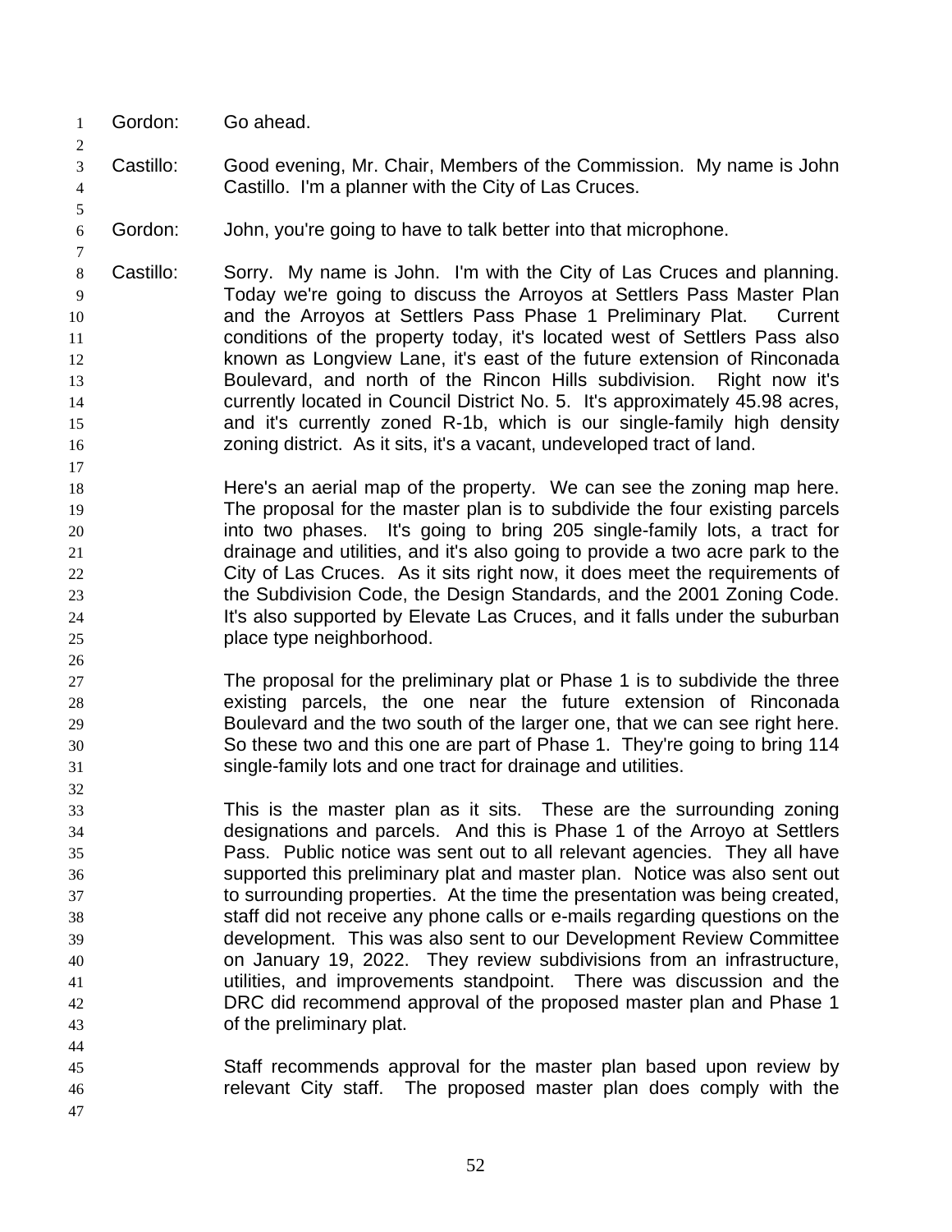Gordon: Go ahead.

Castillo: Good evening, Mr. Chair, Members of the Commission. My name is John Castillo. I'm a planner with the City of Las Cruces.

Gordon: John, you're going to have to talk better into that microphone.

Castillo: Sorry. My name is John. I'm with the City of Las Cruces and planning. Today we're going to discuss the Arroyos at Settlers Pass Master Plan and the Arroyos at Settlers Pass Phase 1 Preliminary Plat. Current conditions of the property today, it's located west of Settlers Pass also known as Longview Lane, it's east of the future extension of Rinconada Boulevard, and north of the Rincon Hills subdivision. Right now it's currently located in Council District No. 5. It's approximately 45.98 acres, and it's currently zoned R-1b, which is our single-family high density zoning district. As it sits, it's a vacant, undeveloped tract of land.

Here's an aerial map of the property. We can see the zoning map here. The proposal for the master plan is to subdivide the four existing parcels into two phases. It's going to bring 205 single-family lots, a tract for drainage and utilities, and it's also going to provide a two acre park to the City of Las Cruces. As it sits right now, it does meet the requirements of the Subdivision Code, the Design Standards, and the 2001 Zoning Code. It's also supported by Elevate Las Cruces, and it falls under the suburban place type neighborhood.

The proposal for the preliminary plat or Phase 1 is to subdivide the three existing parcels, the one near the future extension of Rinconada Boulevard and the two south of the larger one, that we can see right here. So these two and this one are part of Phase 1. They're going to bring 114 single-family lots and one tract for drainage and utilities.

This is the master plan as it sits. These are the surrounding zoning designations and parcels. And this is Phase 1 of the Arroyo at Settlers Pass. Public notice was sent out to all relevant agencies. They all have supported this preliminary plat and master plan. Notice was also sent out to surrounding properties. At the time the presentation was being created, staff did not receive any phone calls or e-mails regarding questions on the development. This was also sent to our Development Review Committee on January 19, 2022. They review subdivisions from an infrastructure, utilities, and improvements standpoint. There was discussion and the DRC did recommend approval of the proposed master plan and Phase 1 of the preliminary plat.

Staff recommends approval for the master plan based upon review by relevant City staff. The proposed master plan does comply with the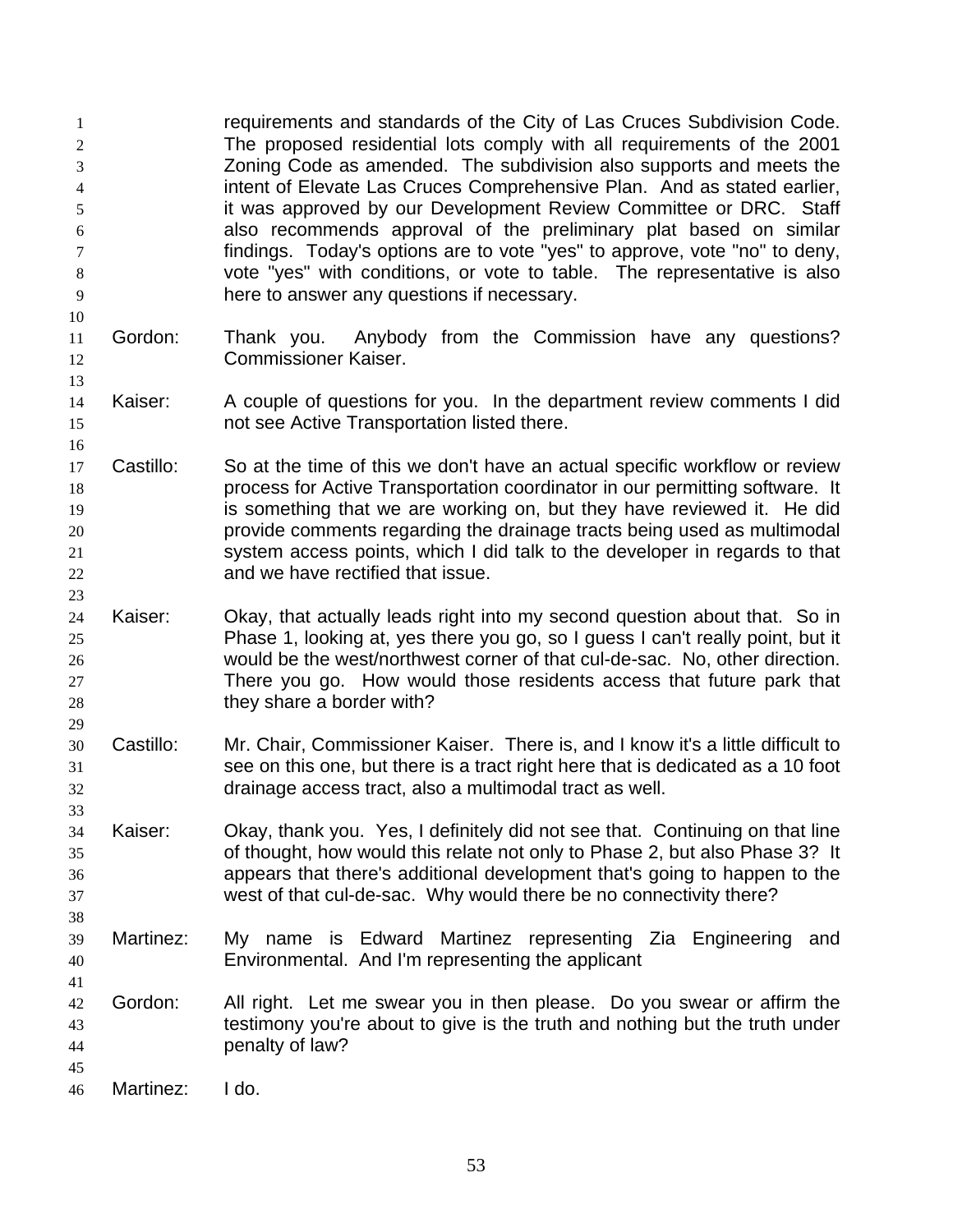requirements and standards of the City of Las Cruces Subdivision Code. The proposed residential lots comply with all requirements of the 2001 Zoning Code as amended. The subdivision also supports and meets the intent of Elevate Las Cruces Comprehensive Plan. And as stated earlier, it was approved by our Development Review Committee or DRC. Staff also recommends approval of the preliminary plat based on similar findings. Today's options are to vote "yes" to approve, vote "no" to deny, vote "yes" with conditions, or vote to table. The representative is also here to answer any questions if necessary.

Gordon: Thank you. Anybody from the Commission have any questions? Commissioner Kaiser.

Kaiser: A couple of questions for you. In the department review comments I did not see Active Transportation listed there.

Castillo: So at the time of this we don't have an actual specific workflow or review process for Active Transportation coordinator in our permitting software. It is something that we are working on, but they have reviewed it. He did provide comments regarding the drainage tracts being used as multimodal system access points, which I did talk to the developer in regards to that and we have rectified that issue.

Kaiser: Okay, that actually leads right into my second question about that. So in Phase 1, looking at, yes there you go, so I guess I can't really point, but it would be the west/northwest corner of that cul-de-sac. No, other direction. There you go. How would those residents access that future park that they share a border with?

Castillo: Mr. Chair, Commissioner Kaiser. There is, and I know it's a little difficult to see on this one, but there is a tract right here that is dedicated as a 10 foot drainage access tract, also a multimodal tract as well.

Kaiser: Okay, thank you. Yes, I definitely did not see that. Continuing on that line of thought, how would this relate not only to Phase 2, but also Phase 3? It appears that there's additional development that's going to happen to the west of that cul-de-sac. Why would there be no connectivity there?

Martinez: My name is Edward Martinez representing Zia Engineering and Environmental. And I'm representing the applicant

Gordon: All right. Let me swear you in then please. Do you swear or affirm the testimony you're about to give is the truth and nothing but the truth under penalty of law?

Martinez: I do.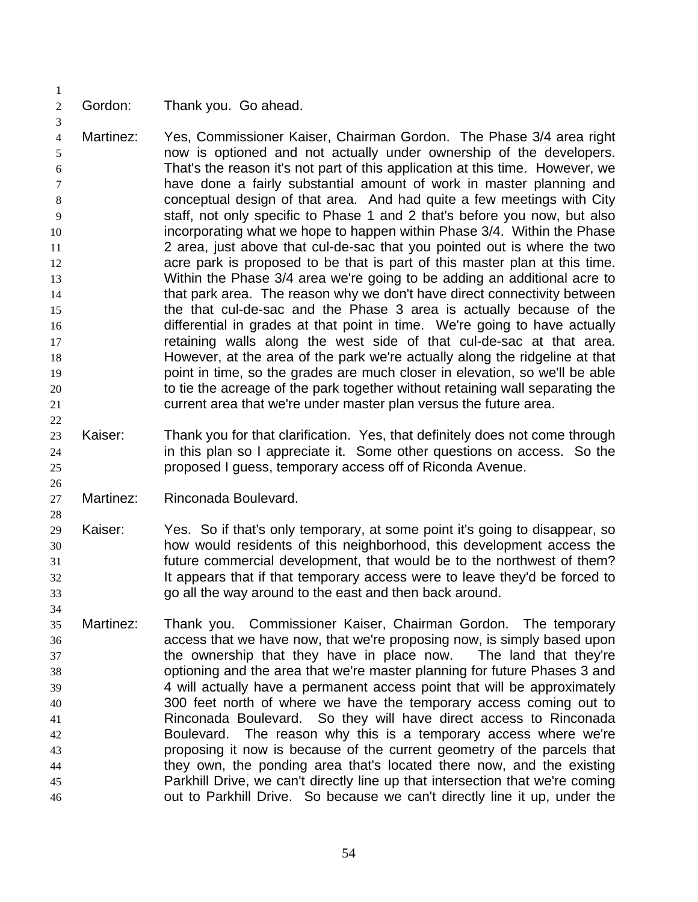Gordon: Thank you. Go ahead.

Martinez: Yes, Commissioner Kaiser, Chairman Gordon. The Phase 3/4 area right now is optioned and not actually under ownership of the developers. That's the reason it's not part of this application at this time. However, we have done a fairly substantial amount of work in master planning and conceptual design of that area. And had quite a few meetings with City staff, not only specific to Phase 1 and 2 that's before you now, but also incorporating what we hope to happen within Phase 3/4. Within the Phase 2 area, just above that cul-de-sac that you pointed out is where the two acre park is proposed to be that is part of this master plan at this time. Within the Phase 3/4 area we're going to be adding an additional acre to that park area. The reason why we don't have direct connectivity between the that cul-de-sac and the Phase 3 area is actually because of the differential in grades at that point in time. We're going to have actually retaining walls along the west side of that cul-de-sac at that area. However, at the area of the park we're actually along the ridgeline at that point in time, so the grades are much closer in elevation, so we'll be able to tie the acreage of the park together without retaining wall separating the current area that we're under master plan versus the future area.

Kaiser: Thank you for that clarification. Yes, that definitely does not come through in this plan so I appreciate it. Some other questions on access. So the proposed I guess, temporary access off of Riconda Avenue.

Martinez: Rinconada Boulevard.

Kaiser: Yes. So if that's only temporary, at some point it's going to disappear, so how would residents of this neighborhood, this development access the future commercial development, that would be to the northwest of them? It appears that if that temporary access were to leave they'd be forced to go all the way around to the east and then back around.

Martinez: Thank you. Commissioner Kaiser, Chairman Gordon. The temporary access that we have now, that we're proposing now, is simply based upon the ownership that they have in place now. The land that they're optioning and the area that we're master planning for future Phases 3 and 4 will actually have a permanent access point that will be approximately 300 feet north of where we have the temporary access coming out to Rinconada Boulevard. So they will have direct access to Rinconada Boulevard. The reason why this is a temporary access where we're proposing it now is because of the current geometry of the parcels that they own, the ponding area that's located there now, and the existing Parkhill Drive, we can't directly line up that intersection that we're coming out to Parkhill Drive. So because we can't directly line it up, under the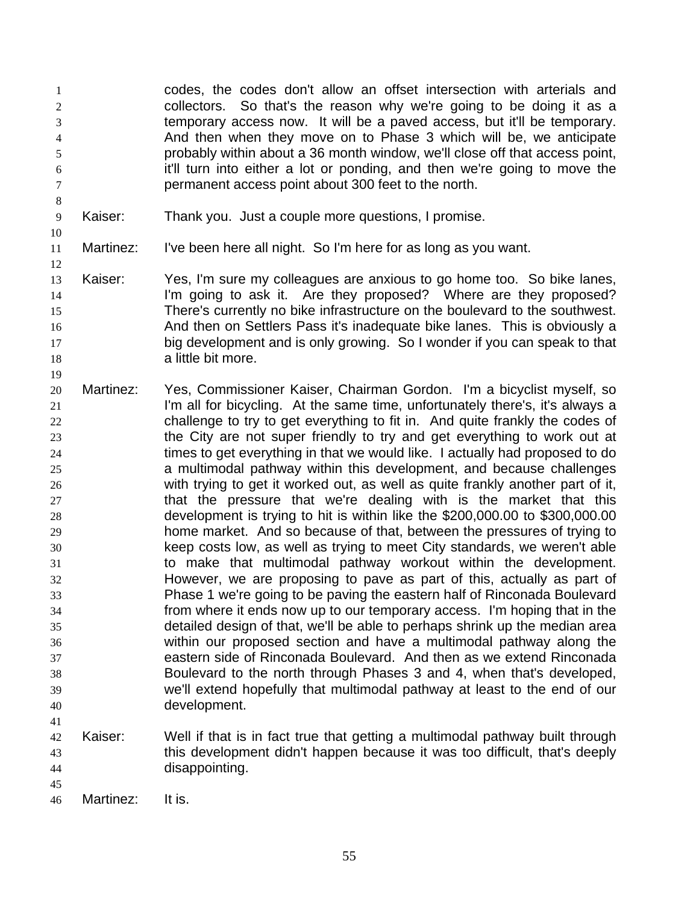codes, the codes don't allow an offset intersection with arterials and collectors. So that's the reason why we're going to be doing it as a temporary access now. It will be a paved access, but it'll be temporary. And then when they move on to Phase 3 which will be, we anticipate probably within about a 36 month window, we'll close off that access point, it'll turn into either a lot or ponding, and then we're going to move the permanent access point about 300 feet to the north.

Kaiser: Thank you. Just a couple more questions, I promise.

Martinez: I've been here all night. So I'm here for as long as you want.

Kaiser: Yes, I'm sure my colleagues are anxious to go home too. So bike lanes, I'm going to ask it. Are they proposed? Where are they proposed? There's currently no bike infrastructure on the boulevard to the southwest. And then on Settlers Pass it's inadequate bike lanes. This is obviously a big development and is only growing. So I wonder if you can speak to that a little bit more.

Martinez: Yes, Commissioner Kaiser, Chairman Gordon. I'm a bicyclist myself, so I'm all for bicycling. At the same time, unfortunately there's, it's always a challenge to try to get everything to fit in. And quite frankly the codes of the City are not super friendly to try and get everything to work out at times to get everything in that we would like. I actually had proposed to do a multimodal pathway within this development, and because challenges with trying to get it worked out, as well as quite frankly another part of it, that the pressure that we're dealing with is the market that this development is trying to hit is within like the $200,000.00 to $300,000.00 home market. And so because of that, between the pressures of trying to keep costs low, as well as trying to meet City standards, we weren't able to make that multimodal pathway workout within the development. However, we are proposing to pave as part of this, actually as part of Phase 1 we're going to be paving the eastern half of Rinconada Boulevard from where it ends now up to our temporary access. I'm hoping that in the detailed design of that, we'll be able to perhaps shrink up the median area within our proposed section and have a multimodal pathway along the eastern side of Rinconada Boulevard. And then as we extend Rinconada Boulevard to the north through Phases 3 and 4, when that's developed, we'll extend hopefully that multimodal pathway at least to the end of our development.

Kaiser: Well if that is in fact true that getting a multimodal pathway built through this development didn't happen because it was too difficult, that's deeply disappointing.

Martinez: It is.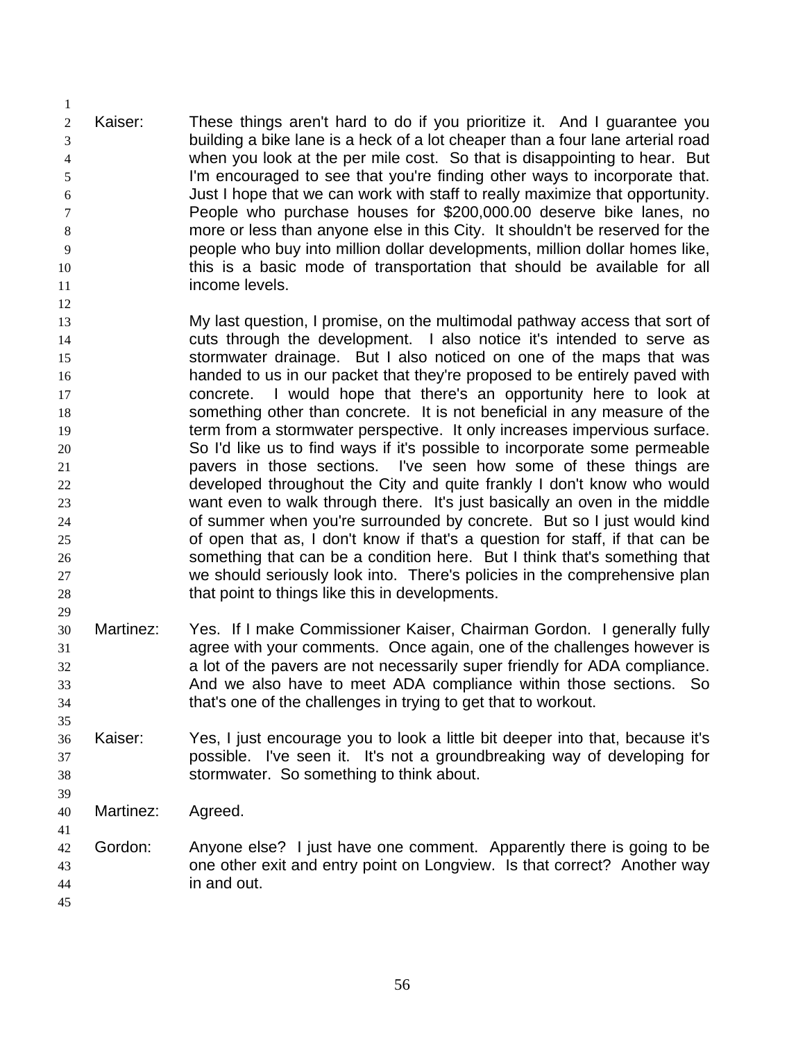Kaiser: These things aren't hard to do if you prioritize it. And I guarantee you building a bike lane is a heck of a lot cheaper than a four lane arterial road when you look at the per mile cost. So that is disappointing to hear. But I'm encouraged to see that you're finding other ways to incorporate that. Just I hope that we can work with staff to really maximize that opportunity. People who purchase houses for $200,000.00 deserve bike lanes, no more or less than anyone else in this City. It shouldn't be reserved for the people who buy into million dollar developments, million dollar homes like, this is a basic mode of transportation that should be available for all income levels.

My last question, I promise, on the multimodal pathway access that sort of cuts through the development. I also notice it's intended to serve as stormwater drainage. But I also noticed on one of the maps that was handed to us in our packet that they're proposed to be entirely paved with concrete. I would hope that there's an opportunity here to look at something other than concrete. It is not beneficial in any measure of the term from a stormwater perspective. It only increases impervious surface. So I'd like us to find ways if it's possible to incorporate some permeable pavers in those sections. I've seen how some of these things are developed throughout the City and quite frankly I don't know who would want even to walk through there. It's just basically an oven in the middle of summer when you're surrounded by concrete. But so I just would kind of open that as, I don't know if that's a question for staff, if that can be something that can be a condition here. But I think that's something that we should seriously look into. There's policies in the comprehensive plan that point to things like this in developments.

Martinez: Yes. If I make Commissioner Kaiser, Chairman Gordon. I generally fully agree with your comments. Once again, one of the challenges however is a lot of the pavers are not necessarily super friendly for ADA compliance. And we also have to meet ADA compliance within those sections. So that's one of the challenges in trying to get that to workout.

Kaiser: Yes, I just encourage you to look a little bit deeper into that, because it's possible. I've seen it. It's not a groundbreaking way of developing for stormwater. So something to think about.

Martinez: Agreed.

Gordon: Anyone else? I just have one comment. Apparently there is going to be one other exit and entry point on Longview. Is that correct? Another way in and out.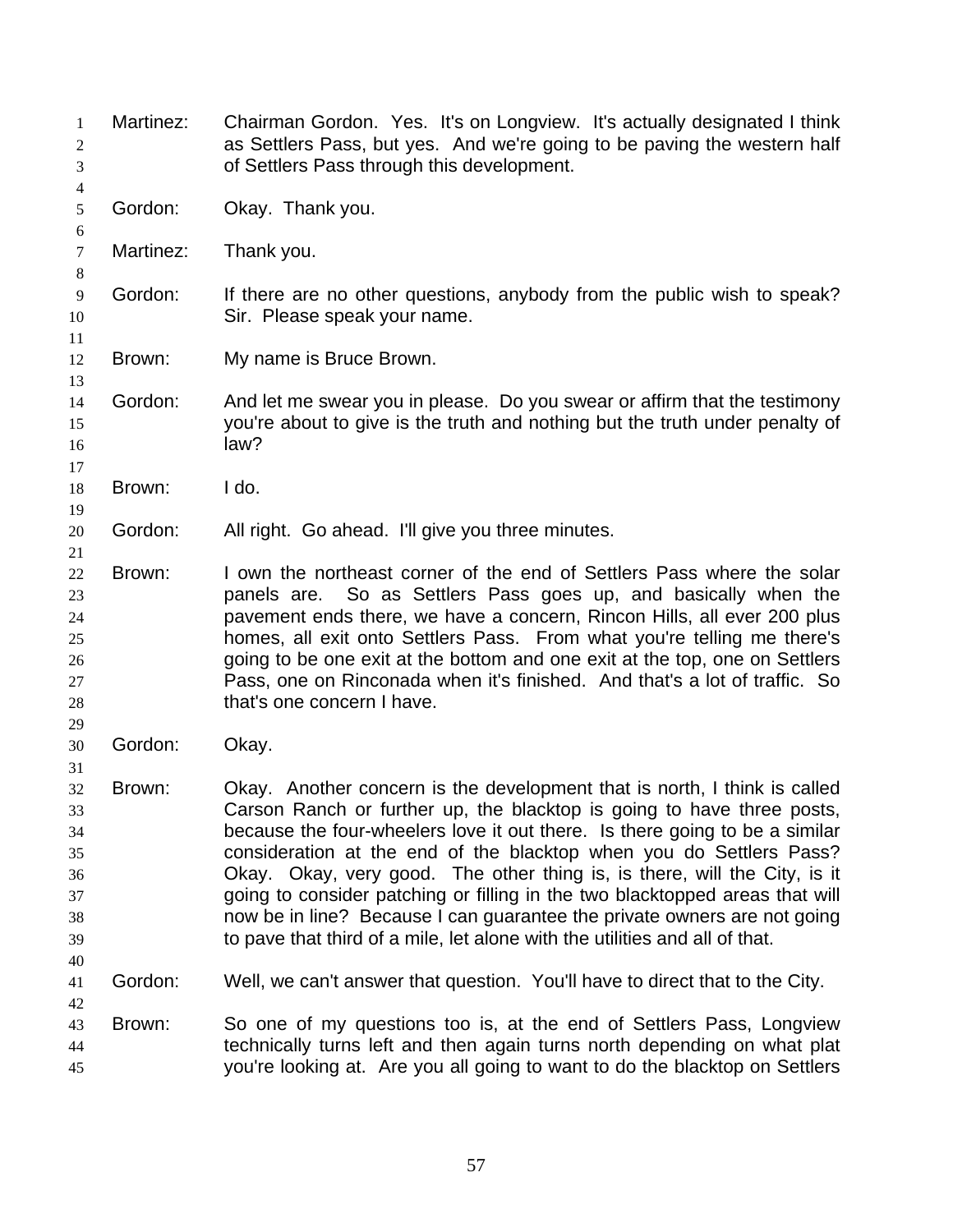Martinez: Chairman Gordon. Yes. It's on Longview. It's actually designated I think as Settlers Pass, but yes. And we're going to be paving the western half of Settlers Pass through this development.

Gordon: Okay. Thank you.

Martinez: Thank you.

Gordon: If there are no other questions, anybody from the public wish to speak? Sir. Please speak your name.

Brown: My name is Bruce Brown.

Gordon: And let me swear you in please. Do you swear or affirm that the testimony you're about to give is the truth and nothing but the truth under penalty of law?

Brown: I do.

Gordon: All right. Go ahead. I'll give you three minutes.

Brown: I own the northeast corner of the end of Settlers Pass where the solar panels are. So as Settlers Pass goes up, and basically when the pavement ends there, we have a concern, Rincon Hills, all ever 200 plus homes, all exit onto Settlers Pass. From what you're telling me there's going to be one exit at the bottom and one exit at the top, one on Settlers Pass, one on Rinconada when it's finished. And that's a lot of traffic. So that's one concern I have.

Gordon: Okay.

Brown: Okay. Another concern is the development that is north, I think is called Carson Ranch or further up, the blacktop is going to have three posts, because the four-wheelers love it out there. Is there going to be a similar consideration at the end of the blacktop when you do Settlers Pass? Okay. Okay, very good. The other thing is, is there, will the City, is it going to consider patching or filling in the two blacktopped areas that will now be in line? Because I can guarantee the private owners are not going to pave that third of a mile, let alone with the utilities and all of that.

Gordon: Well, we can't answer that question. You'll have to direct that to the City.

Brown: So one of my questions too is, at the end of Settlers Pass, Longview technically turns left and then again turns north depending on what plat you're looking at. Are you all going to want to do the blacktop on Settlers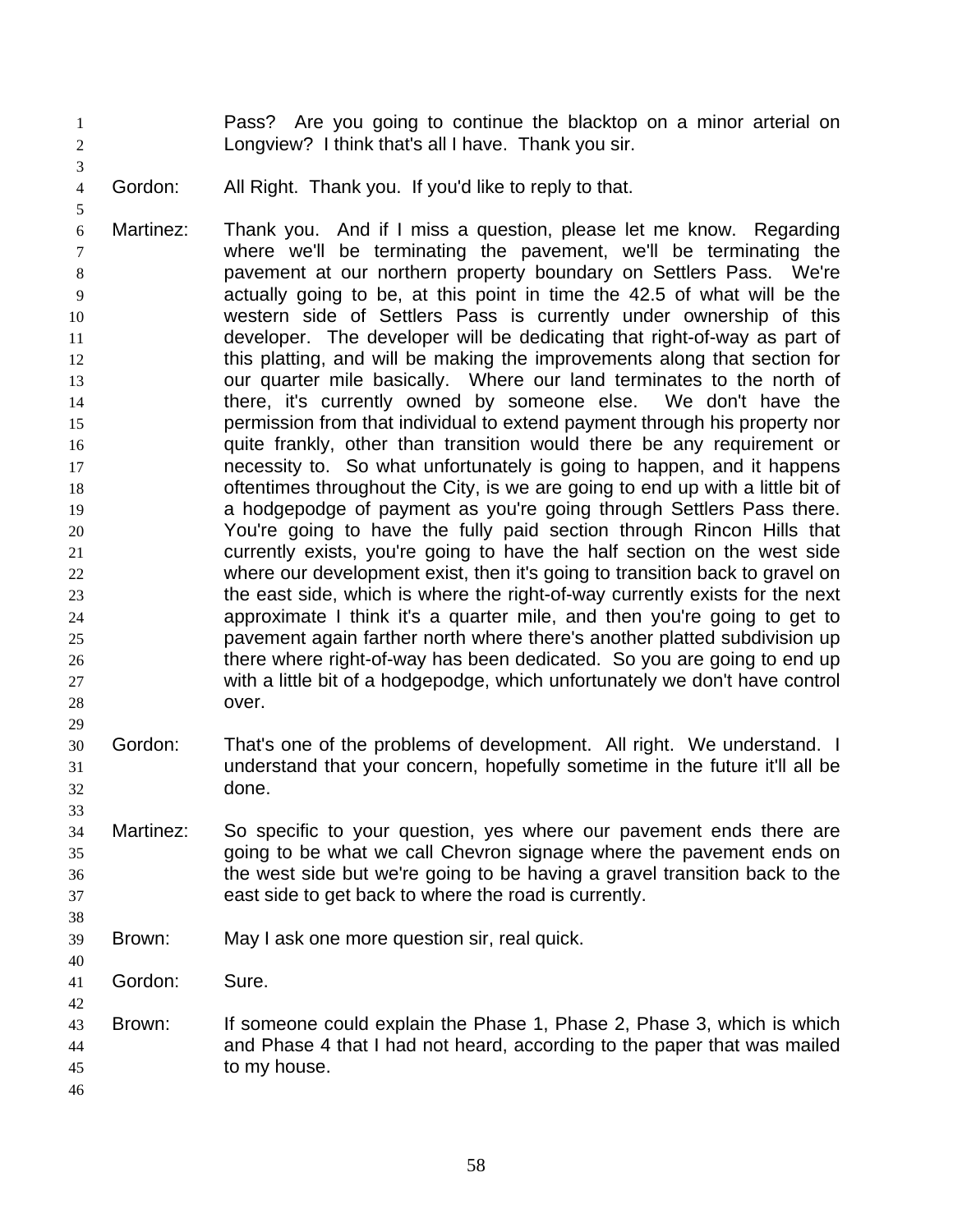Pass? Are you going to continue the blacktop on a minor arterial on Longview? I think that's all I have. Thank you sir.

Gordon: All Right. Thank you. If you'd like to reply to that.

Martinez: Thank you. And if I miss a question, please let me know. Regarding where we'll be terminating the pavement, we'll be terminating the pavement at our northern property boundary on Settlers Pass. We're actually going to be, at this point in time the 42.5 of what will be the western side of Settlers Pass is currently under ownership of this developer. The developer will be dedicating that right-of-way as part of this platting, and will be making the improvements along that section for our quarter mile basically. Where our land terminates to the north of there, it's currently owned by someone else. We don't have the permission from that individual to extend payment through his property nor quite frankly, other than transition would there be any requirement or necessity to. So what unfortunately is going to happen, and it happens oftentimes throughout the City, is we are going to end up with a little bit of a hodgepodge of payment as you're going through Settlers Pass there. You're going to have the fully paid section through Rincon Hills that currently exists, you're going to have the half section on the west side where our development exist, then it's going to transition back to gravel on the east side, which is where the right-of-way currently exists for the next approximate I think it's a quarter mile, and then you're going to get to pavement again farther north where there's another platted subdivision up there where right-of-way has been dedicated. So you are going to end up with a little bit of a hodgepodge, which unfortunately we don't have control over.

Gordon: That's one of the problems of development. All right. We understand. I understand that your concern, hopefully sometime in the future it'll all be done.

Martinez: So specific to your question, yes where our pavement ends there are going to be what we call Chevron signage where the pavement ends on the west side but we're going to be having a gravel transition back to the east side to get back to where the road is currently.

Brown: May I ask one more question sir, real quick.

Gordon: Sure.

Brown: If someone could explain the Phase 1, Phase 2, Phase 3, which is which and Phase 4 that I had not heard, according to the paper that was mailed to my house.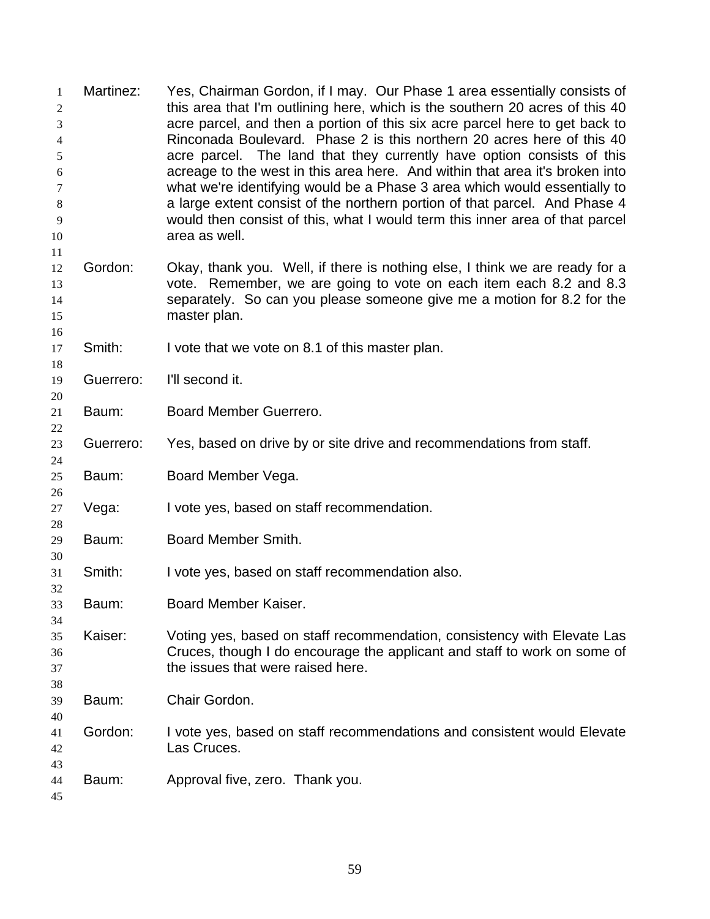Martinez: Yes, Chairman Gordon, if I may. Our Phase 1 area essentially consists of this area that I'm outlining here, which is the southern 20 acres of this 40 acre parcel, and then a portion of this six acre parcel here to get back to Rinconada Boulevard. Phase 2 is this northern 20 acres here of this 40 acre parcel. The land that they currently have option consists of this acreage to the west in this area here. And within that area it's broken into what we're identifying would be a Phase 3 area which would essentially to a large extent consist of the northern portion of that parcel. And Phase 4 would then consist of this, what I would term this inner area of that parcel area as well.

Gordon: Okay, thank you. Well, if there is nothing else, I think we are ready for a vote. Remember, we are going to vote on each item each 8.2 and 8.3 separately. So can you please someone give me a motion for 8.2 for the master plan.

Smith: I vote that we vote on 8.1 of this master plan.

Guerrero: I'll second it.

Baum: Board Member Guerrero.

Guerrero: Yes, based on drive by or site drive and recommendations from staff.

Baum: Board Member Vega.

Vega: I vote yes, based on staff recommendation.

Baum: Board Member Smith.

Smith: I vote yes, based on staff recommendation also.

Baum: Board Member Kaiser.

Kaiser: Voting yes, based on staff recommendation, consistency with Elevate Las Cruces, though I do encourage the applicant and staff to work on some of the issues that were raised here.

Baum: Chair Gordon.

Gordon: I vote yes, based on staff recommendations and consistent would Elevate Las Cruces.

Baum: Approval five, zero. Thank you.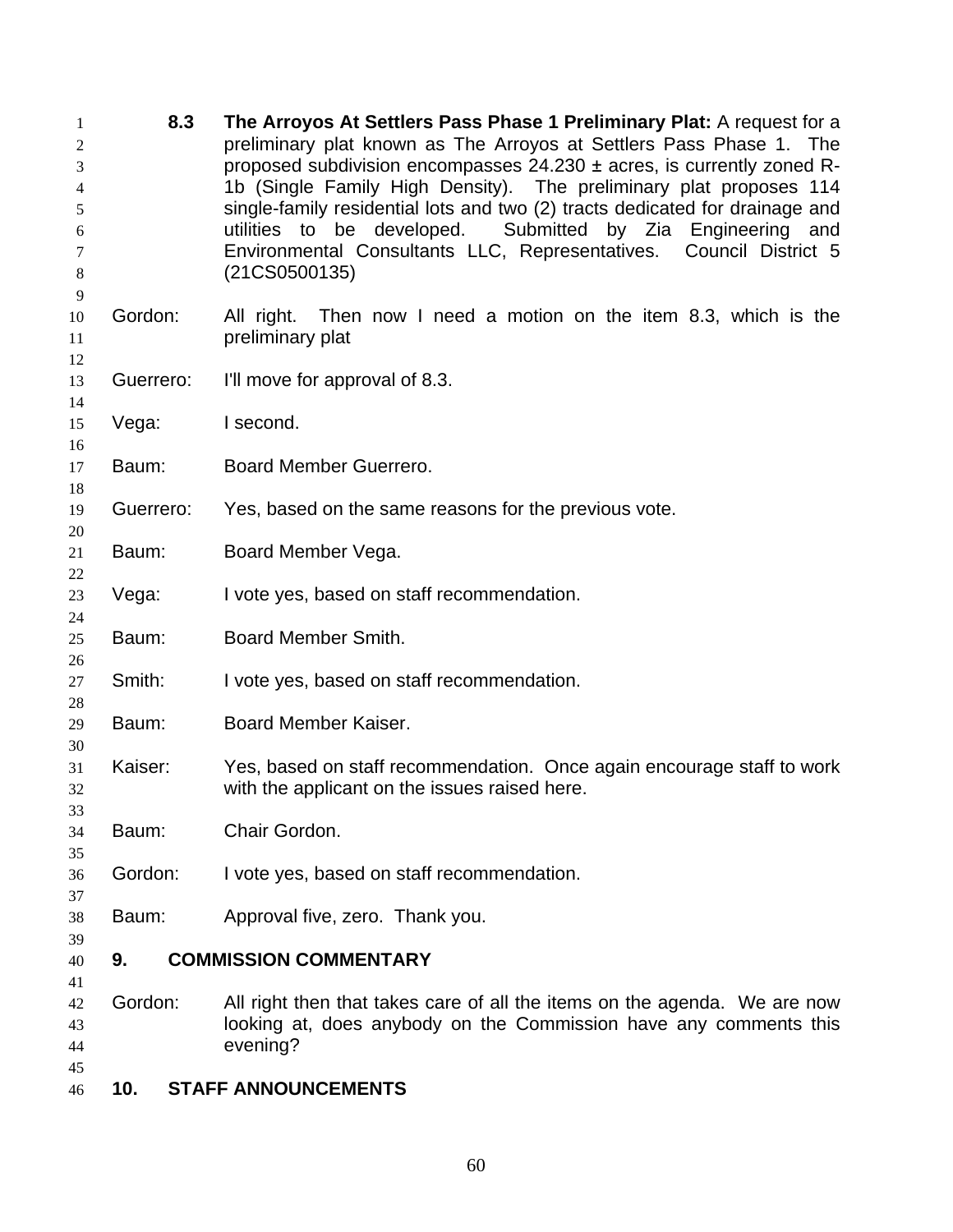**8.3 The Arroyos At Settlers Pass Phase 1 Preliminary Plat:** A request for a preliminary plat known as The Arroyos at Settlers Pass Phase 1. The proposed subdivision encompasses 24.230 ± acres, is currently zoned R-1b (Single Family High Density). The preliminary plat proposes 114 single-family residential lots and two (2) tracts dedicated for drainage and utilities to be developed. Submitted by Zia Engineering and Environmental Consultants LLC, Representatives. Council District 5 (21CS0500135)

Gordon: All right. Then now I need a motion on the item 8.3, which is the preliminary plat

Guerrero: I'll move for approval of 8.3.

Vega: I second.

Baum: Board Member Guerrero.

Guerrero: Yes, based on the same reasons for the previous vote.

Baum: Board Member Vega.

Vega: I vote yes, based on staff recommendation.

Baum: Board Member Smith.

Smith: I vote yes, based on staff recommendation.

Baum: Board Member Kaiser.

Kaiser: Yes, based on staff recommendation. Once again encourage staff to work with the applicant on the issues raised here.

Baum: Chair Gordon.

Gordon: I vote yes, based on staff recommendation.

Baum: Approval five, zero. Thank you.

## 9. COMMISSION COMMENTARY

Gordon: All right then that takes care of all the items on the agenda. We are now looking at, does anybody on the Commission have any comments this evening?

## 10. STAFF ANNOUNCEMENTS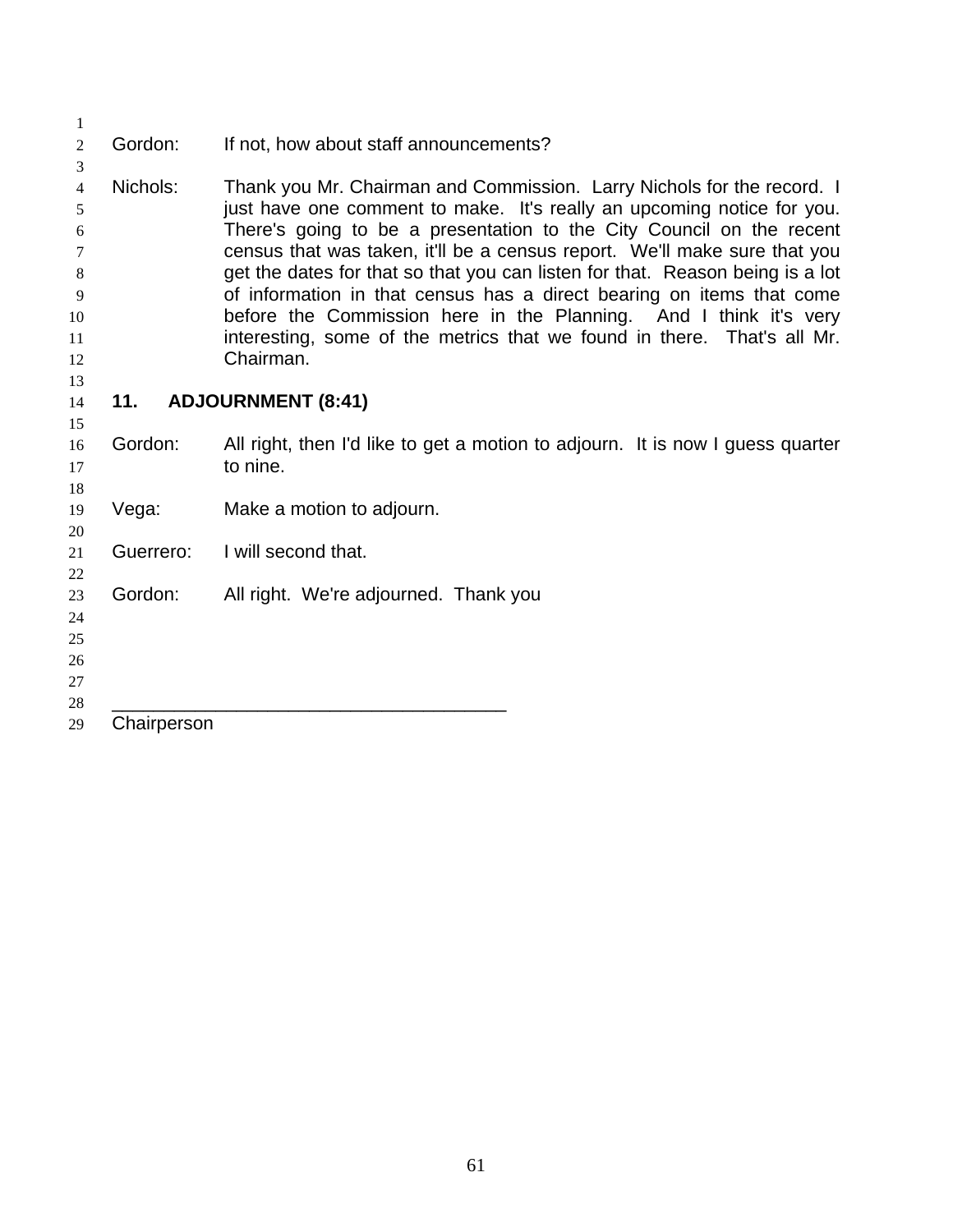Gordon: If not, how about staff announcements?

Nichols: Thank you Mr. Chairman and Commission. Larry Nichols for the record. I just have one comment to make. It's really an upcoming notice for you. There's going to be a presentation to the City Council on the recent census that was taken, it'll be a census report. We'll make sure that you get the dates for that so that you can listen for that. Reason being is a lot of information in that census has a direct bearing on items that come before the Commission here in the Planning. And I think it's very interesting, some of the metrics that we found in there. That's all Mr. Chairman.

## 11. ADJOURNMENT (8:41)

Gordon: All right, then I'd like to get a motion to adjourn. It is now I guess quarter to nine.

Vega: Make a motion to adjourn.

Guerrero: I will second that.

Gordon: All right. We're adjourned. Thank you

_____________________________________
Chairperson